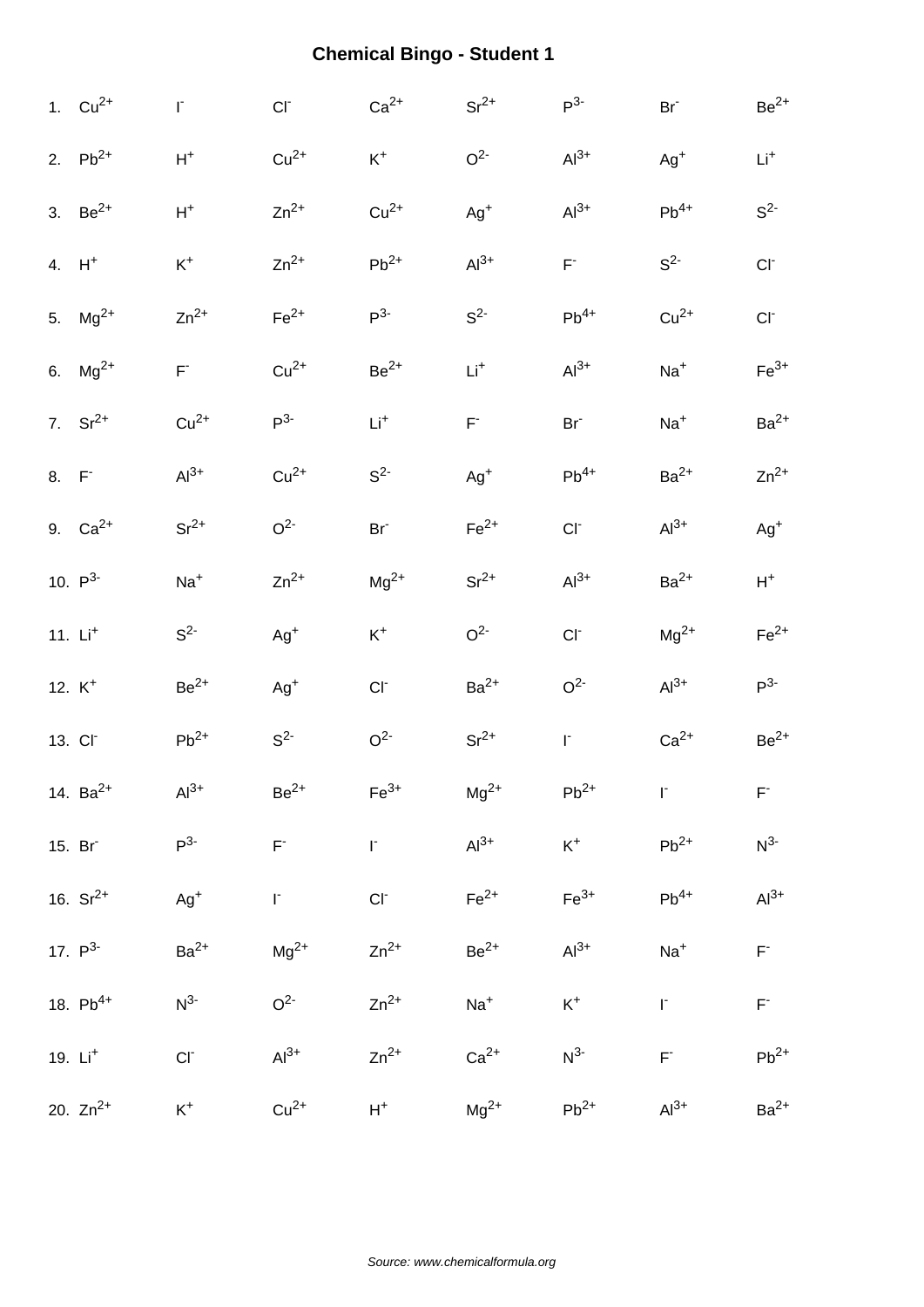# Chemical Bingo - Student 1

| | | | | | | | |
|---|---|---|---|---|---|---|---|
| 1. $Cu^{2+}$ | $I^-$ | $Cl^-$ | $Ca^{2+}$ | $Sr^{2+}$ | $P^{3-}$ | $Br^-$ | $Be^{2+}$ |
| 2. $Pb^{2+}$ | $H^+$ | $Cu^{2+}$ | $K^+$ | $O^{2-}$ | $Al^{3+}$ | $Ag^+$ | $Li^+$ |
| 3. $Be^{2+}$ | $H^+$ | $Zn^{2+}$ | $Cu^{2+}$ | $Ag^+$ | $Al^{3+}$ | $Pb^{4+}$ | $S^{2-}$ |
| 4. $H^+$ | $K^+$ | $Zn^{2+}$ | $Pb^{2+}$ | $Al^{3+}$ | $F^-$ | $S^{2-}$ | $Cl^-$ |
| 5. $Mg^{2+}$ | $Zn^{2+}$ | $Fe^{2+}$ | $P^{3-}$ | $S^{2-}$ | $Pb^{4+}$ | $Cu^{2+}$ | $Cl^-$ |
| 6. $Mg^{2+}$ | $F^-$ | $Cu^{2+}$ | $Be^{2+}$ | $Li^+$ | $Al^{3+}$ | $Na^+$ | $Fe^{3+}$ |
| 7. $Sr^{2+}$ | $Cu^{2+}$ | $P^{3-}$ | $Li^+$ | $F^-$ | $Br^-$ | $Na^+$ | $Ba^{2+}$ |
| 8. $F^-$ | $Al^{3+}$ | $Cu^{2+}$ | $S^{2-}$ | $Ag^+$ | $Pb^{4+}$ | $Ba^{2+}$ | $Zn^{2+}$ |
| 9. $Ca^{2+}$ | $Sr^{2+}$ | $O^{2-}$ | $Br^-$ | $Fe^{2+}$ | $Cl^-$ | $Al^{3+}$ | $Ag^+$ |
| 10. $P^{3-}$ | $Na^+$ | $Zn^{2+}$ | $Mg^{2+}$ | $Sr^{2+}$ | $Al^{3+}$ | $Ba^{2+}$ | $H^+$ |
| 11. $Li^+$ | $S^{2-}$ | $Ag^+$ | $K^+$ | $O^{2-}$ | $Cl^-$ | $Mg^{2+}$ | $Fe^{2+}$ |
| 12. $K^+$ | $Be^{2+}$ | $Ag^+$ | $Cl^-$ | $Ba^{2+}$ | $O^{2-}$ | $Al^{3+}$ | $P^{3-}$ |
| 13. $Cl^-$ | $Pb^{2+}$ | $S^{2-}$ | $O^{2-}$ | $Sr^{2+}$ | $I^-$ | $Ca^{2+}$ | $Be^{2+}$ |
| 14. $Ba^{2+}$ | $Al^{3+}$ | $Be^{2+}$ | $Fe^{3+}$ | $Mg^{2+}$ | $Pb^{2+}$ | $I^-$ | $F^-$ |
| 15. $Br^-$ | $P^{3-}$ | $F^-$ | $I^-$ | $Al^{3+}$ | $K^+$ | $Pb^{2+}$ | $N^{3-}$ |
| 16. $Sr^{2+}$ | $Ag^+$ | $I^-$ | $Cl^-$ | $Fe^{2+}$ | $Fe^{3+}$ | $Pb^{4+}$ | $Al^{3+}$ |
| 17. $P^{3-}$ | $Ba^{2+}$ | $Mg^{2+}$ | $Zn^{2+}$ | $Be^{2+}$ | $Al^{3+}$ | $Na^+$ | $F^-$ |
| 18. $Pb^{4+}$ | $N^{3-}$ | $O^{2-}$ | $Zn^{2+}$ | $Na^+$ | $K^+$ | $I^-$ | $F^-$ |
| 19. $Li^+$ | $Cl^-$ | $Al^{3+}$ | $Zn^{2+}$ | $Ca^{2+}$ | $N^{3-}$ | $F^-$ | $Pb^{2+}$ |
| 20. $Zn^{2+}$ | $K^+$ | $Cu^{2+}$ | $H^+$ | $Mg^{2+}$ | $Pb^{2+}$ | $Al^{3+}$ | $Ba^{2+}$ |

*Source: www.chemicalformula.org*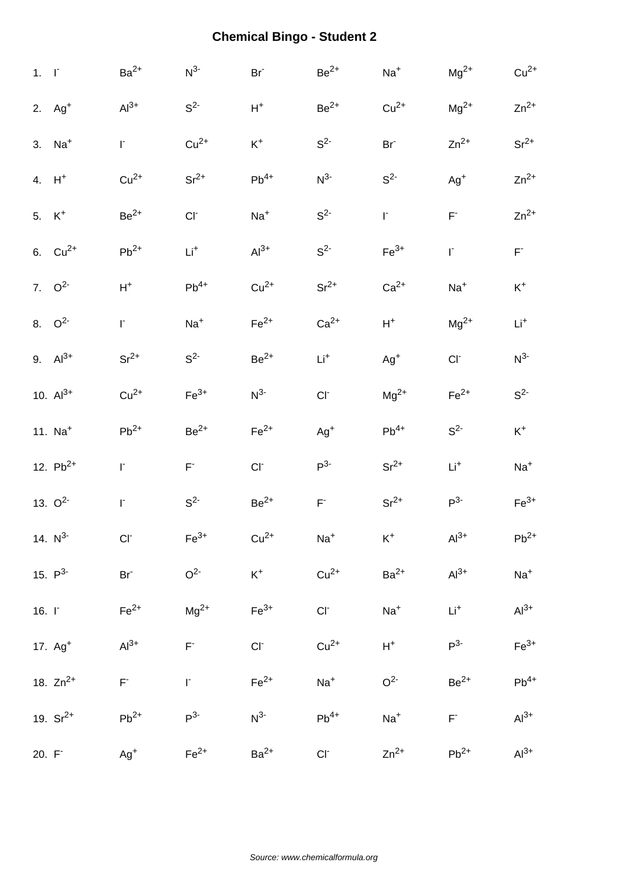# Chemical Bingo - Student 2

| | | | | | | | | |
|---|---|---|---|---|---|---|---|---|
| 1. | $I^-$ | $Ba^{2+}$ | $N^{3-}$ | $Br^-$ | $Be^{2+}$ | $Na^+$ | $Mg^{2+}$ | $Cu^{2+}$ |
| 2. | $Ag^+$ | $Al^{3+}$ | $S^{2-}$ | $H^+$ | $Be^{2+}$ | $Cu^{2+}$ | $Mg^{2+}$ | $Zn^{2+}$ |
| 3. | $Na^+$ | $I^-$ | $Cu^{2+}$ | $K^+$ | $S^{2-}$ | $Br^-$ | $Zn^{2+}$ | $Sr^{2+}$ |
| 4. | $H^+$ | $Cu^{2+}$ | $Sr^{2+}$ | $Pb^{4+}$ | $N^{3-}$ | $S^{2-}$ | $Ag^+$ | $Zn^{2+}$ |
| 5. | $K^+$ | $Be^{2+}$ | $Cl^-$ | $Na^+$ | $S^{2-}$ | $I^-$ | $F^-$ | $Zn^{2+}$ |
| 6. | $Cu^{2+}$ | $Pb^{2+}$ | $Li^+$ | $Al^{3+}$ | $S^{2-}$ | $Fe^{3+}$ | $I^-$ | $F^-$ |
| 7. | $O^{2-}$ | $H^+$ | $Pb^{4+}$ | $Cu^{2+}$ | $Sr^{2+}$ | $Ca^{2+}$ | $Na^+$ | $K^+$ |
| 8. | $O^{2-}$ | $I^-$ | $Na^+$ | $Fe^{2+}$ | $Ca^{2+}$ | $H^+$ | $Mg^{2+}$ | $Li^+$ |
| 9. | $Al^{3+}$ | $Sr^{2+}$ | $S^{2-}$ | $Be^{2+}$ | $Li^+$ | $Ag^+$ | $Cl^-$ | $N^{3-}$ |
| 10. | $Al^{3+}$ | $Cu^{2+}$ | $Fe^{3+}$ | $N^{3-}$ | $Cl^-$ | $Mg^{2+}$ | $Fe^{2+}$ | $S^{2-}$ |
| 11. | $Na^+$ | $Pb^{2+}$ | $Be^{2+}$ | $Fe^{2+}$ | $Ag^+$ | $Pb^{4+}$ | $S^{2-}$ | $K^+$ |
| 12. | $Pb^{2+}$ | $I^-$ | $F^-$ | $Cl^-$ | $P^{3-}$ | $Sr^{2+}$ | $Li^+$ | $Na^+$ |
| 13. | $O^{2-}$ | $I^-$ | $S^{2-}$ | $Be^{2+}$ | $F^-$ | $Sr^{2+}$ | $P^{3-}$ | $Fe^{3+}$ |
| 14. | $N^{3-}$ | $Cl^-$ | $Fe^{3+}$ | $Cu^{2+}$ | $Na^+$ | $K^+$ | $Al^{3+}$ | $Pb^{2+}$ |
| 15. | $P^{3-}$ | $Br^-$ | $O^{2-}$ | $K^+$ | $Cu^{2+}$ | $Ba^{2+}$ | $Al^{3+}$ | $Na^+$ |
| 16. | $I^-$ | $Fe^{2+}$ | $Mg^{2+}$ | $Fe^{3+}$ | $Cl^-$ | $Na^+$ | $Li^+$ | $Al^{3+}$ |
| 17. | $Ag^+$ | $Al^{3+}$ | $F^-$ | $Cl^-$ | $Cu^{2+}$ | $H^+$ | $P^{3-}$ | $Fe^{3+}$ |
| 18. | $Zn^{2+}$ | $F^-$ | $I^-$ | $Fe^{2+}$ | $Na^+$ | $O^{2-}$ | $Be^{2+}$ | $Pb^{4+}$ |
| 19. | $Sr^{2+}$ | $Pb^{2+}$ | $P^{3-}$ | $N^{3-}$ | $Pb^{4+}$ | $Na^+$ | $F^-$ | $Al^{3+}$ |
| 20. | $F^-$ | $Ag^+$ | $Fe^{2+}$ | $Ba^{2+}$ | $Cl^-$ | $Zn^{2+}$ | $Pb^{2+}$ | $Al^{3+}$ |

*Source: www.chemicalformula.org*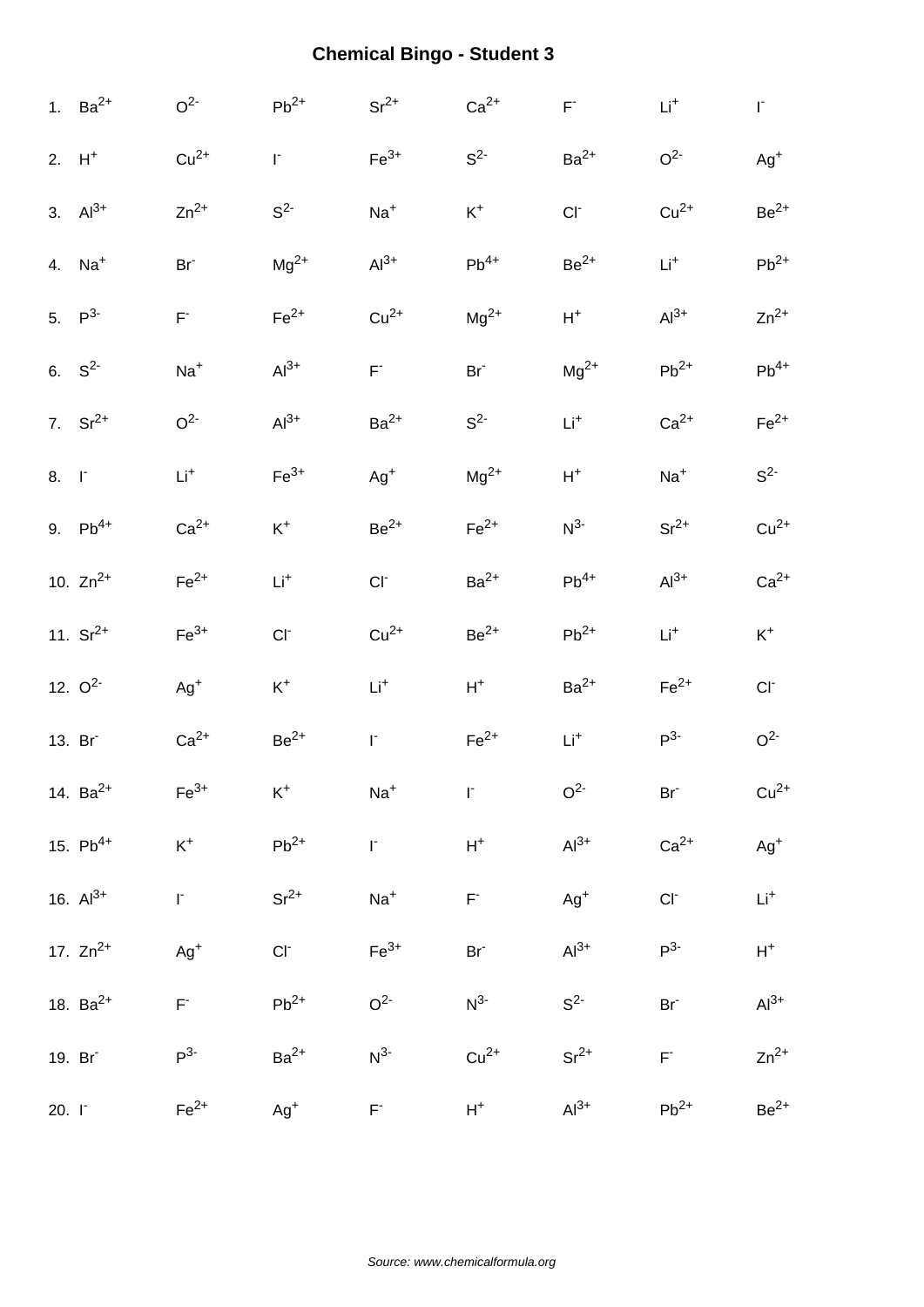# Chemical Bingo - Student 3

| | | | | | | | | |
|---|---|---|---|---|---|---|---|---|
| 1. | $Ba^{2+}$ | $O^{2-}$ | $Pb^{2+}$ | $Sr^{2+}$ | $Ca^{2+}$ | $F^{-}$ | $Li^{+}$ | $I^{-}$ |
| 2. | $H^{+}$ | $Cu^{2+}$ | $I^{-}$ | $Fe^{3+}$ | $S^{2-}$ | $Ba^{2+}$ | $O^{2-}$ | $Ag^{+}$ |
| 3. | $Al^{3+}$ | $Zn^{2+}$ | $S^{2-}$ | $Na^{+}$ | $K^{+}$ | $Cl^{-}$ | $Cu^{2+}$ | $Be^{2+}$ |
| 4. | $Na^{+}$ | $Br^{-}$ | $Mg^{2+}$ | $Al^{3+}$ | $Pb^{4+}$ | $Be^{2+}$ | $Li^{+}$ | $Pb^{2+}$ |
| 5. | $P^{3-}$ | $F^{-}$ | $Fe^{2+}$ | $Cu^{2+}$ | $Mg^{2+}$ | $H^{+}$ | $Al^{3+}$ | $Zn^{2+}$ |
| 6. | $S^{2-}$ | $Na^{+}$ | $Al^{3+}$ | $F^{-}$ | $Br^{-}$ | $Mg^{2+}$ | $Pb^{2+}$ | $Pb^{4+}$ |
| 7. | $Sr^{2+}$ | $O^{2-}$ | $Al^{3+}$ | $Ba^{2+}$ | $S^{2-}$ | $Li^{+}$ | $Ca^{2+}$ | $Fe^{2+}$ |
| 8. | $I^{-}$ | $Li^{+}$ | $Fe^{3+}$ | $Ag^{+}$ | $Mg^{2+}$ | $H^{+}$ | $Na^{+}$ | $S^{2-}$ |
| 9. | $Pb^{4+}$ | $Ca^{2+}$ | $K^{+}$ | $Be^{2+}$ | $Fe^{2+}$ | $N^{3-}$ | $Sr^{2+}$ | $Cu^{2+}$ |
| 10. | $Zn^{2+}$ | $Fe^{2+}$ | $Li^{+}$ | $Cl^{-}$ | $Ba^{2+}$ | $Pb^{4+}$ | $Al^{3+}$ | $Ca^{2+}$ |
| 11. | $Sr^{2+}$ | $Fe^{3+}$ | $Cl^{-}$ | $Cu^{2+}$ | $Be^{2+}$ | $Pb^{2+}$ | $Li^{+}$ | $K^{+}$ |
| 12. | $O^{2-}$ | $Ag^{+}$ | $K^{+}$ | $Li^{+}$ | $H^{+}$ | $Ba^{2+}$ | $Fe^{2+}$ | $Cl^{-}$ |
| 13. | $Br^{-}$ | $Ca^{2+}$ | $Be^{2+}$ | $I^{-}$ | $Fe^{2+}$ | $Li^{+}$ | $P^{3-}$ | $O^{2-}$ |
| 14. | $Ba^{2+}$ | $Fe^{3+}$ | $K^{+}$ | $Na^{+}$ | $I^{-}$ | $O^{2-}$ | $Br^{-}$ | $Cu^{2+}$ |
| 15. | $Pb^{4+}$ | $K^{+}$ | $Pb^{2+}$ | $I^{-}$ | $H^{+}$ | $Al^{3+}$ | $Ca^{2+}$ | $Ag^{+}$ |
| 16. | $Al^{3+}$ | $I^{-}$ | $Sr^{2+}$ | $Na^{+}$ | $F^{-}$ | $Ag^{+}$ | $Cl^{-}$ | $Li^{+}$ |
| 17. | $Zn^{2+}$ | $Ag^{+}$ | $Cl^{-}$ | $Fe^{3+}$ | $Br^{-}$ | $Al^{3+}$ | $P^{3-}$ | $H^{+}$ |
| 18. | $Ba^{2+}$ | $F^{-}$ | $Pb^{2+}$ | $O^{2-}$ | $N^{3-}$ | $S^{2-}$ | $Br^{-}$ | $Al^{3+}$ |
| 19. | $Br^{-}$ | $P^{3-}$ | $Ba^{2+}$ | $N^{3-}$ | $Cu^{2+}$ | $Sr^{2+}$ | $F^{-}$ | $Zn^{2+}$ |
| 20. | $I^{-}$ | $Fe^{2+}$ | $Ag^{+}$ | $F^{-}$ | $H^{+}$ | $Al^{3+}$ | $Pb^{2+}$ | $Be^{2+}$ |

*Source: www.chemicalformula.org*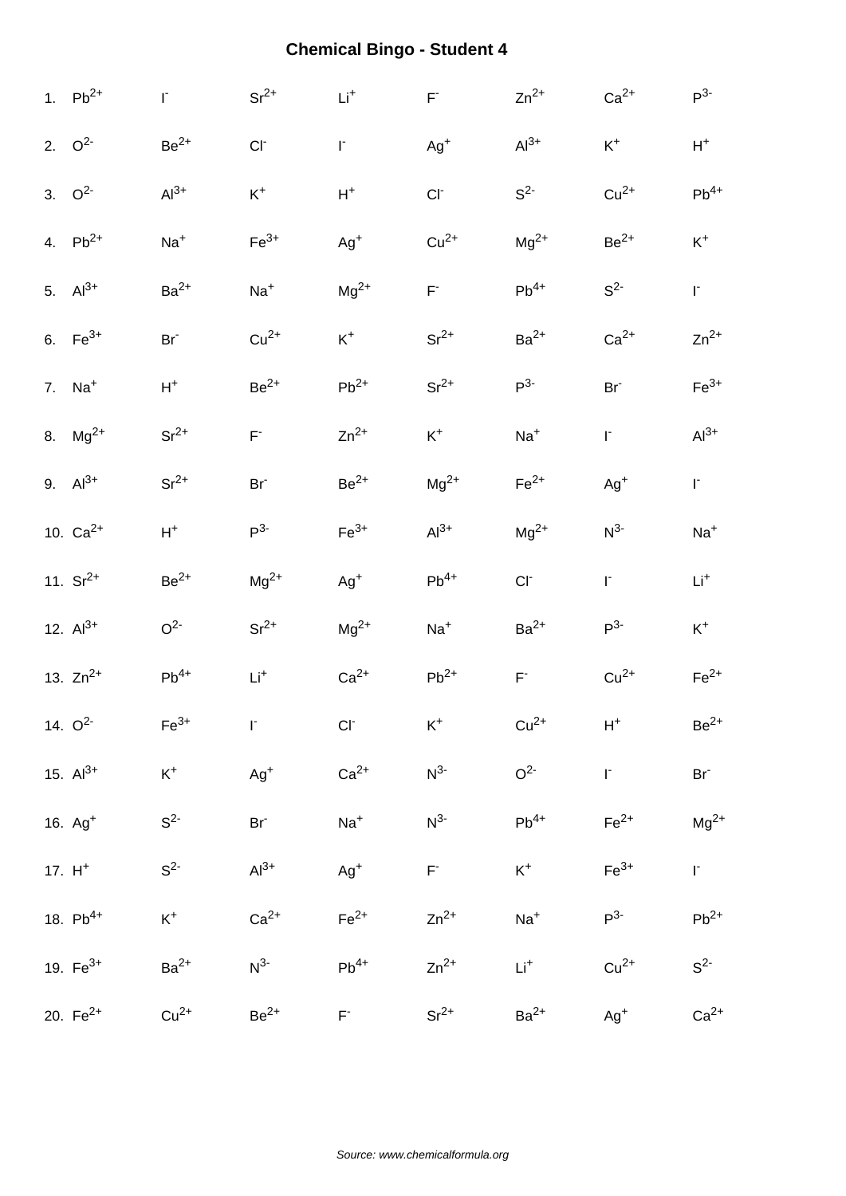# Chemical Bingo - Student 4

| | | | | | | | | |
|---|---|---|---|---|---|---|---|---|
| 1. | $Pb^{2+}$ | $I^{-}$ | $Sr^{2+}$ | $Li^{+}$ | $F^{-}$ | $Zn^{2+}$ | $Ca^{2+}$ | $P^{3-}$ |
| 2. | $O^{2-}$ | $Be^{2+}$ | $Cl^{-}$ | $I^{-}$ | $Ag^{+}$ | $Al^{3+}$ | $K^{+}$ | $H^{+}$ |
| 3. | $O^{2-}$ | $Al^{3+}$ | $K^{+}$ | $H^{+}$ | $Cl^{-}$ | $S^{2-}$ | $Cu^{2+}$ | $Pb^{4+}$ |
| 4. | $Pb^{2+}$ | $Na^{+}$ | $Fe^{3+}$ | $Ag^{+}$ | $Cu^{2+}$ | $Mg^{2+}$ | $Be^{2+}$ | $K^{+}$ |
| 5. | $Al^{3+}$ | $Ba^{2+}$ | $Na^{+}$ | $Mg^{2+}$ | $F^{-}$ | $Pb^{4+}$ | $S^{2-}$ | $I^{-}$ |
| 6. | $Fe^{3+}$ | $Br^{-}$ | $Cu^{2+}$ | $K^{+}$ | $Sr^{2+}$ | $Ba^{2+}$ | $Ca^{2+}$ | $Zn^{2+}$ |
| 7. | $Na^{+}$ | $H^{+}$ | $Be^{2+}$ | $Pb^{2+}$ | $Sr^{2+}$ | $P^{3-}$ | $Br^{-}$ | $Fe^{3+}$ |
| 8. | $Mg^{2+}$ | $Sr^{2+}$ | $F^{-}$ | $Zn^{2+}$ | $K^{+}$ | $Na^{+}$ | $I^{-}$ | $Al^{3+}$ |
| 9. | $Al^{3+}$ | $Sr^{2+}$ | $Br^{-}$ | $Be^{2+}$ | $Mg^{2+}$ | $Fe^{2+}$ | $Ag^{+}$ | $I^{-}$ |
| 10. | $Ca^{2+}$ | $H^{+}$ | $P^{3-}$ | $Fe^{3+}$ | $Al^{3+}$ | $Mg^{2+}$ | $N^{3-}$ | $Na^{+}$ |
| 11. | $Sr^{2+}$ | $Be^{2+}$ | $Mg^{2+}$ | $Ag^{+}$ | $Pb^{4+}$ | $Cl^{-}$ | $I^{-}$ | $Li^{+}$ |
| 12. | $Al^{3+}$ | $O^{2-}$ | $Sr^{2+}$ | $Mg^{2+}$ | $Na^{+}$ | $Ba^{2+}$ | $P^{3-}$ | $K^{+}$ |
| 13. | $Zn^{2+}$ | $Pb^{4+}$ | $Li^{+}$ | $Ca^{2+}$ | $Pb^{2+}$ | $F^{-}$ | $Cu^{2+}$ | $Fe^{2+}$ |
| 14. | $O^{2-}$ | $Fe^{3+}$ | $I^{-}$ | $Cl^{-}$ | $K^{+}$ | $Cu^{2+}$ | $H^{+}$ | $Be^{2+}$ |
| 15. | $Al^{3+}$ | $K^{+}$ | $Ag^{+}$ | $Ca^{2+}$ | $N^{3-}$ | $O^{2-}$ | $I^{-}$ | $Br^{-}$ |
| 16. | $Ag^{+}$ | $S^{2-}$ | $Br^{-}$ | $Na^{+}$ | $N^{3-}$ | $Pb^{4+}$ | $Fe^{2+}$ | $Mg^{2+}$ |
| 17. | $H^{+}$ | $S^{2-}$ | $Al^{3+}$ | $Ag^{+}$ | $F^{-}$ | $K^{+}$ | $Fe^{3+}$ | $I^{-}$ |
| 18. | $Pb^{4+}$ | $K^{+}$ | $Ca^{2+}$ | $Fe^{2+}$ | $Zn^{2+}$ | $Na^{+}$ | $P^{3-}$ | $Pb^{2+}$ |
| 19. | $Fe^{3+}$ | $Ba^{2+}$ | $N^{3-}$ | $Pb^{4+}$ | $Zn^{2+}$ | $Li^{+}$ | $Cu^{2+}$ | $S^{2-}$ |
| 20. | $Fe^{2+}$ | $Cu^{2+}$ | $Be^{2+}$ | $F^{-}$ | $Sr^{2+}$ | $Ba^{2+}$ | $Ag^{+}$ | $Ca^{2+}$ |

*Source: www.chemicalformula.org*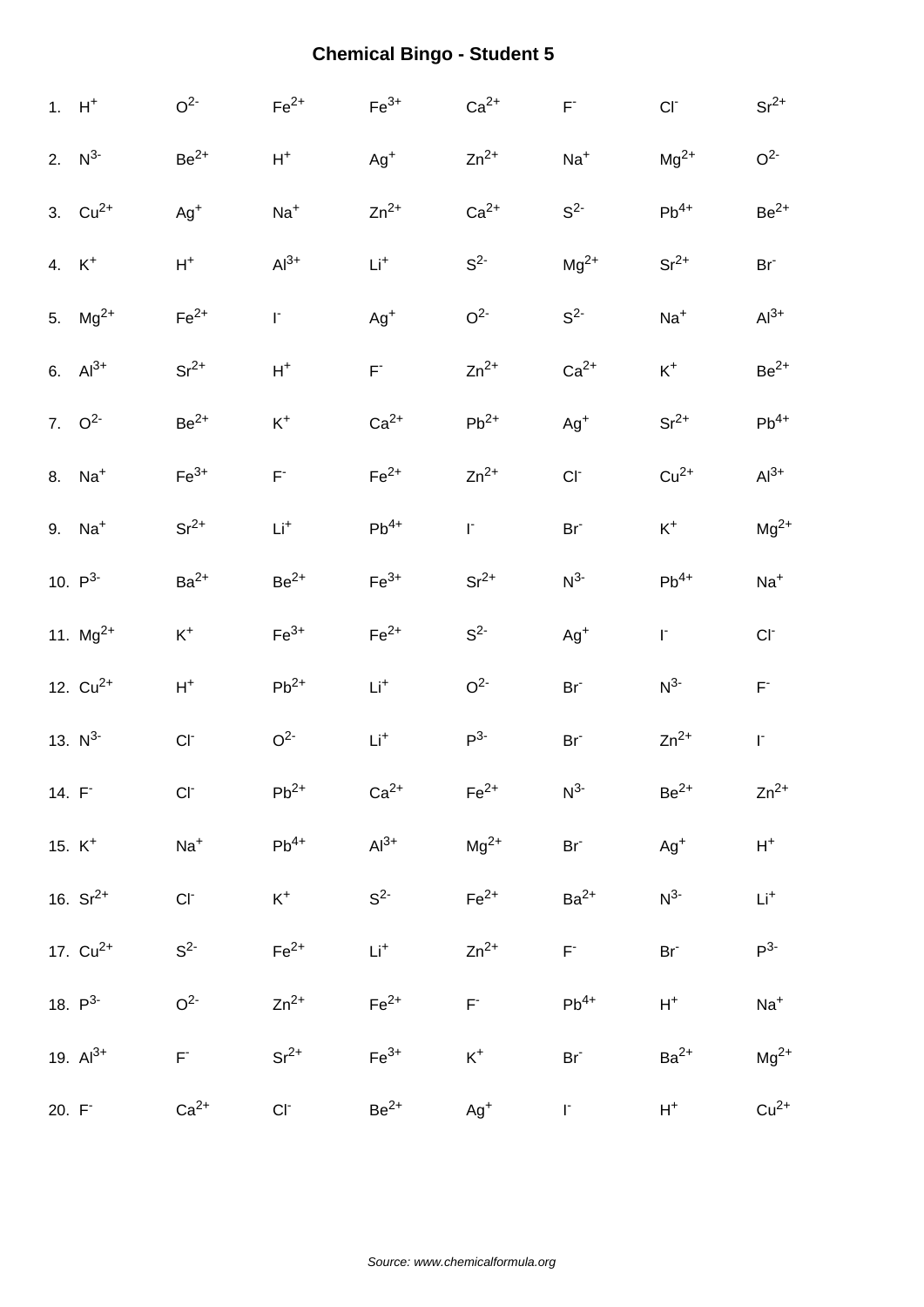# Chemical Bingo - Student 5

| | | | | | | | |
|---|---|---|---|---|---|---|---|
| 1. $H^+$ | $O^{2-}$ | $Fe^{2+}$ | $Fe^{3+}$ | $Ca^{2+}$ | $F^-$ | $Cl^-$ | $Sr^{2+}$ |
| 2. $N^{3-}$ | $Be^{2+}$ | $H^+$ | $Ag^+$ | $Zn^{2+}$ | $Na^+$ | $Mg^{2+}$ | $O^{2-}$ |
| 3. $Cu^{2+}$ | $Ag^+$ | $Na^+$ | $Zn^{2+}$ | $Ca^{2+}$ | $S^{2-}$ | $Pb^{4+}$ | $Be^{2+}$ |
| 4. $K^+$ | $H^+$ | $Al^{3+}$ | $Li^+$ | $S^{2-}$ | $Mg^{2+}$ | $Sr^{2+}$ | $Br^-$ |
| 5. $Mg^{2+}$ | $Fe^{2+}$ | $I^-$ | $Ag^+$ | $O^{2-}$ | $S^{2-}$ | $Na^+$ | $Al^{3+}$ |
| 6. $Al^{3+}$ | $Sr^{2+}$ | $H^+$ | $F^-$ | $Zn^{2+}$ | $Ca^{2+}$ | $K^+$ | $Be^{2+}$ |
| 7. $O^{2-}$ | $Be^{2+}$ | $K^+$ | $Ca^{2+}$ | $Pb^{2+}$ | $Ag^+$ | $Sr^{2+}$ | $Pb^{4+}$ |
| 8. $Na^+$ | $Fe^{3+}$ | $F^-$ | $Fe^{2+}$ | $Zn^{2+}$ | $Cl^-$ | $Cu^{2+}$ | $Al^{3+}$ |
| 9. $Na^+$ | $Sr^{2+}$ | $Li^+$ | $Pb^{4+}$ | $I^-$ | $Br^-$ | $K^+$ | $Mg^{2+}$ |
| 10. $P^{3-}$ | $Ba^{2+}$ | $Be^{2+}$ | $Fe^{3+}$ | $Sr^{2+}$ | $N^{3-}$ | $Pb^{4+}$ | $Na^+$ |
| 11. $Mg^{2+}$ | $K^+$ | $Fe^{3+}$ | $Fe^{2+}$ | $S^{2-}$ | $Ag^+$ | $I^-$ | $Cl^-$ |
| 12. $Cu^{2+}$ | $H^+$ | $Pb^{2+}$ | $Li^+$ | $O^{2-}$ | $Br^-$ | $N^{3-}$ | $F^-$ |
| 13. $N^{3-}$ | $Cl^-$ | $O^{2-}$ | $Li^+$ | $P^{3-}$ | $Br^-$ | $Zn^{2+}$ | $I^-$ |
| 14. $F^-$ | $Cl^-$ | $Pb^{2+}$ | $Ca^{2+}$ | $Fe^{2+}$ | $N^{3-}$ | $Be^{2+}$ | $Zn^{2+}$ |
| 15. $K^+$ | $Na^+$ | $Pb^{4+}$ | $Al^{3+}$ | $Mg^{2+}$ | $Br^-$ | $Ag^+$ | $H^+$ |
| 16. $Sr^{2+}$ | $Cl^-$ | $K^+$ | $S^{2-}$ | $Fe^{2+}$ | $Ba^{2+}$ | $N^{3-}$ | $Li^+$ |
| 17. $Cu^{2+}$ | $S^{2-}$ | $Fe^{2+}$ | $Li^+$ | $Zn^{2+}$ | $F^-$ | $Br^-$ | $P^{3-}$ |
| 18. $P^{3-}$ | $O^{2-}$ | $Zn^{2+}$ | $Fe^{2+}$ | $F^-$ | $Pb^{4+}$ | $H^+$ | $Na^+$ |
| 19. $Al^{3+}$ | $F^-$ | $Sr^{2+}$ | $Fe^{3+}$ | $K^+$ | $Br^-$ | $Ba^{2+}$ | $Mg^{2+}$ |
| 20. $F^-$ | $Ca^{2+}$ | $Cl^-$ | $Be^{2+}$ | $Ag^+$ | $I^-$ | $H^+$ | $Cu^{2+}$ |

*Source: www.chemicalformula.org*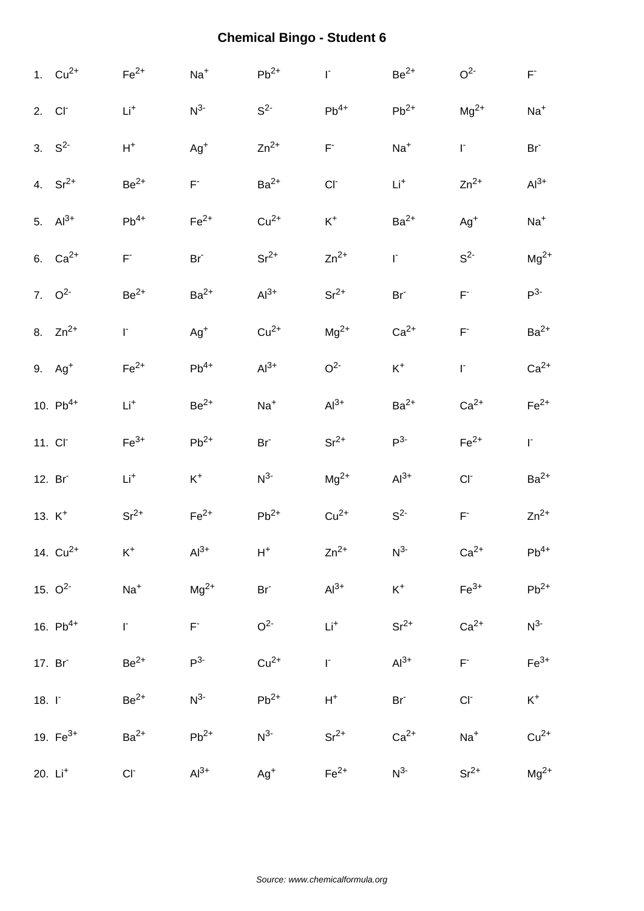# Chemical Bingo - Student 6

| | | | | | | | |
|---|---|---|---|---|---|---|---|
| 1. $Cu^{2+}$ | $Fe^{2+}$ | $Na^{+}$ | $Pb^{2+}$ | $I^{-}$ | $Be^{2+}$ | $O^{2-}$ | $F^{-}$ |
| 2. $Cl^{-}$ | $Li^{+}$ | $N^{3-}$ | $S^{2-}$ | $Pb^{4+}$ | $Pb^{2+}$ | $Mg^{2+}$ | $Na^{+}$ |
| 3. $S^{2-}$ | $H^{+}$ | $Ag^{+}$ | $Zn^{2+}$ | $F^{-}$ | $Na^{+}$ | $I^{-}$ | $Br^{-}$ |
| 4. $Sr^{2+}$ | $Be^{2+}$ | $F^{-}$ | $Ba^{2+}$ | $Cl^{-}$ | $Li^{+}$ | $Zn^{2+}$ | $Al^{3+}$ |
| 5. $Al^{3+}$ | $Pb^{4+}$ | $Fe^{2+}$ | $Cu^{2+}$ | $K^{+}$ | $Ba^{2+}$ | $Ag^{+}$ | $Na^{+}$ |
| 6. $Ca^{2+}$ | $F^{-}$ | $Br^{-}$ | $Sr^{2+}$ | $Zn^{2+}$ | $I^{-}$ | $S^{2-}$ | $Mg^{2+}$ |
| 7. $O^{2-}$ | $Be^{2+}$ | $Ba^{2+}$ | $Al^{3+}$ | $Sr^{2+}$ | $Br^{-}$ | $F^{-}$ | $P^{3-}$ |
| 8. $Zn^{2+}$ | $I^{-}$ | $Ag^{+}$ | $Cu^{2+}$ | $Mg^{2+}$ | $Ca^{2+}$ | $F^{-}$ | $Ba^{2+}$ |
| 9. $Ag^{+}$ | $Fe^{2+}$ | $Pb^{4+}$ | $Al^{3+}$ | $O^{2-}$ | $K^{+}$ | $I^{-}$ | $Ca^{2+}$ |
| 10. $Pb^{4+}$ | $Li^{+}$ | $Be^{2+}$ | $Na^{+}$ | $Al^{3+}$ | $Ba^{2+}$ | $Ca^{2+}$ | $Fe^{2+}$ |
| 11. $Cl^{-}$ | $Fe^{3+}$ | $Pb^{2+}$ | $Br^{-}$ | $Sr^{2+}$ | $P^{3-}$ | $Fe^{2+}$ | $I^{-}$ |
| 12. $Br^{-}$ | $Li^{+}$ | $K^{+}$ | $N^{3-}$ | $Mg^{2+}$ | $Al^{3+}$ | $Cl^{-}$ | $Ba^{2+}$ |
| 13. $K^{+}$ | $Sr^{2+}$ | $Fe^{2+}$ | $Pb^{2+}$ | $Cu^{2+}$ | $S^{2-}$ | $F^{-}$ | $Zn^{2+}$ |
| 14. $Cu^{2+}$ | $K^{+}$ | $Al^{3+}$ | $H^{+}$ | $Zn^{2+}$ | $N^{3-}$ | $Ca^{2+}$ | $Pb^{4+}$ |
| 15. $O^{2-}$ | $Na^{+}$ | $Mg^{2+}$ | $Br^{-}$ | $Al^{3+}$ | $K^{+}$ | $Fe^{3+}$ | $Pb^{2+}$ |
| 16. $Pb^{4+}$ | $I^{-}$ | $F^{-}$ | $O^{2-}$ | $Li^{+}$ | $Sr^{2+}$ | $Ca^{2+}$ | $N^{3-}$ |
| 17. $Br^{-}$ | $Be^{2+}$ | $P^{3-}$ | $Cu^{2+}$ | $I^{-}$ | $Al^{3+}$ | $F^{-}$ | $Fe^{3+}$ |
| 18. $I^{-}$ | $Be^{2+}$ | $N^{3-}$ | $Pb^{2+}$ | $H^{+}$ | $Br^{-}$ | $Cl^{-}$ | $K^{+}$ |
| 19. $Fe^{3+}$ | $Ba^{2+}$ | $Pb^{2+}$ | $N^{3-}$ | $Sr^{2+}$ | $Ca^{2+}$ | $Na^{+}$ | $Cu^{2+}$ |
| 20. $Li^{+}$ | $Cl^{-}$ | $Al^{3+}$ | $Ag^{+}$ | $Fe^{2+}$ | $N^{3-}$ | $Sr^{2+}$ | $Mg^{2+}$ |

*Source: www.chemicalformula.org*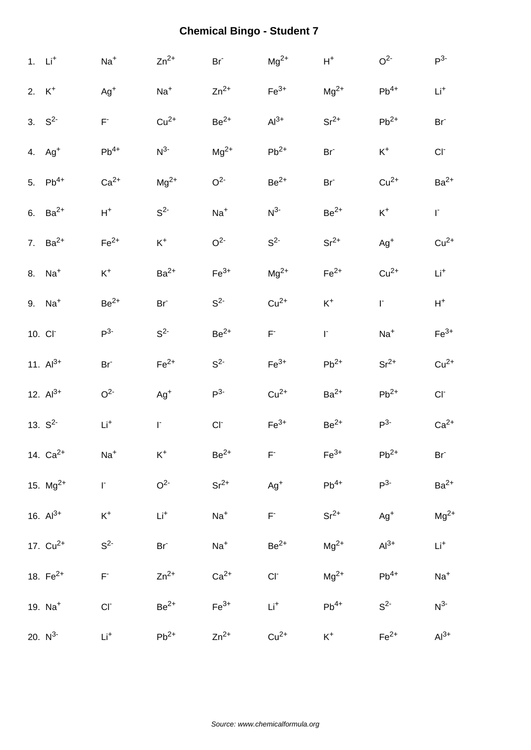# Chemical Bingo - Student 7

| | | | | | | | |
|---|---|---|---|---|---|---|---|
| 1. $Li^{+}$ | $Na^{+}$ | $Zn^{2+}$ | $Br^{-}$ | $Mg^{2+}$ | $H^{+}$ | $O^{2-}$ | $P^{3-}$ |
| 2. $K^{+}$ | $Ag^{+}$ | $Na^{+}$ | $Zn^{2+}$ | $Fe^{3+}$ | $Mg^{2+}$ | $Pb^{4+}$ | $Li^{+}$ |
| 3. $S^{2-}$ | $F^{-}$ | $Cu^{2+}$ | $Be^{2+}$ | $Al^{3+}$ | $Sr^{2+}$ | $Pb^{2+}$ | $Br^{-}$ |
| 4. $Ag^{+}$ | $Pb^{4+}$ | $N^{3-}$ | $Mg^{2+}$ | $Pb^{2+}$ | $Br^{-}$ | $K^{+}$ | $Cl^{-}$ |
| 5. $Pb^{4+}$ | $Ca^{2+}$ | $Mg^{2+}$ | $O^{2-}$ | $Be^{2+}$ | $Br^{-}$ | $Cu^{2+}$ | $Ba^{2+}$ |
| 6. $Ba^{2+}$ | $H^{+}$ | $S^{2-}$ | $Na^{+}$ | $N^{3-}$ | $Be^{2+}$ | $K^{+}$ | $I^{-}$ |
| 7. $Ba^{2+}$ | $Fe^{2+}$ | $K^{+}$ | $O^{2-}$ | $S^{2-}$ | $Sr^{2+}$ | $Ag^{+}$ | $Cu^{2+}$ |
| 8. $Na^{+}$ | $K^{+}$ | $Ba^{2+}$ | $Fe^{3+}$ | $Mg^{2+}$ | $Fe^{2+}$ | $Cu^{2+}$ | $Li^{+}$ |
| 9. $Na^{+}$ | $Be^{2+}$ | $Br^{-}$ | $S^{2-}$ | $Cu^{2+}$ | $K^{+}$ | $I^{-}$ | $H^{+}$ |
| 10. $Cl^{-}$ | $P^{3-}$ | $S^{2-}$ | $Be^{2+}$ | $F^{-}$ | $I^{-}$ | $Na^{+}$ | $Fe^{3+}$ |
| 11. $Al^{3+}$ | $Br^{-}$ | $Fe^{2+}$ | $S^{2-}$ | $Fe^{3+}$ | $Pb^{2+}$ | $Sr^{2+}$ | $Cu^{2+}$ |
| 12. $Al^{3+}$ | $O^{2-}$ | $Ag^{+}$ | $P^{3-}$ | $Cu^{2+}$ | $Ba^{2+}$ | $Pb^{2+}$ | $Cl^{-}$ |
| 13. $S^{2-}$ | $Li^{+}$ | $I^{-}$ | $Cl^{-}$ | $Fe^{3+}$ | $Be^{2+}$ | $P^{3-}$ | $Ca^{2+}$ |
| 14. $Ca^{2+}$ | $Na^{+}$ | $K^{+}$ | $Be^{2+}$ | $F^{-}$ | $Fe^{3+}$ | $Pb^{2+}$ | $Br^{-}$ |
| 15. $Mg^{2+}$ | $I^{-}$ | $O^{2-}$ | $Sr^{2+}$ | $Ag^{+}$ | $Pb^{4+}$ | $P^{3-}$ | $Ba^{2+}$ |
| 16. $Al^{3+}$ | $K^{+}$ | $Li^{+}$ | $Na^{+}$ | $F^{-}$ | $Sr^{2+}$ | $Ag^{+}$ | $Mg^{2+}$ |
| 17. $Cu^{2+}$ | $S^{2-}$ | $Br^{-}$ | $Na^{+}$ | $Be^{2+}$ | $Mg^{2+}$ | $Al^{3+}$ | $Li^{+}$ |
| 18. $Fe^{2+}$ | $F^{-}$ | $Zn^{2+}$ | $Ca^{2+}$ | $Cl^{-}$ | $Mg^{2+}$ | $Pb^{4+}$ | $Na^{+}$ |
| 19. $Na^{+}$ | $Cl^{-}$ | $Be^{2+}$ | $Fe^{3+}$ | $Li^{+}$ | $Pb^{4+}$ | $S^{2-}$ | $N^{3-}$ |
| 20. $N^{3-}$ | $Li^{+}$ | $Pb^{2+}$ | $Zn^{2+}$ | $Cu^{2+}$ | $K^{+}$ | $Fe^{2+}$ | $Al^{3+}$ |

*Source: www.chemicalformula.org*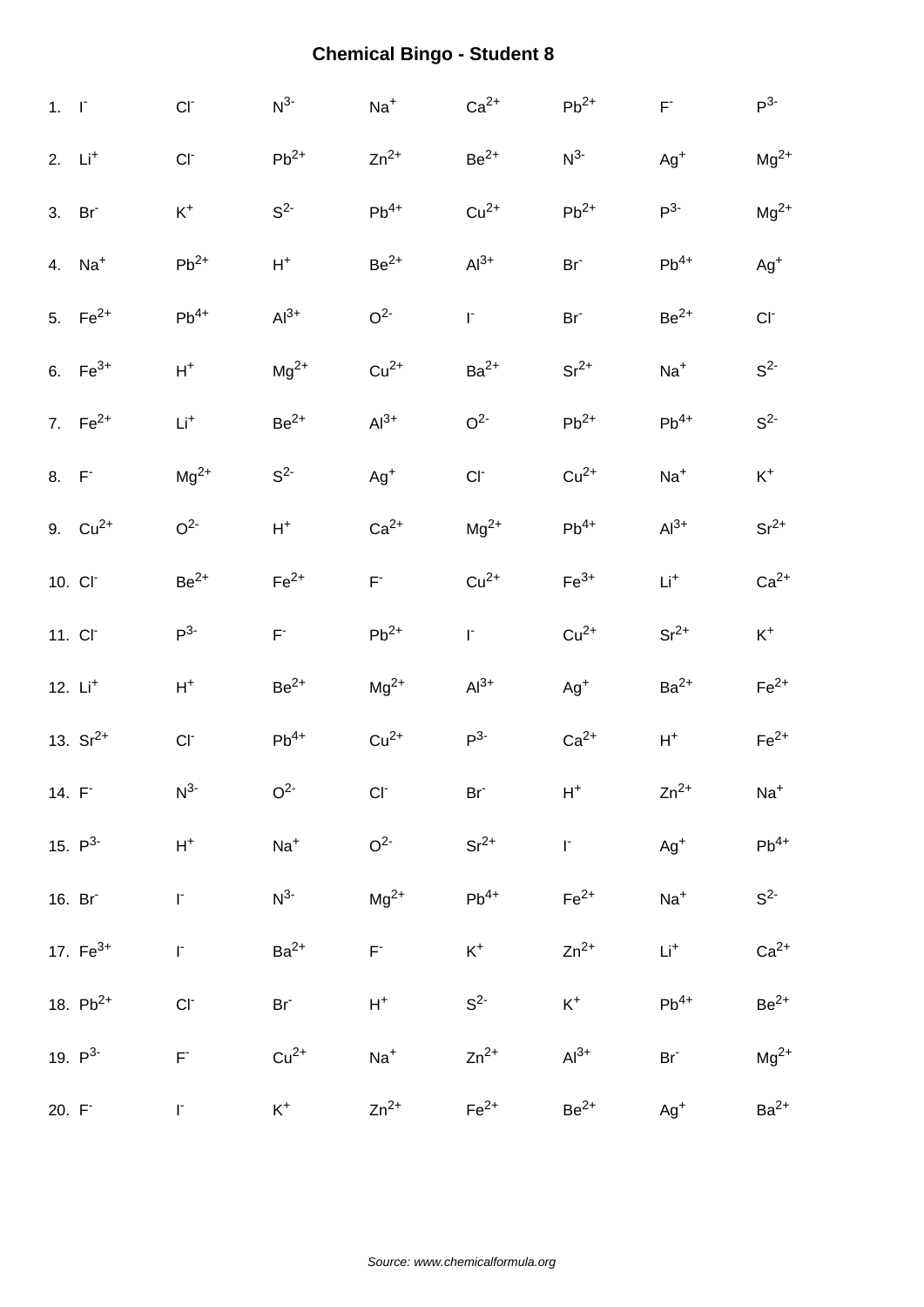# Chemical Bingo - Student 8

| | | | | | | | | |
|---|---|---|---|---|---|---|---|---|
| 1. | $I^-$ | $Cl^-$ | $N^{3-}$ | $Na^+$ | $Ca^{2+}$ | $Pb^{2+}$ | $F^-$ | $P^{3-}$ |
| 2. | $Li^+$ | $Cl^-$ | $Pb^{2+}$ | $Zn^{2+}$ | $Be^{2+}$ | $N^{3-}$ | $Ag^+$ | $Mg^{2+}$ |
| 3. | $Br^-$ | $K^+$ | $S^{2-}$ | $Pb^{4+}$ | $Cu^{2+}$ | $Pb^{2+}$ | $P^{3-}$ | $Mg^{2+}$ |
| 4. | $Na^+$ | $Pb^{2+}$ | $H^+$ | $Be^{2+}$ | $Al^{3+}$ | $Br^-$ | $Pb^{4+}$ | $Ag^+$ |
| 5. | $Fe^{2+}$ | $Pb^{4+}$ | $Al^{3+}$ | $O^{2-}$ | $I^-$ | $Br^-$ | $Be^{2+}$ | $Cl^-$ |
| 6. | $Fe^{3+}$ | $H^+$ | $Mg^{2+}$ | $Cu^{2+}$ | $Ba^{2+}$ | $Sr^{2+}$ | $Na^+$ | $S^{2-}$ |
| 7. | $Fe^{2+}$ | $Li^+$ | $Be^{2+}$ | $Al^{3+}$ | $O^{2-}$ | $Pb^{2+}$ | $Pb^{4+}$ | $S^{2-}$ |
| 8. | $F^-$ | $Mg^{2+}$ | $S^{2-}$ | $Ag^+$ | $Cl^-$ | $Cu^{2+}$ | $Na^+$ | $K^+$ |
| 9. | $Cu^{2+}$ | $O^{2-}$ | $H^+$ | $Ca^{2+}$ | $Mg^{2+}$ | $Pb^{4+}$ | $Al^{3+}$ | $Sr^{2+}$ |
| 10. | $Cl^-$ | $Be^{2+}$ | $Fe^{2+}$ | $F^-$ | $Cu^{2+}$ | $Fe^{3+}$ | $Li^+$ | $Ca^{2+}$ |
| 11. | $Cl^-$ | $P^{3-}$ | $F^-$ | $Pb^{2+}$ | $I^-$ | $Cu^{2+}$ | $Sr^{2+}$ | $K^+$ |
| 12. | $Li^+$ | $H^+$ | $Be^{2+}$ | $Mg^{2+}$ | $Al^{3+}$ | $Ag^+$ | $Ba^{2+}$ | $Fe^{2+}$ |
| 13. | $Sr^{2+}$ | $Cl^-$ | $Pb^{4+}$ | $Cu^{2+}$ | $P^{3-}$ | $Ca^{2+}$ | $H^+$ | $Fe^{2+}$ |
| 14. | $F^-$ | $N^{3-}$ | $O^{2-}$ | $Cl^-$ | $Br^-$ | $H^+$ | $Zn^{2+}$ | $Na^+$ |
| 15. | $P^{3-}$ | $H^+$ | $Na^+$ | $O^{2-}$ | $Sr^{2+}$ | $I^-$ | $Ag^+$ | $Pb^{4+}$ |
| 16. | $Br^-$ | $I^-$ | $N^{3-}$ | $Mg^{2+}$ | $Pb^{4+}$ | $Fe^{2+}$ | $Na^+$ | $S^{2-}$ |
| 17. | $Fe^{3+}$ | $I^-$ | $Ba^{2+}$ | $F^-$ | $K^+$ | $Zn^{2+}$ | $Li^+$ | $Ca^{2+}$ |
| 18. | $Pb^{2+}$ | $Cl^-$ | $Br^-$ | $H^+$ | $S^{2-}$ | $K^+$ | $Pb^{4+}$ | $Be^{2+}$ |
| 19. | $P^{3-}$ | $F^-$ | $Cu^{2+}$ | $Na^+$ | $Zn^{2+}$ | $Al^{3+}$ | $Br^-$ | $Mg^{2+}$ |
| 20. | $F^-$ | $I^-$ | $K^+$ | $Zn^{2+}$ | $Fe^{2+}$ | $Be^{2+}$ | $Ag^+$ | $Ba^{2+}$ |

*Source: www.chemicalformula.org*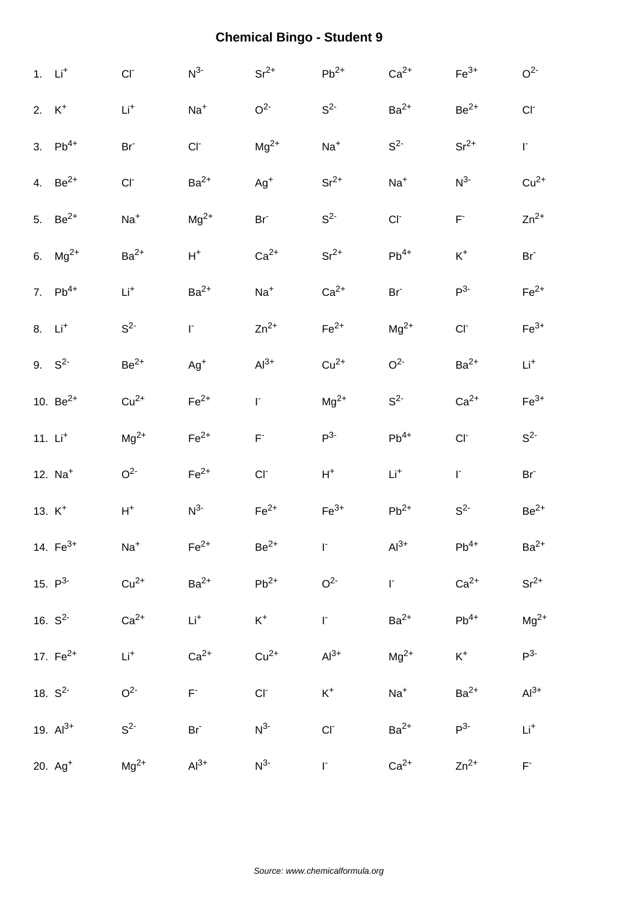# Chemical Bingo - Student 9

| | | | | | | | |
|---|---|---|---|---|---|---|---|
| 1. $Li^{+}$ | $Cl^{-}$ | $N^{3-}$ | $Sr^{2+}$ | $Pb^{2+}$ | $Ca^{2+}$ | $Fe^{3+}$ | $O^{2-}$ |
| 2. $K^{+}$ | $Li^{+}$ | $Na^{+}$ | $O^{2-}$ | $S^{2-}$ | $Ba^{2+}$ | $Be^{2+}$ | $Cl^{-}$ |
| 3. $Pb^{4+}$ | $Br^{-}$ | $Cl^{-}$ | $Mg^{2+}$ | $Na^{+}$ | $S^{2-}$ | $Sr^{2+}$ | $I^{-}$ |
| 4. $Be^{2+}$ | $Cl^{-}$ | $Ba^{2+}$ | $Ag^{+}$ | $Sr^{2+}$ | $Na^{+}$ | $N^{3-}$ | $Cu^{2+}$ |
| 5. $Be^{2+}$ | $Na^{+}$ | $Mg^{2+}$ | $Br^{-}$ | $S^{2-}$ | $Cl^{-}$ | $F^{-}$ | $Zn^{2+}$ |
| 6. $Mg^{2+}$ | $Ba^{2+}$ | $H^{+}$ | $Ca^{2+}$ | $Sr^{2+}$ | $Pb^{4+}$ | $K^{+}$ | $Br^{-}$ |
| 7. $Pb^{4+}$ | $Li^{+}$ | $Ba^{2+}$ | $Na^{+}$ | $Ca^{2+}$ | $Br^{-}$ | $P^{3-}$ | $Fe^{2+}$ |
| 8. $Li^{+}$ | $S^{2-}$ | $I^{-}$ | $Zn^{2+}$ | $Fe^{2+}$ | $Mg^{2+}$ | $Cl^{-}$ | $Fe^{3+}$ |
| 9. $S^{2-}$ | $Be^{2+}$ | $Ag^{+}$ | $Al^{3+}$ | $Cu^{2+}$ | $O^{2-}$ | $Ba^{2+}$ | $Li^{+}$ |
| 10. $Be^{2+}$ | $Cu^{2+}$ | $Fe^{2+}$ | $I^{-}$ | $Mg^{2+}$ | $S^{2-}$ | $Ca^{2+}$ | $Fe^{3+}$ |
| 11. $Li^{+}$ | $Mg^{2+}$ | $Fe^{2+}$ | $F^{-}$ | $P^{3-}$ | $Pb^{4+}$ | $Cl^{-}$ | $S^{2-}$ |
| 12. $Na^{+}$ | $O^{2-}$ | $Fe^{2+}$ | $Cl^{-}$ | $H^{+}$ | $Li^{+}$ | $I^{-}$ | $Br^{-}$ |
| 13. $K^{+}$ | $H^{+}$ | $N^{3-}$ | $Fe^{2+}$ | $Fe^{3+}$ | $Pb^{2+}$ | $S^{2-}$ | $Be^{2+}$ |
| 14. $Fe^{3+}$ | $Na^{+}$ | $Fe^{2+}$ | $Be^{2+}$ | $I^{-}$ | $Al^{3+}$ | $Pb^{4+}$ | $Ba^{2+}$ |
| 15. $P^{3-}$ | $Cu^{2+}$ | $Ba^{2+}$ | $Pb^{2+}$ | $O^{2-}$ | $I^{-}$ | $Ca^{2+}$ | $Sr^{2+}$ |
| 16. $S^{2-}$ | $Ca^{2+}$ | $Li^{+}$ | $K^{+}$ | $I^{-}$ | $Ba^{2+}$ | $Pb^{4+}$ | $Mg^{2+}$ |
| 17. $Fe^{2+}$ | $Li^{+}$ | $Ca^{2+}$ | $Cu^{2+}$ | $Al^{3+}$ | $Mg^{2+}$ | $K^{+}$ | $P^{3-}$ |
| 18. $S^{2-}$ | $O^{2-}$ | $F^{-}$ | $Cl^{-}$ | $K^{+}$ | $Na^{+}$ | $Ba^{2+}$ | $Al^{3+}$ |
| 19. $Al^{3+}$ | $S^{2-}$ | $Br^{-}$ | $N^{3-}$ | $Cl^{-}$ | $Ba^{2+}$ | $P^{3-}$ | $Li^{+}$ |
| 20. $Ag^{+}$ | $Mg^{2+}$ | $Al^{3+}$ | $N^{3-}$ | $I^{-}$ | $Ca^{2+}$ | $Zn^{2+}$ | $F^{-}$ |

*Source: www.chemicalformula.org*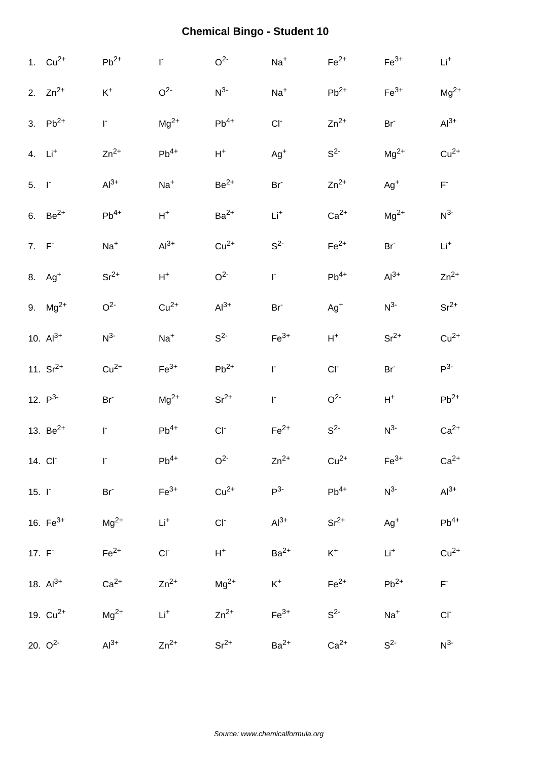# Chemical Bingo - Student 10

| | | | | | | | |
|---|---|---|---|---|---|---|---|
| 1. $Cu^{2+}$ | $Pb^{2+}$ | $I^-$ | $O^{2-}$ | $Na^+$ | $Fe^{2+}$ | $Fe^{3+}$ | $Li^+$ |
| 2. $Zn^{2+}$ | $K^+$ | $O^{2-}$ | $N^{3-}$ | $Na^+$ | $Pb^{2+}$ | $Fe^{3+}$ | $Mg^{2+}$ |
| 3. $Pb^{2+}$ | $I^-$ | $Mg^{2+}$ | $Pb^{4+}$ | $Cl^-$ | $Zn^{2+}$ | $Br^-$ | $Al^{3+}$ |
| 4. $Li^+$ | $Zn^{2+}$ | $Pb^{4+}$ | $H^+$ | $Ag^+$ | $S^{2-}$ | $Mg^{2+}$ | $Cu^{2+}$ |
| 5. $I^-$ | $Al^{3+}$ | $Na^+$ | $Be^{2+}$ | $Br^-$ | $Zn^{2+}$ | $Ag^+$ | $F^-$ |
| 6. $Be^{2+}$ | $Pb^{4+}$ | $H^+$ | $Ba^{2+}$ | $Li^+$ | $Ca^{2+}$ | $Mg^{2+}$ | $N^{3-}$ |
| 7. $F^-$ | $Na^+$ | $Al^{3+}$ | $Cu^{2+}$ | $S^{2-}$ | $Fe^{2+}$ | $Br^-$ | $Li^+$ |
| 8. $Ag^+$ | $Sr^{2+}$ | $H^+$ | $O^{2-}$ | $I^-$ | $Pb^{4+}$ | $Al^{3+}$ | $Zn^{2+}$ |
| 9. $Mg^{2+}$ | $O^{2-}$ | $Cu^{2+}$ | $Al^{3+}$ | $Br^-$ | $Ag^+$ | $N^{3-}$ | $Sr^{2+}$ |
| 10. $Al^{3+}$ | $N^{3-}$ | $Na^+$ | $S^{2-}$ | $Fe^{3+}$ | $H^+$ | $Sr^{2+}$ | $Cu^{2+}$ |
| 11. $Sr^{2+}$ | $Cu^{2+}$ | $Fe^{3+}$ | $Pb^{2+}$ | $I^-$ | $Cl^-$ | $Br^-$ | $P^{3-}$ |
| 12. $P^{3-}$ | $Br^-$ | $Mg^{2+}$ | $Sr^{2+}$ | $I^-$ | $O^{2-}$ | $H^+$ | $Pb^{2+}$ |
| 13. $Be^{2+}$ | $I^-$ | $Pb^{4+}$ | $Cl^-$ | $Fe^{2+}$ | $S^{2-}$ | $N^{3-}$ | $Ca^{2+}$ |
| 14. $Cl^-$ | $I^-$ | $Pb^{4+}$ | $O^{2-}$ | $Zn^{2+}$ | $Cu^{2+}$ | $Fe^{3+}$ | $Ca^{2+}$ |
| 15. $I^-$ | $Br^-$ | $Fe^{3+}$ | $Cu^{2+}$ | $P^{3-}$ | $Pb^{4+}$ | $N^{3-}$ | $Al^{3+}$ |
| 16. $Fe^{3+}$ | $Mg^{2+}$ | $Li^+$ | $Cl^-$ | $Al^{3+}$ | $Sr^{2+}$ | $Ag^+$ | $Pb^{4+}$ |
| 17. $F^-$ | $Fe^{2+}$ | $Cl^-$ | $H^+$ | $Ba^{2+}$ | $K^+$ | $Li^+$ | $Cu^{2+}$ |
| 18. $Al^{3+}$ | $Ca^{2+}$ | $Zn^{2+}$ | $Mg^{2+}$ | $K^+$ | $Fe^{2+}$ | $Pb^{2+}$ | $F^-$ |
| 19. $Cu^{2+}$ | $Mg^{2+}$ | $Li^+$ | $Zn^{2+}$ | $Fe^{3+}$ | $S^{2-}$ | $Na^+$ | $Cl^-$ |
| 20. $O^{2-}$ | $Al^{3+}$ | $Zn^{2+}$ | $Sr^{2+}$ | $Ba^{2+}$ | $Ca^{2+}$ | $S^{2-}$ | $N^{3-}$ |

*Source: www.chemicalformula.org*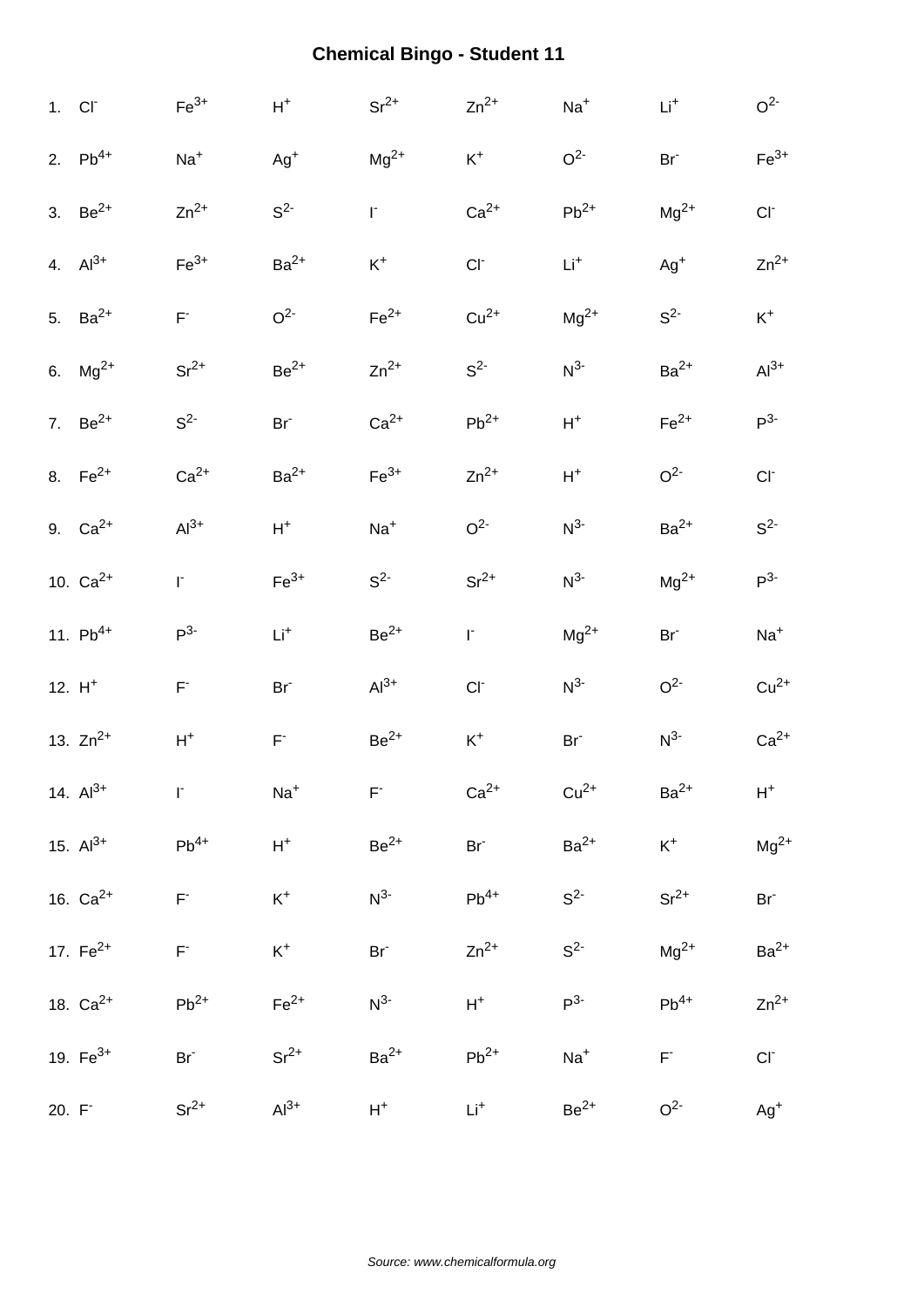# Chemical Bingo - Student 11

| | | | | | | | | |
|---|---|---|---|---|---|---|---|---|
| 1. | $Cl^-$ | $Fe^{3+}$ | $H^+$ | $Sr^{2+}$ | $Zn^{2+}$ | $Na^+$ | $Li^+$ | $O^{2-}$ |
| 2. | $Pb^{4+}$ | $Na^+$ | $Ag^+$ | $Mg^{2+}$ | $K^+$ | $O^{2-}$ | $Br^-$ | $Fe^{3+}$ |
| 3. | $Be^{2+}$ | $Zn^{2+}$ | $S^{2-}$ | $I^-$ | $Ca^{2+}$ | $Pb^{2+}$ | $Mg^{2+}$ | $Cl^-$ |
| 4. | $Al^{3+}$ | $Fe^{3+}$ | $Ba^{2+}$ | $K^+$ | $Cl^-$ | $Li^+$ | $Ag^+$ | $Zn^{2+}$ |
| 5. | $Ba^{2+}$ | $F^-$ | $O^{2-}$ | $Fe^{2+}$ | $Cu^{2+}$ | $Mg^{2+}$ | $S^{2-}$ | $K^+$ |
| 6. | $Mg^{2+}$ | $Sr^{2+}$ | $Be^{2+}$ | $Zn^{2+}$ | $S^{2-}$ | $N^{3-}$ | $Ba^{2+}$ | $Al^{3+}$ |
| 7. | $Be^{2+}$ | $S^{2-}$ | $Br^-$ | $Ca^{2+}$ | $Pb^{2+}$ | $H^+$ | $Fe^{2+}$ | $P^{3-}$ |
| 8. | $Fe^{2+}$ | $Ca^{2+}$ | $Ba^{2+}$ | $Fe^{3+}$ | $Zn^{2+}$ | $H^+$ | $O^{2-}$ | $Cl^-$ |
| 9. | $Ca^{2+}$ | $Al^{3+}$ | $H^+$ | $Na^+$ | $O^{2-}$ | $N^{3-}$ | $Ba^{2+}$ | $S^{2-}$ |
| 10. | $Ca^{2+}$ | $I^-$ | $Fe^{3+}$ | $S^{2-}$ | $Sr^{2+}$ | $N^{3-}$ | $Mg^{2+}$ | $P^{3-}$ |
| 11. | $Pb^{4+}$ | $P^{3-}$ | $Li^+$ | $Be^{2+}$ | $I^-$ | $Mg^{2+}$ | $Br^-$ | $Na^+$ |
| 12. | $H^+$ | $F^-$ | $Br^-$ | $Al^{3+}$ | $Cl^-$ | $N^{3-}$ | $O^{2-}$ | $Cu^{2+}$ |
| 13. | $Zn^{2+}$ | $H^+$ | $F^-$ | $Be^{2+}$ | $K^+$ | $Br^-$ | $N^{3-}$ | $Ca^{2+}$ |
| 14. | $Al^{3+}$ | $I^-$ | $Na^+$ | $F^-$ | $Ca^{2+}$ | $Cu^{2+}$ | $Ba^{2+}$ | $H^+$ |
| 15. | $Al^{3+}$ | $Pb^{4+}$ | $H^+$ | $Be^{2+}$ | $Br^-$ | $Ba^{2+}$ | $K^+$ | $Mg^{2+}$ |
| 16. | $Ca^{2+}$ | $F^-$ | $K^+$ | $N^{3-}$ | $Pb^{4+}$ | $S^{2-}$ | $Sr^{2+}$ | $Br^-$ |
| 17. | $Fe^{2+}$ | $F^-$ | $K^+$ | $Br^-$ | $Zn^{2+}$ | $S^{2-}$ | $Mg^{2+}$ | $Ba^{2+}$ |
| 18. | $Ca^{2+}$ | $Pb^{2+}$ | $Fe^{2+}$ | $N^{3-}$ | $H^+$ | $P^{3-}$ | $Pb^{4+}$ | $Zn^{2+}$ |
| 19. | $Fe^{3+}$ | $Br^-$ | $Sr^{2+}$ | $Ba^{2+}$ | $Pb^{2+}$ | $Na^+$ | $F^-$ | $Cl^-$ |
| 20. | $F^-$ | $Sr^{2+}$ | $Al^{3+}$ | $H^+$ | $Li^+$ | $Be^{2+}$ | $O^{2-}$ | $Ag^+$ |

*Source: www.chemicalformula.org*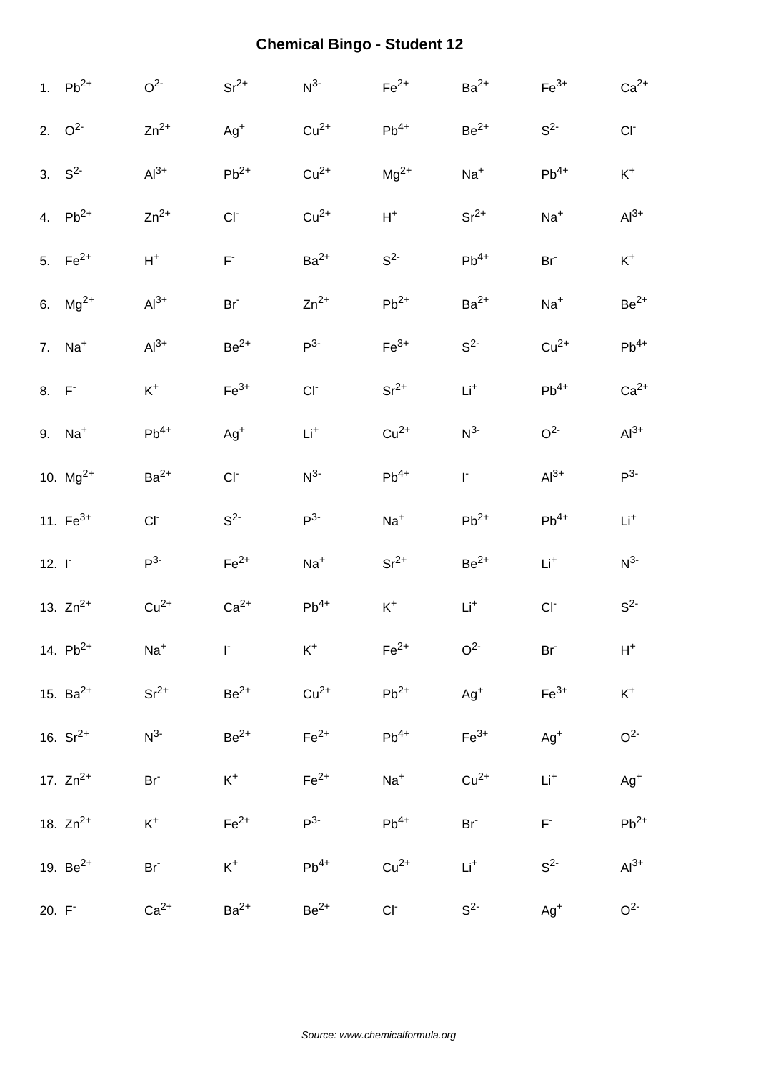## Chemical Bingo - Student 12

| | | | | | | | | |
|---|---|---|---|---|---|---|---|---|
| 1. | $Pb^{2+}$ | $O^{2-}$ | $Sr^{2+}$ | $N^{3-}$ | $Fe^{2+}$ | $Ba^{2+}$ | $Fe^{3+}$ | $Ca^{2+}$ |
| 2. | $O^{2-}$ | $Zn^{2+}$ | $Ag^{+}$ | $Cu^{2+}$ | $Pb^{4+}$ | $Be^{2+}$ | $S^{2-}$ | $Cl^{-}$ |
| 3. | $S^{2-}$ | $Al^{3+}$ | $Pb^{2+}$ | $Cu^{2+}$ | $Mg^{2+}$ | $Na^{+}$ | $Pb^{4+}$ | $K^{+}$ |
| 4. | $Pb^{2+}$ | $Zn^{2+}$ | $Cl^{-}$ | $Cu^{2+}$ | $H^{+}$ | $Sr^{2+}$ | $Na^{+}$ | $Al^{3+}$ |
| 5. | $Fe^{2+}$ | $H^{+}$ | $F^{-}$ | $Ba^{2+}$ | $S^{2-}$ | $Pb^{4+}$ | $Br^{-}$ | $K^{+}$ |
| 6. | $Mg^{2+}$ | $Al^{3+}$ | $Br^{-}$ | $Zn^{2+}$ | $Pb^{2+}$ | $Ba^{2+}$ | $Na^{+}$ | $Be^{2+}$ |
| 7. | $Na^{+}$ | $Al^{3+}$ | $Be^{2+}$ | $P^{3-}$ | $Fe^{3+}$ | $S^{2-}$ | $Cu^{2+}$ | $Pb^{4+}$ |
| 8. | $F^{-}$ | $K^{+}$ | $Fe^{3+}$ | $Cl^{-}$ | $Sr^{2+}$ | $Li^{+}$ | $Pb^{4+}$ | $Ca^{2+}$ |
| 9. | $Na^{+}$ | $Pb^{4+}$ | $Ag^{+}$ | $Li^{+}$ | $Cu^{2+}$ | $N^{3-}$ | $O^{2-}$ | $Al^{3+}$ |
| 10. | $Mg^{2+}$ | $Ba^{2+}$ | $Cl^{-}$ | $N^{3-}$ | $Pb^{4+}$ | $I^{-}$ | $Al^{3+}$ | $P^{3-}$ |
| 11. | $Fe^{3+}$ | $Cl^{-}$ | $S^{2-}$ | $P^{3-}$ | $Na^{+}$ | $Pb^{2+}$ | $Pb^{4+}$ | $Li^{+}$ |
| 12. | $I^{-}$ | $P^{3-}$ | $Fe^{2+}$ | $Na^{+}$ | $Sr^{2+}$ | $Be^{2+}$ | $Li^{+}$ | $N^{3-}$ |
| 13. | $Zn^{2+}$ | $Cu^{2+}$ | $Ca^{2+}$ | $Pb^{4+}$ | $K^{+}$ | $Li^{+}$ | $Cl^{-}$ | $S^{2-}$ |
| 14. | $Pb^{2+}$ | $Na^{+}$ | $I^{-}$ | $K^{+}$ | $Fe^{2+}$ | $O^{2-}$ | $Br^{-}$ | $H^{+}$ |
| 15. | $Ba^{2+}$ | $Sr^{2+}$ | $Be^{2+}$ | $Cu^{2+}$ | $Pb^{2+}$ | $Ag^{+}$ | $Fe^{3+}$ | $K^{+}$ |
| 16. | $Sr^{2+}$ | $N^{3-}$ | $Be^{2+}$ | $Fe^{2+}$ | $Pb^{4+}$ | $Fe^{3+}$ | $Ag^{+}$ | $O^{2-}$ |
| 17. | $Zn^{2+}$ | $Br^{-}$ | $K^{+}$ | $Fe^{2+}$ | $Na^{+}$ | $Cu^{2+}$ | $Li^{+}$ | $Ag^{+}$ |
| 18. | $Zn^{2+}$ | $K^{+}$ | $Fe^{2+}$ | $P^{3-}$ | $Pb^{4+}$ | $Br^{-}$ | $F^{-}$ | $Pb^{2+}$ |
| 19. | $Be^{2+}$ | $Br^{-}$ | $K^{+}$ | $Pb^{4+}$ | $Cu^{2+}$ | $Li^{+}$ | $S^{2-}$ | $Al^{3+}$ |
| 20. | $F^{-}$ | $Ca^{2+}$ | $Ba^{2+}$ | $Be^{2+}$ | $Cl^{-}$ | $S^{2-}$ | $Ag^{+}$ | $O^{2-}$ |

*Source: www.chemicalformula.org*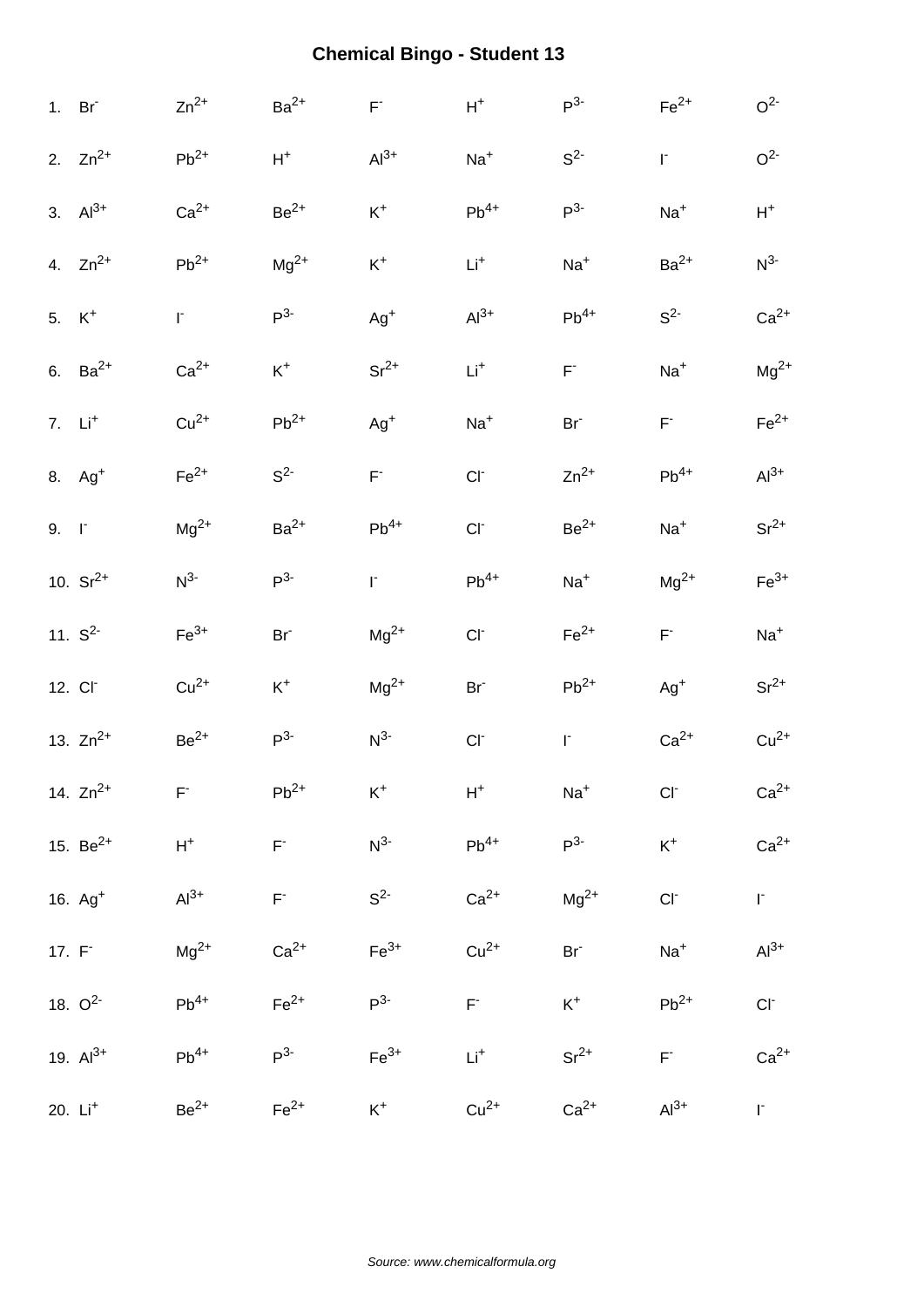# Chemical Bingo - Student 13

| | | | | | | | |
|---|---|---|---|---|---|---|---|
| 1. $Br^-$ | $Zn^{2+}$ | $Ba^{2+}$ | $F^-$ | $H^+$ | $P^{3-}$ | $Fe^{2+}$ | $O^{2-}$ |
| 2. $Zn^{2+}$ | $Pb^{2+}$ | $H^+$ | $Al^{3+}$ | $Na^+$ | $S^{2-}$ | $I^-$ | $O^{2-}$ |
| 3. $Al^{3+}$ | $Ca^{2+}$ | $Be^{2+}$ | $K^+$ | $Pb^{4+}$ | $P^{3-}$ | $Na^+$ | $H^+$ |
| 4. $Zn^{2+}$ | $Pb^{2+}$ | $Mg^{2+}$ | $K^+$ | $Li^+$ | $Na^+$ | $Ba^{2+}$ | $N^{3-}$ |
| 5. $K^+$ | $I^-$ | $P^{3-}$ | $Ag^+$ | $Al^{3+}$ | $Pb^{4+}$ | $S^{2-}$ | $Ca^{2+}$ |
| 6. $Ba^{2+}$ | $Ca^{2+}$ | $K^+$ | $Sr^{2+}$ | $Li^+$ | $F^-$ | $Na^+$ | $Mg^{2+}$ |
| 7. $Li^+$ | $Cu^{2+}$ | $Pb^{2+}$ | $Ag^+$ | $Na^+$ | $Br^-$ | $F^-$ | $Fe^{2+}$ |
| 8. $Ag^+$ | $Fe^{2+}$ | $S^{2-}$ | $F^-$ | $Cl^-$ | $Zn^{2+}$ | $Pb^{4+}$ | $Al^{3+}$ |
| 9. $I^-$ | $Mg^{2+}$ | $Ba^{2+}$ | $Pb^{4+}$ | $Cl^-$ | $Be^{2+}$ | $Na^+$ | $Sr^{2+}$ |
| 10. $Sr^{2+}$ | $N^{3-}$ | $P^{3-}$ | $I^-$ | $Pb^{4+}$ | $Na^+$ | $Mg^{2+}$ | $Fe^{3+}$ |
| 11. $S^{2-}$ | $Fe^{3+}$ | $Br^-$ | $Mg^{2+}$ | $Cl^-$ | $Fe^{2+}$ | $F^-$ | $Na^+$ |
| 12. $Cl^-$ | $Cu^{2+}$ | $K^+$ | $Mg^{2+}$ | $Br^-$ | $Pb^{2+}$ | $Ag^+$ | $Sr^{2+}$ |
| 13. $Zn^{2+}$ | $Be^{2+}$ | $P^{3-}$ | $N^{3-}$ | $Cl^-$ | $I^-$ | $Ca^{2+}$ | $Cu^{2+}$ |
| 14. $Zn^{2+}$ | $F^-$ | $Pb^{2+}$ | $K^+$ | $H^+$ | $Na^+$ | $Cl^-$ | $Ca^{2+}$ |
| 15. $Be^{2+}$ | $H^+$ | $F^-$ | $N^{3-}$ | $Pb^{4+}$ | $P^{3-}$ | $K^+$ | $Ca^{2+}$ |
| 16. $Ag^+$ | $Al^{3+}$ | $F^-$ | $S^{2-}$ | $Ca^{2+}$ | $Mg^{2+}$ | $Cl^-$ | $I^-$ |
| 17. $F^-$ | $Mg^{2+}$ | $Ca^{2+}$ | $Fe^{3+}$ | $Cu^{2+}$ | $Br^-$ | $Na^+$ | $Al^{3+}$ |
| 18. $O^{2-}$ | $Pb^{4+}$ | $Fe^{2+}$ | $P^{3-}$ | $F^-$ | $K^+$ | $Pb^{2+}$ | $Cl^-$ |
| 19. $Al^{3+}$ | $Pb^{4+}$ | $P^{3-}$ | $Fe^{3+}$ | $Li^+$ | $Sr^{2+}$ | $F^-$ | $Ca^{2+}$ |
| 20. $Li^+$ | $Be^{2+}$ | $Fe^{2+}$ | $K^+$ | $Cu^{2+}$ | $Ca^{2+}$ | $Al^{3+}$ | $I^-$ |

*Source: www.chemicalformula.org*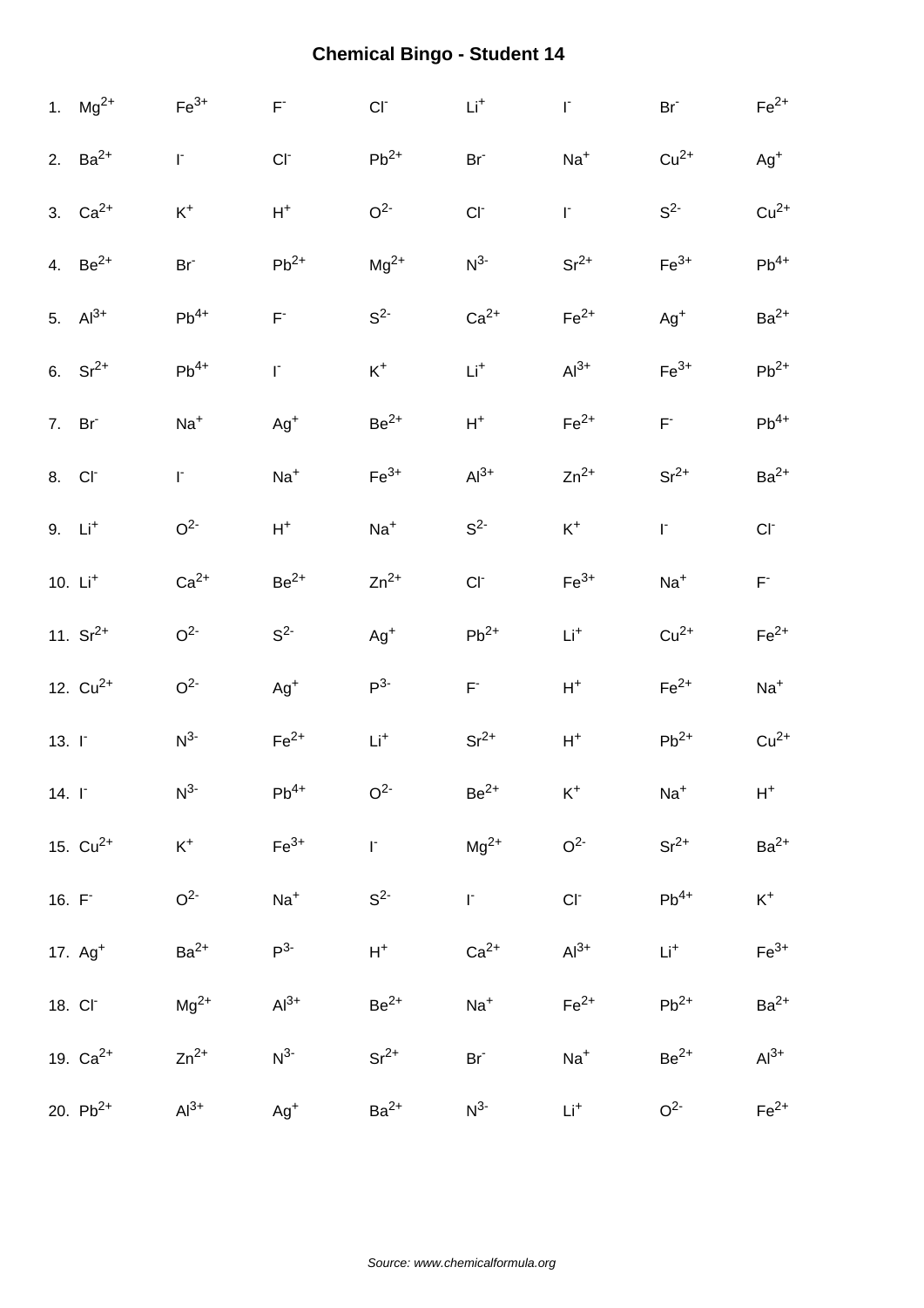# Chemical Bingo - Student 14

| | | | | | | | | |
|---|---|---|---|---|---|---|---|---|
| 1. | $Mg^{2+}$ | $Fe^{3+}$ | $F^-$ | $Cl^-$ | $Li^+$ | $I^-$ | $Br^-$ | $Fe^{2+}$ |
| 2. | $Ba^{2+}$ | $I^-$ | $Cl^-$ | $Pb^{2+}$ | $Br^-$ | $Na^+$ | $Cu^{2+}$ | $Ag^+$ |
| 3. | $Ca^{2+}$ | $K^+$ | $H^+$ | $O^{2-}$ | $Cl^-$ | $I^-$ | $S^{2-}$ | $Cu^{2+}$ |
| 4. | $Be^{2+}$ | $Br^-$ | $Pb^{2+}$ | $Mg^{2+}$ | $N^{3-}$ | $Sr^{2+}$ | $Fe^{3+}$ | $Pb^{4+}$ |
| 5. | $Al^{3+}$ | $Pb^{4+}$ | $F^-$ | $S^{2-}$ | $Ca^{2+}$ | $Fe^{2+}$ | $Ag^+$ | $Ba^{2+}$ |
| 6. | $Sr^{2+}$ | $Pb^{4+}$ | $I^-$ | $K^+$ | $Li^+$ | $Al^{3+}$ | $Fe^{3+}$ | $Pb^{2+}$ |
| 7. | $Br^-$ | $Na^+$ | $Ag^+$ | $Be^{2+}$ | $H^+$ | $Fe^{2+}$ | $F^-$ | $Pb^{4+}$ |
| 8. | $Cl^-$ | $I^-$ | $Na^+$ | $Fe^{3+}$ | $Al^{3+}$ | $Zn^{2+}$ | $Sr^{2+}$ | $Ba^{2+}$ |
| 9. | $Li^+$ | $O^{2-}$ | $H^+$ | $Na^+$ | $S^{2-}$ | $K^+$ | $I^-$ | $Cl^-$ |
| 10. | $Li^+$ | $Ca^{2+}$ | $Be^{2+}$ | $Zn^{2+}$ | $Cl^-$ | $Fe^{3+}$ | $Na^+$ | $F^-$ |
| 11. | $Sr^{2+}$ | $O^{2-}$ | $S^{2-}$ | $Ag^+$ | $Pb^{2+}$ | $Li^+$ | $Cu^{2+}$ | $Fe^{2+}$ |
| 12. | $Cu^{2+}$ | $O^{2-}$ | $Ag^+$ | $P^{3-}$ | $F^-$ | $H^+$ | $Fe^{2+}$ | $Na^+$ |
| 13. | $I^-$ | $N^{3-}$ | $Fe^{2+}$ | $Li^+$ | $Sr^{2+}$ | $H^+$ | $Pb^{2+}$ | $Cu^{2+}$ |
| 14. | $I^-$ | $N^{3-}$ | $Pb^{4+}$ | $O^{2-}$ | $Be^{2+}$ | $K^+$ | $Na^+$ | $H^+$ |
| 15. | $Cu^{2+}$ | $K^+$ | $Fe^{3+}$ | $I^-$ | $Mg^{2+}$ | $O^{2-}$ | $Sr^{2+}$ | $Ba^{2+}$ |
| 16. | $F^-$ | $O^{2-}$ | $Na^+$ | $S^{2-}$ | $I^-$ | $Cl^-$ | $Pb^{4+}$ | $K^+$ |
| 17. | $Ag^+$ | $Ba^{2+}$ | $P^{3-}$ | $H^+$ | $Ca^{2+}$ | $Al^{3+}$ | $Li^+$ | $Fe^{3+}$ |
| 18. | $Cl^-$ | $Mg^{2+}$ | $Al^{3+}$ | $Be^{2+}$ | $Na^+$ | $Fe^{2+}$ | $Pb^{2+}$ | $Ba^{2+}$ |
| 19. | $Ca^{2+}$ | $Zn^{2+}$ | $N^{3-}$ | $Sr^{2+}$ | $Br^-$ | $Na^+$ | $Be^{2+}$ | $Al^{3+}$ |
| 20. | $Pb^{2+}$ | $Al^{3+}$ | $Ag^+$ | $Ba^{2+}$ | $N^{3-}$ | $Li^+$ | $O^{2-}$ | $Fe^{2+}$ |

*Source: www.chemicalformula.org*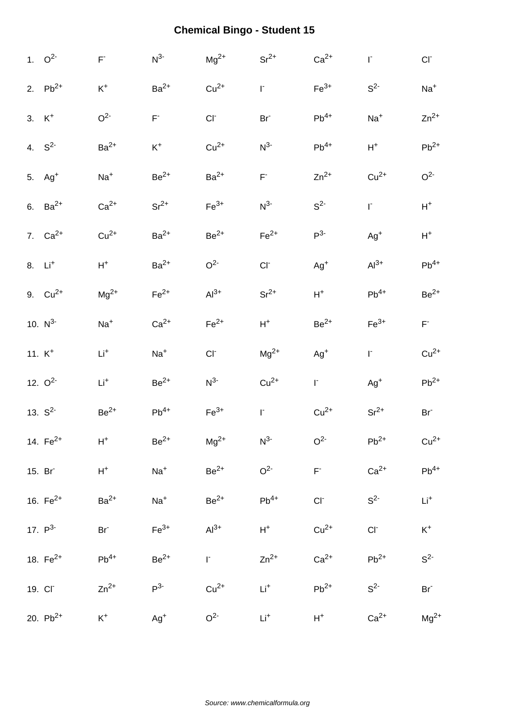# Chemical Bingo - Student 15

| | | | | | | | | |
|---|---|---|---|---|---|---|---|---|
| 1. | $O^{2-}$ | $F^{-}$ | $N^{3-}$ | $Mg^{2+}$ | $Sr^{2+}$ | $Ca^{2+}$ | $I^{-}$ | $Cl^{-}$ |
| 2. | $Pb^{2+}$ | $K^{+}$ | $Ba^{2+}$ | $Cu^{2+}$ | $I^{-}$ | $Fe^{3+}$ | $S^{2-}$ | $Na^{+}$ |
| 3. | $K^{+}$ | $O^{2-}$ | $F^{-}$ | $Cl^{-}$ | $Br^{-}$ | $Pb^{4+}$ | $Na^{+}$ | $Zn^{2+}$ |
| 4. | $S^{2-}$ | $Ba^{2+}$ | $K^{+}$ | $Cu^{2+}$ | $N^{3-}$ | $Pb^{4+}$ | $H^{+}$ | $Pb^{2+}$ |
| 5. | $Ag^{+}$ | $Na^{+}$ | $Be^{2+}$ | $Ba^{2+}$ | $F^{-}$ | $Zn^{2+}$ | $Cu^{2+}$ | $O^{2-}$ |
| 6. | $Ba^{2+}$ | $Ca^{2+}$ | $Sr^{2+}$ | $Fe^{3+}$ | $N^{3-}$ | $S^{2-}$ | $I^{-}$ | $H^{+}$ |
| 7. | $Ca^{2+}$ | $Cu^{2+}$ | $Ba^{2+}$ | $Be^{2+}$ | $Fe^{2+}$ | $P^{3-}$ | $Ag^{+}$ | $H^{+}$ |
| 8. | $Li^{+}$ | $H^{+}$ | $Ba^{2+}$ | $O^{2-}$ | $Cl^{-}$ | $Ag^{+}$ | $Al^{3+}$ | $Pb^{4+}$ |
| 9. | $Cu^{2+}$ | $Mg^{2+}$ | $Fe^{2+}$ | $Al^{3+}$ | $Sr^{2+}$ | $H^{+}$ | $Pb^{4+}$ | $Be^{2+}$ |
| 10. | $N^{3-}$ | $Na^{+}$ | $Ca^{2+}$ | $Fe^{2+}$ | $H^{+}$ | $Be^{2+}$ | $Fe^{3+}$ | $F^{-}$ |
| 11. | $K^{+}$ | $Li^{+}$ | $Na^{+}$ | $Cl^{-}$ | $Mg^{2+}$ | $Ag^{+}$ | $I^{-}$ | $Cu^{2+}$ |
| 12. | $O^{2-}$ | $Li^{+}$ | $Be^{2+}$ | $N^{3-}$ | $Cu^{2+}$ | $I^{-}$ | $Ag^{+}$ | $Pb^{2+}$ |
| 13. | $S^{2-}$ | $Be^{2+}$ | $Pb^{4+}$ | $Fe^{3+}$ | $I^{-}$ | $Cu^{2+}$ | $Sr^{2+}$ | $Br^{-}$ |
| 14. | $Fe^{2+}$ | $H^{+}$ | $Be^{2+}$ | $Mg^{2+}$ | $N^{3-}$ | $O^{2-}$ | $Pb^{2+}$ | $Cu^{2+}$ |
| 15. | $Br^{-}$ | $H^{+}$ | $Na^{+}$ | $Be^{2+}$ | $O^{2-}$ | $F^{-}$ | $Ca^{2+}$ | $Pb^{4+}$ |
| 16. | $Fe^{2+}$ | $Ba^{2+}$ | $Na^{+}$ | $Be^{2+}$ | $Pb^{4+}$ | $Cl^{-}$ | $S^{2-}$ | $Li^{+}$ |
| 17. | $P^{3-}$ | $Br^{-}$ | $Fe^{3+}$ | $Al^{3+}$ | $H^{+}$ | $Cu^{2+}$ | $Cl^{-}$ | $K^{+}$ |
| 18. | $Fe^{2+}$ | $Pb^{4+}$ | $Be^{2+}$ | $I^{-}$ | $Zn^{2+}$ | $Ca^{2+}$ | $Pb^{2+}$ | $S^{2-}$ |
| 19. | $Cl^{-}$ | $Zn^{2+}$ | $P^{3-}$ | $Cu^{2+}$ | $Li^{+}$ | $Pb^{2+}$ | $S^{2-}$ | $Br^{-}$ |
| 20. | $Pb^{2+}$ | $K^{+}$ | $Ag^{+}$ | $O^{2-}$ | $Li^{+}$ | $H^{+}$ | $Ca^{2+}$ | $Mg^{2+}$ |

*Source: www.chemicalformula.org*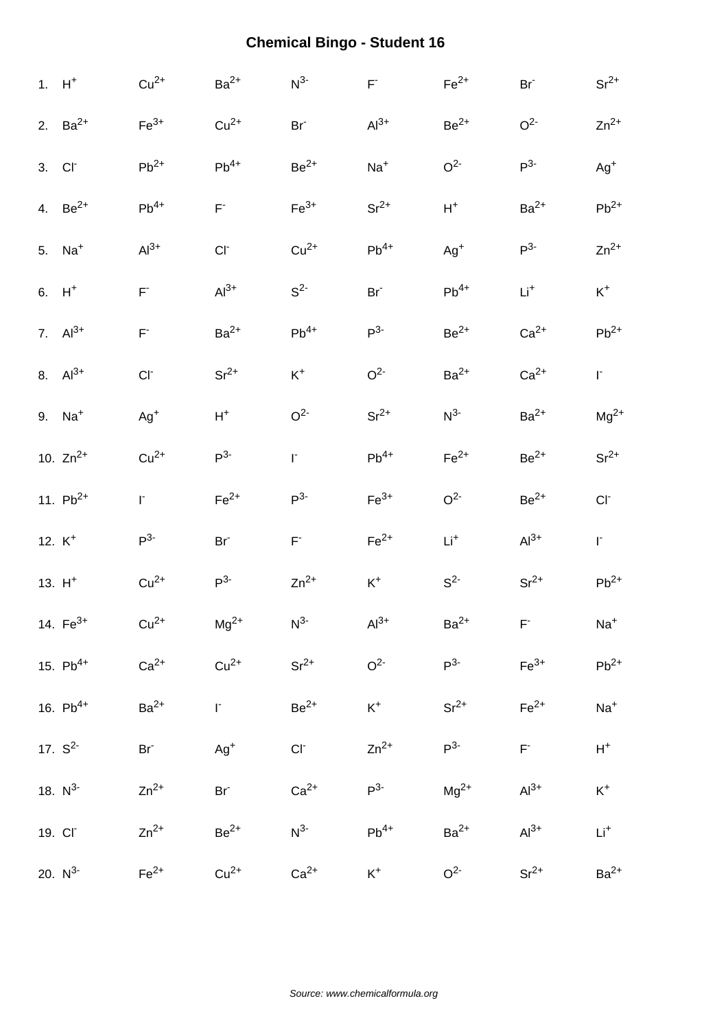# Chemical Bingo - Student 16

|  |  |  |  |  |  |  |  |  |
|---|---|---|---|---|---|---|---|---|
| 1. | $H^{+}$ | $Cu^{2+}$ | $Ba^{2+}$ | $N^{3-}$ | $F^{-}$ | $Fe^{2+}$ | $Br^{-}$ | $Sr^{2+}$ |
| 2. | $Ba^{2+}$ | $Fe^{3+}$ | $Cu^{2+}$ | $Br^{-}$ | $Al^{3+}$ | $Be^{2+}$ | $O^{2-}$ | $Zn^{2+}$ |
| 3. | $Cl^{-}$ | $Pb^{2+}$ | $Pb^{4+}$ | $Be^{2+}$ | $Na^{+}$ | $O^{2-}$ | $P^{3-}$ | $Ag^{+}$ |
| 4. | $Be^{2+}$ | $Pb^{4+}$ | $F^{-}$ | $Fe^{3+}$ | $Sr^{2+}$ | $H^{+}$ | $Ba^{2+}$ | $Pb^{2+}$ |
| 5. | $Na^{+}$ | $Al^{3+}$ | $Cl^{-}$ | $Cu^{2+}$ | $Pb^{4+}$ | $Ag^{+}$ | $P^{3-}$ | $Zn^{2+}$ |
| 6. | $H^{+}$ | $F^{-}$ | $Al^{3+}$ | $S^{2-}$ | $Br^{-}$ | $Pb^{4+}$ | $Li^{+}$ | $K^{+}$ |
| 7. | $Al^{3+}$ | $F^{-}$ | $Ba^{2+}$ | $Pb^{4+}$ | $P^{3-}$ | $Be^{2+}$ | $Ca^{2+}$ | $Pb^{2+}$ |
| 8. | $Al^{3+}$ | $Cl^{-}$ | $Sr^{2+}$ | $K^{+}$ | $O^{2-}$ | $Ba^{2+}$ | $Ca^{2+}$ | $I^{-}$ |
| 9. | $Na^{+}$ | $Ag^{+}$ | $H^{+}$ | $O^{2-}$ | $Sr^{2+}$ | $N^{3-}$ | $Ba^{2+}$ | $Mg^{2+}$ |
| 10. | $Zn^{2+}$ | $Cu^{2+}$ | $P^{3-}$ | $I^{-}$ | $Pb^{4+}$ | $Fe^{2+}$ | $Be^{2+}$ | $Sr^{2+}$ |
| 11. | $Pb^{2+}$ | $I^{-}$ | $Fe^{2+}$ | $P^{3-}$ | $Fe^{3+}$ | $O^{2-}$ | $Be^{2+}$ | $Cl^{-}$ |
| 12. | $K^{+}$ | $P^{3-}$ | $Br^{-}$ | $F^{-}$ | $Fe^{2+}$ | $Li^{+}$ | $Al^{3+}$ | $I^{-}$ |
| 13. | $H^{+}$ | $Cu^{2+}$ | $P^{3-}$ | $Zn^{2+}$ | $K^{+}$ | $S^{2-}$ | $Sr^{2+}$ | $Pb^{2+}$ |
| 14. | $Fe^{3+}$ | $Cu^{2+}$ | $Mg^{2+}$ | $N^{3-}$ | $Al^{3+}$ | $Ba^{2+}$ | $F^{-}$ | $Na^{+}$ |
| 15. | $Pb^{4+}$ | $Ca^{2+}$ | $Cu^{2+}$ | $Sr^{2+}$ | $O^{2-}$ | $P^{3-}$ | $Fe^{3+}$ | $Pb^{2+}$ |
| 16. | $Pb^{4+}$ | $Ba^{2+}$ | $I^{-}$ | $Be^{2+}$ | $K^{+}$ | $Sr^{2+}$ | $Fe^{2+}$ | $Na^{+}$ |
| 17. | $S^{2-}$ | $Br^{-}$ | $Ag^{+}$ | $Cl^{-}$ | $Zn^{2+}$ | $P^{3-}$ | $F^{-}$ | $H^{+}$ |
| 18. | $N^{3-}$ | $Zn^{2+}$ | $Br^{-}$ | $Ca^{2+}$ | $P^{3-}$ | $Mg^{2+}$ | $Al^{3+}$ | $K^{+}$ |
| 19. | $Cl^{-}$ | $Zn^{2+}$ | $Be^{2+}$ | $N^{3-}$ | $Pb^{4+}$ | $Ba^{2+}$ | $Al^{3+}$ | $Li^{+}$ |
| 20. | $N^{3-}$ | $Fe^{2+}$ | $Cu^{2+}$ | $Ca^{2+}$ | $K^{+}$ | $O^{2-}$ | $Sr^{2+}$ | $Ba^{2+}$ |

*Source: www.chemicalformula.org*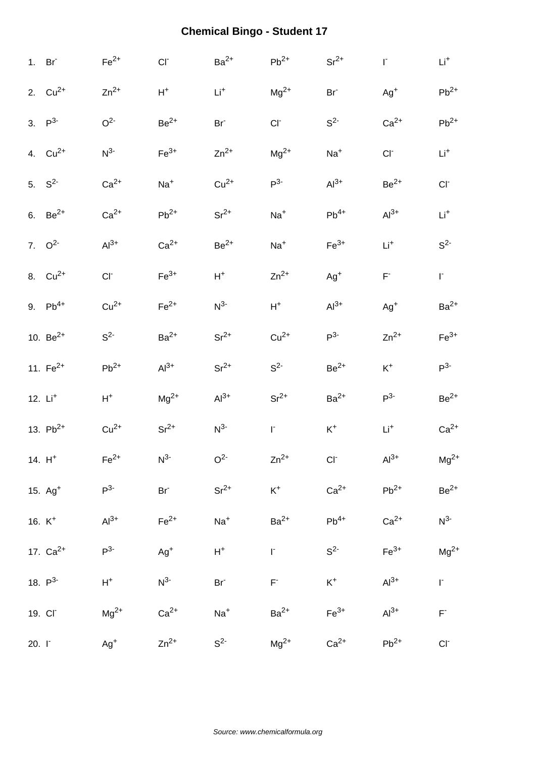# Chemical Bingo - Student 17

| | | | | | | | | |
|---|---|---|---|---|---|---|---|---|
| 1. | $Br^-$ | $Fe^{2+}$ | $Cl^-$ | $Ba^{2+}$ | $Pb^{2+}$ | $Sr^{2+}$ | $I^-$ | $Li^+$ |
| 2. | $Cu^{2+}$ | $Zn^{2+}$ | $H^+$ | $Li^+$ | $Mg^{2+}$ | $Br^-$ | $Ag^+$ | $Pb^{2+}$ |
| 3. | $P^{3-}$ | $O^{2-}$ | $Be^{2+}$ | $Br^-$ | $Cl^-$ | $S^{2-}$ | $Ca^{2+}$ | $Pb^{2+}$ |
| 4. | $Cu^{2+}$ | $N^{3-}$ | $Fe^{3+}$ | $Zn^{2+}$ | $Mg^{2+}$ | $Na^+$ | $Cl^-$ | $Li^+$ |
| 5. | $S^{2-}$ | $Ca^{2+}$ | $Na^+$ | $Cu^{2+}$ | $P^{3-}$ | $Al^{3+}$ | $Be^{2+}$ | $Cl^-$ |
| 6. | $Be^{2+}$ | $Ca^{2+}$ | $Pb^{2+}$ | $Sr^{2+}$ | $Na^+$ | $Pb^{4+}$ | $Al^{3+}$ | $Li^+$ |
| 7. | $O^{2-}$ | $Al^{3+}$ | $Ca^{2+}$ | $Be^{2+}$ | $Na^+$ | $Fe^{3+}$ | $Li^+$ | $S^{2-}$ |
| 8. | $Cu^{2+}$ | $Cl^-$ | $Fe^{3+}$ | $H^+$ | $Zn^{2+}$ | $Ag^+$ | $F^-$ | $I^-$ |
| 9. | $Pb^{4+}$ | $Cu^{2+}$ | $Fe^{2+}$ | $N^{3-}$ | $H^+$ | $Al^{3+}$ | $Ag^+$ | $Ba^{2+}$ |
| 10. | $Be^{2+}$ | $S^{2-}$ | $Ba^{2+}$ | $Sr^{2+}$ | $Cu^{2+}$ | $P^{3-}$ | $Zn^{2+}$ | $Fe^{3+}$ |
| 11. | $Fe^{2+}$ | $Pb^{2+}$ | $Al^{3+}$ | $Sr^{2+}$ | $S^{2-}$ | $Be^{2+}$ | $K^+$ | $P^{3-}$ |
| 12. | $Li^+$ | $H^+$ | $Mg^{2+}$ | $Al^{3+}$ | $Sr^{2+}$ | $Ba^{2+}$ | $P^{3-}$ | $Be^{2+}$ |
| 13. | $Pb^{2+}$ | $Cu^{2+}$ | $Sr^{2+}$ | $N^{3-}$ | $I^-$ | $K^+$ | $Li^+$ | $Ca^{2+}$ |
| 14. | $H^+$ | $Fe^{2+}$ | $N^{3-}$ | $O^{2-}$ | $Zn^{2+}$ | $Cl^-$ | $Al^{3+}$ | $Mg^{2+}$ |
| 15. | $Ag^+$ | $P^{3-}$ | $Br^-$ | $Sr^{2+}$ | $K^+$ | $Ca^{2+}$ | $Pb^{2+}$ | $Be^{2+}$ |
| 16. | $K^+$ | $Al^{3+}$ | $Fe^{2+}$ | $Na^+$ | $Ba^{2+}$ | $Pb^{4+}$ | $Ca^{2+}$ | $N^{3-}$ |
| 17. | $Ca^{2+}$ | $P^{3-}$ | $Ag^+$ | $H^+$ | $I^-$ | $S^{2-}$ | $Fe^{3+}$ | $Mg^{2+}$ |
| 18. | $P^{3-}$ | $H^+$ | $N^{3-}$ | $Br^-$ | $F^-$ | $K^+$ | $Al^{3+}$ | $I^-$ |
| 19. | $Cl^-$ | $Mg^{2+}$ | $Ca^{2+}$ | $Na^+$ | $Ba^{2+}$ | $Fe^{3+}$ | $Al^{3+}$ | $F^-$ |
| 20. | $I^-$ | $Ag^+$ | $Zn^{2+}$ | $S^{2-}$ | $Mg^{2+}$ | $Ca^{2+}$ | $Pb^{2+}$ | $Cl^-$ |

*Source: www.chemicalformula.org*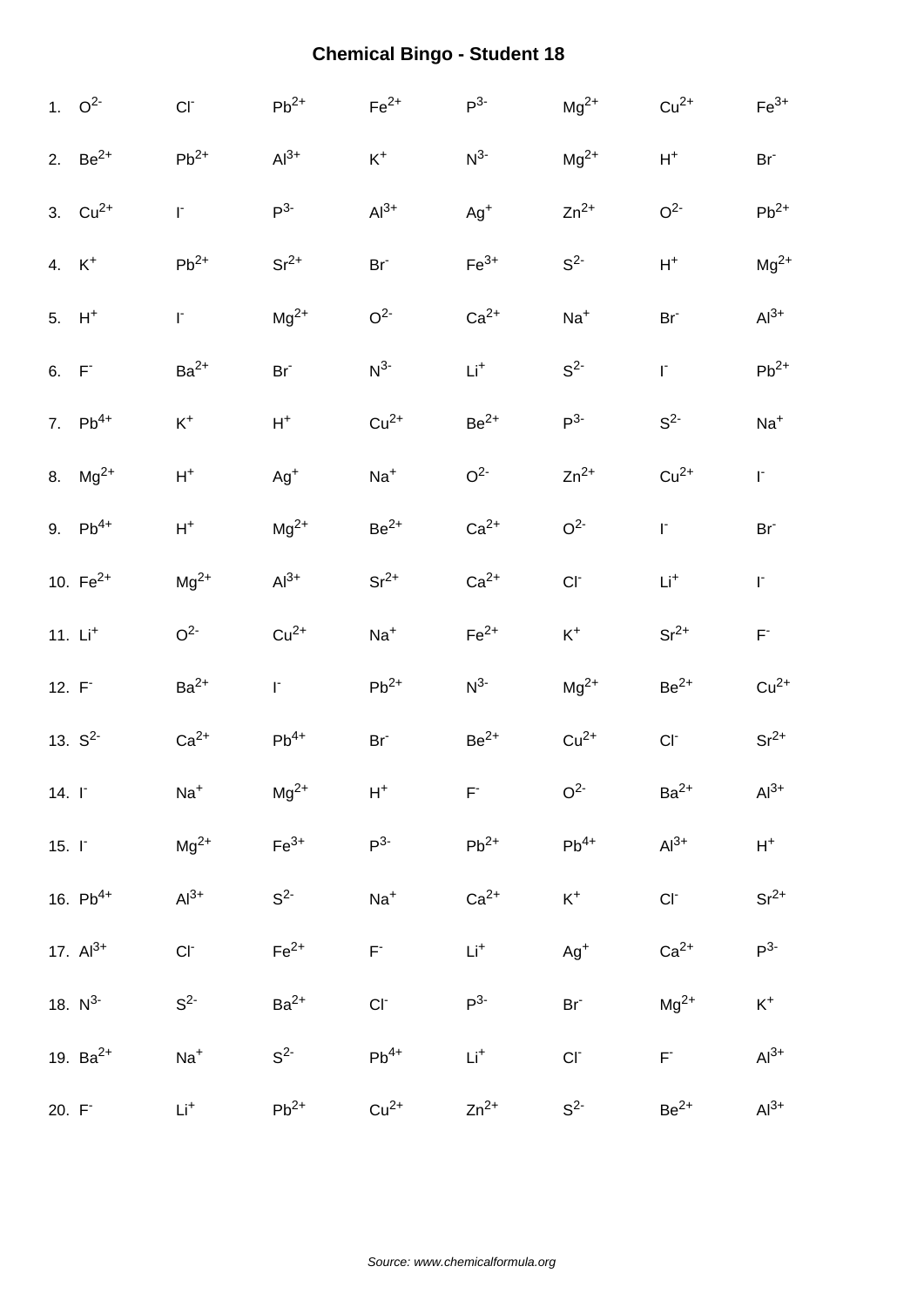# Chemical Bingo - Student 18

| | | | | | | | | |
|---|---|---|---|---|---|---|---|---|
| 1. | $O^{2-}$ | $Cl^{-}$ | $Pb^{2+}$ | $Fe^{2+}$ | $P^{3-}$ | $Mg^{2+}$ | $Cu^{2+}$ | $Fe^{3+}$ |
| 2. | $Be^{2+}$ | $Pb^{2+}$ | $Al^{3+}$ | $K^{+}$ | $N^{3-}$ | $Mg^{2+}$ | $H^{+}$ | $Br^{-}$ |
| 3. | $Cu^{2+}$ | $I^{-}$ | $P^{3-}$ | $Al^{3+}$ | $Ag^{+}$ | $Zn^{2+}$ | $O^{2-}$ | $Pb^{2+}$ |
| 4. | $K^{+}$ | $Pb^{2+}$ | $Sr^{2+}$ | $Br^{-}$ | $Fe^{3+}$ | $S^{2-}$ | $H^{+}$ | $Mg^{2+}$ |
| 5. | $H^{+}$ | $I^{-}$ | $Mg^{2+}$ | $O^{2-}$ | $Ca^{2+}$ | $Na^{+}$ | $Br^{-}$ | $Al^{3+}$ |
| 6. | $F^{-}$ | $Ba^{2+}$ | $Br^{-}$ | $N^{3-}$ | $Li^{+}$ | $S^{2-}$ | $I^{-}$ | $Pb^{2+}$ |
| 7. | $Pb^{4+}$ | $K^{+}$ | $H^{+}$ | $Cu^{2+}$ | $Be^{2+}$ | $P^{3-}$ | $S^{2-}$ | $Na^{+}$ |
| 8. | $Mg^{2+}$ | $H^{+}$ | $Ag^{+}$ | $Na^{+}$ | $O^{2-}$ | $Zn^{2+}$ | $Cu^{2+}$ | $I^{-}$ |
| 9. | $Pb^{4+}$ | $H^{+}$ | $Mg^{2+}$ | $Be^{2+}$ | $Ca^{2+}$ | $O^{2-}$ | $I^{-}$ | $Br^{-}$ |
| 10. | $Fe^{2+}$ | $Mg^{2+}$ | $Al^{3+}$ | $Sr^{2+}$ | $Ca^{2+}$ | $Cl^{-}$ | $Li^{+}$ | $I^{-}$ |
| 11. | $Li^{+}$ | $O^{2-}$ | $Cu^{2+}$ | $Na^{+}$ | $Fe^{2+}$ | $K^{+}$ | $Sr^{2+}$ | $F^{-}$ |
| 12. | $F^{-}$ | $Ba^{2+}$ | $I^{-}$ | $Pb^{2+}$ | $N^{3-}$ | $Mg^{2+}$ | $Be^{2+}$ | $Cu^{2+}$ |
| 13. | $S^{2-}$ | $Ca^{2+}$ | $Pb^{4+}$ | $Br^{-}$ | $Be^{2+}$ | $Cu^{2+}$ | $Cl^{-}$ | $Sr^{2+}$ |
| 14. | $I^{-}$ | $Na^{+}$ | $Mg^{2+}$ | $H^{+}$ | $F^{-}$ | $O^{2-}$ | $Ba^{2+}$ | $Al^{3+}$ |
| 15. | $I^{-}$ | $Mg^{2+}$ | $Fe^{3+}$ | $P^{3-}$ | $Pb^{2+}$ | $Pb^{4+}$ | $Al^{3+}$ | $H^{+}$ |
| 16. | $Pb^{4+}$ | $Al^{3+}$ | $S^{2-}$ | $Na^{+}$ | $Ca^{2+}$ | $K^{+}$ | $Cl^{-}$ | $Sr^{2+}$ |
| 17. | $Al^{3+}$ | $Cl^{-}$ | $Fe^{2+}$ | $F^{-}$ | $Li^{+}$ | $Ag^{+}$ | $Ca^{2+}$ | $P^{3-}$ |
| 18. | $N^{3-}$ | $S^{2-}$ | $Ba^{2+}$ | $Cl^{-}$ | $P^{3-}$ | $Br^{-}$ | $Mg^{2+}$ | $K^{+}$ |
| 19. | $Ba^{2+}$ | $Na^{+}$ | $S^{2-}$ | $Pb^{4+}$ | $Li^{+}$ | $Cl^{-}$ | $F^{-}$ | $Al^{3+}$ |
| 20. | $F^{-}$ | $Li^{+}$ | $Pb^{2+}$ | $Cu^{2+}$ | $Zn^{2+}$ | $S^{2-}$ | $Be^{2+}$ | $Al^{3+}$ |

*Source: www.chemicalformula.org*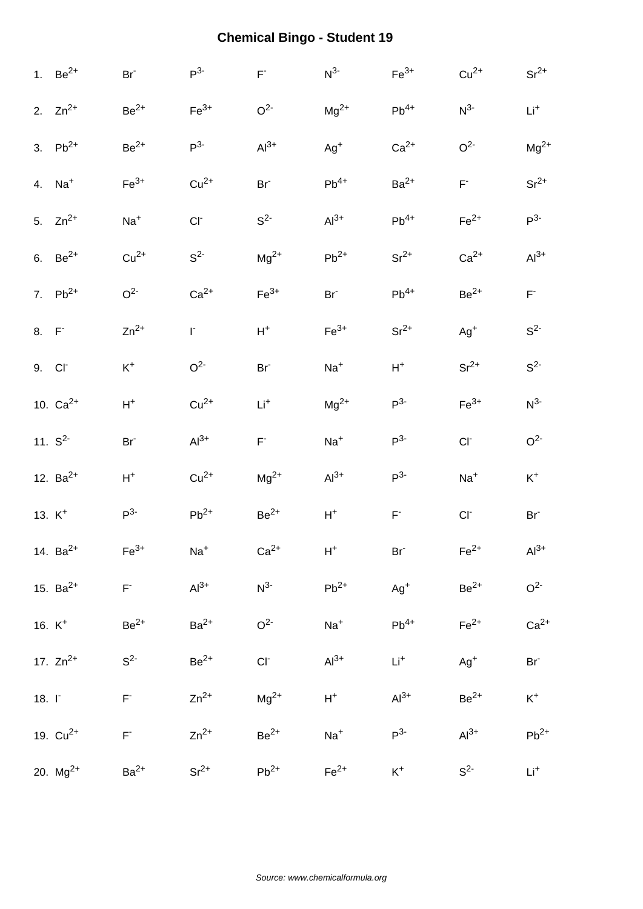# Chemical Bingo - Student 19

| | | | | | | | |
|---|---|---|---|---|---|---|---|
| 1. $Be^{2+}$ | $Br^{-}$ | $P^{3-}$ | $F^{-}$ | $N^{3-}$ | $Fe^{3+}$ | $Cu^{2+}$ | $Sr^{2+}$ |
| 2. $Zn^{2+}$ | $Be^{2+}$ | $Fe^{3+}$ | $O^{2-}$ | $Mg^{2+}$ | $Pb^{4+}$ | $N^{3-}$ | $Li^{+}$ |
| 3. $Pb^{2+}$ | $Be^{2+}$ | $P^{3-}$ | $Al^{3+}$ | $Ag^{+}$ | $Ca^{2+}$ | $O^{2-}$ | $Mg^{2+}$ |
| 4. $Na^{+}$ | $Fe^{3+}$ | $Cu^{2+}$ | $Br^{-}$ | $Pb^{4+}$ | $Ba^{2+}$ | $F^{-}$ | $Sr^{2+}$ |
| 5. $Zn^{2+}$ | $Na^{+}$ | $Cl^{-}$ | $S^{2-}$ | $Al^{3+}$ | $Pb^{4+}$ | $Fe^{2+}$ | $P^{3-}$ |
| 6. $Be^{2+}$ | $Cu^{2+}$ | $S^{2-}$ | $Mg^{2+}$ | $Pb^{2+}$ | $Sr^{2+}$ | $Ca^{2+}$ | $Al^{3+}$ |
| 7. $Pb^{2+}$ | $O^{2-}$ | $Ca^{2+}$ | $Fe^{3+}$ | $Br^{-}$ | $Pb^{4+}$ | $Be^{2+}$ | $F^{-}$ |
| 8. $F^{-}$ | $Zn^{2+}$ | $I^{-}$ | $H^{+}$ | $Fe^{3+}$ | $Sr^{2+}$ | $Ag^{+}$ | $S^{2-}$ |
| 9. $Cl^{-}$ | $K^{+}$ | $O^{2-}$ | $Br^{-}$ | $Na^{+}$ | $H^{+}$ | $Sr^{2+}$ | $S^{2-}$ |
| 10. $Ca^{2+}$ | $H^{+}$ | $Cu^{2+}$ | $Li^{+}$ | $Mg^{2+}$ | $P^{3-}$ | $Fe^{3+}$ | $N^{3-}$ |
| 11. $S^{2-}$ | $Br^{-}$ | $Al^{3+}$ | $F^{-}$ | $Na^{+}$ | $P^{3-}$ | $Cl^{-}$ | $O^{2-}$ |
| 12. $Ba^{2+}$ | $H^{+}$ | $Cu^{2+}$ | $Mg^{2+}$ | $Al^{3+}$ | $P^{3-}$ | $Na^{+}$ | $K^{+}$ |
| 13. $K^{+}$ | $P^{3-}$ | $Pb^{2+}$ | $Be^{2+}$ | $H^{+}$ | $F^{-}$ | $Cl^{-}$ | $Br^{-}$ |
| 14. $Ba^{2+}$ | $Fe^{3+}$ | $Na^{+}$ | $Ca^{2+}$ | $H^{+}$ | $Br^{-}$ | $Fe^{2+}$ | $Al^{3+}$ |
| 15. $Ba^{2+}$ | $F^{-}$ | $Al^{3+}$ | $N^{3-}$ | $Pb^{2+}$ | $Ag^{+}$ | $Be^{2+}$ | $O^{2-}$ |
| 16. $K^{+}$ | $Be^{2+}$ | $Ba^{2+}$ | $O^{2-}$ | $Na^{+}$ | $Pb^{4+}$ | $Fe^{2+}$ | $Ca^{2+}$ |
| 17. $Zn^{2+}$ | $S^{2-}$ | $Be^{2+}$ | $Cl^{-}$ | $Al^{3+}$ | $Li^{+}$ | $Ag^{+}$ | $Br^{-}$ |
| 18. $I^{-}$ | $F^{-}$ | $Zn^{2+}$ | $Mg^{2+}$ | $H^{+}$ | $Al^{3+}$ | $Be^{2+}$ | $K^{+}$ |
| 19. $Cu^{2+}$ | $F^{-}$ | $Zn^{2+}$ | $Be^{2+}$ | $Na^{+}$ | $P^{3-}$ | $Al^{3+}$ | $Pb^{2+}$ |
| 20. $Mg^{2+}$ | $Ba^{2+}$ | $Sr^{2+}$ | $Pb^{2+}$ | $Fe^{2+}$ | $K^{+}$ | $S^{2-}$ | $Li^{+}$ |

*Source: www.chemicalformula.org*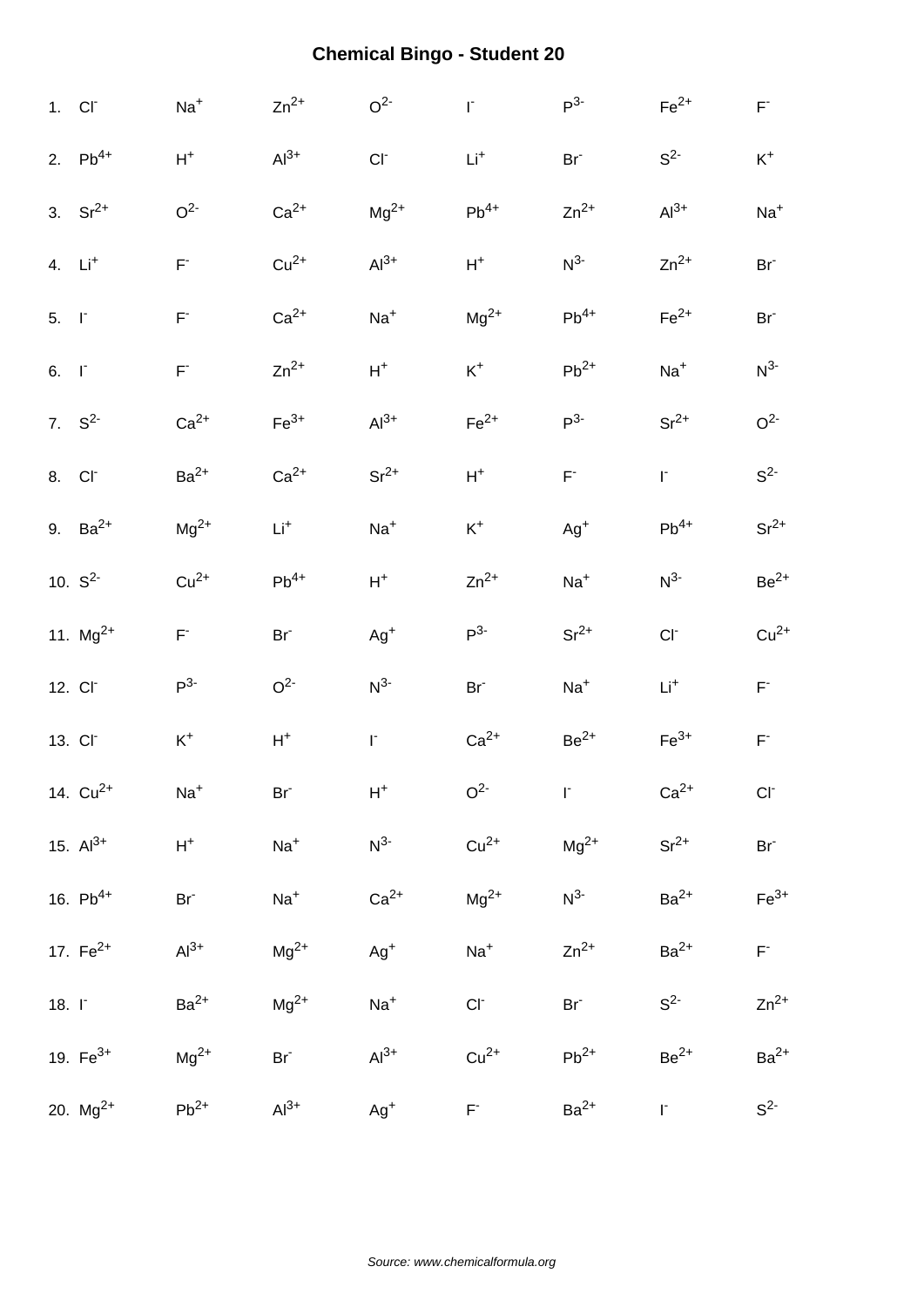# Chemical Bingo - Student 20

| | | | | | | | |
|---|---|---|---|---|---|---|---|
| 1. $Cl^-$ | $Na^+$ | $Zn^{2+}$ | $O^{2-}$ | $I^-$ | $P^{3-}$ | $Fe^{2+}$ | $F^-$ |
| 2. $Pb^{4+}$ | $H^+$ | $Al^{3+}$ | $Cl^-$ | $Li^+$ | $Br^-$ | $S^{2-}$ | $K^+$ |
| 3. $Sr^{2+}$ | $O^{2-}$ | $Ca^{2+}$ | $Mg^{2+}$ | $Pb^{4+}$ | $Zn^{2+}$ | $Al^{3+}$ | $Na^+$ |
| 4. $Li^+$ | $F^-$ | $Cu^{2+}$ | $Al^{3+}$ | $H^+$ | $N^{3-}$ | $Zn^{2+}$ | $Br^-$ |
| 5. $I^-$ | $F^-$ | $Ca^{2+}$ | $Na^+$ | $Mg^{2+}$ | $Pb^{4+}$ | $Fe^{2+}$ | $Br^-$ |
| 6. $I^-$ | $F^-$ | $Zn^{2+}$ | $H^+$ | $K^+$ | $Pb^{2+}$ | $Na^+$ | $N^{3-}$ |
| 7. $S^{2-}$ | $Ca^{2+}$ | $Fe^{3+}$ | $Al^{3+}$ | $Fe^{2+}$ | $P^{3-}$ | $Sr^{2+}$ | $O^{2-}$ |
| 8. $Cl^-$ | $Ba^{2+}$ | $Ca^{2+}$ | $Sr^{2+}$ | $H^+$ | $F^-$ | $I^-$ | $S^{2-}$ |
| 9. $Ba^{2+}$ | $Mg^{2+}$ | $Li^+$ | $Na^+$ | $K^+$ | $Ag^+$ | $Pb^{4+}$ | $Sr^{2+}$ |
| 10. $S^{2-}$ | $Cu^{2+}$ | $Pb^{4+}$ | $H^+$ | $Zn^{2+}$ | $Na^+$ | $N^{3-}$ | $Be^{2+}$ |
| 11. $Mg^{2+}$ | $F^-$ | $Br^-$ | $Ag^+$ | $P^{3-}$ | $Sr^{2+}$ | $Cl^-$ | $Cu^{2+}$ |
| 12. $Cl^-$ | $P^{3-}$ | $O^{2-}$ | $N^{3-}$ | $Br^-$ | $Na^+$ | $Li^+$ | $F^-$ |
| 13. $Cl^-$ | $K^+$ | $H^+$ | $I^-$ | $Ca^{2+}$ | $Be^{2+}$ | $Fe^{3+}$ | $F^-$ |
| 14. $Cu^{2+}$ | $Na^+$ | $Br^-$ | $H^+$ | $O^{2-}$ | $I^-$ | $Ca^{2+}$ | $Cl^-$ |
| 15. $Al^{3+}$ | $H^+$ | $Na^+$ | $N^{3-}$ | $Cu^{2+}$ | $Mg^{2+}$ | $Sr^{2+}$ | $Br^-$ |
| 16. $Pb^{4+}$ | $Br^-$ | $Na^+$ | $Ca^{2+}$ | $Mg^{2+}$ | $N^{3-}$ | $Ba^{2+}$ | $Fe^{3+}$ |
| 17. $Fe^{2+}$ | $Al^{3+}$ | $Mg^{2+}$ | $Ag^+$ | $Na^+$ | $Zn^{2+}$ | $Ba^{2+}$ | $F^-$ |
| 18. $I^-$ | $Ba^{2+}$ | $Mg^{2+}$ | $Na^+$ | $Cl^-$ | $Br^-$ | $S^{2-}$ | $Zn^{2+}$ |
| 19. $Fe^{3+}$ | $Mg^{2+}$ | $Br^-$ | $Al^{3+}$ | $Cu^{2+}$ | $Pb^{2+}$ | $Be^{2+}$ | $Ba^{2+}$ |
| 20. $Mg^{2+}$ | $Pb^{2+}$ | $Al^{3+}$ | $Ag^+$ | $F^-$ | $Ba^{2+}$ | $I^-$ | $S^{2-}$ |

*Source: www.chemicalformula.org*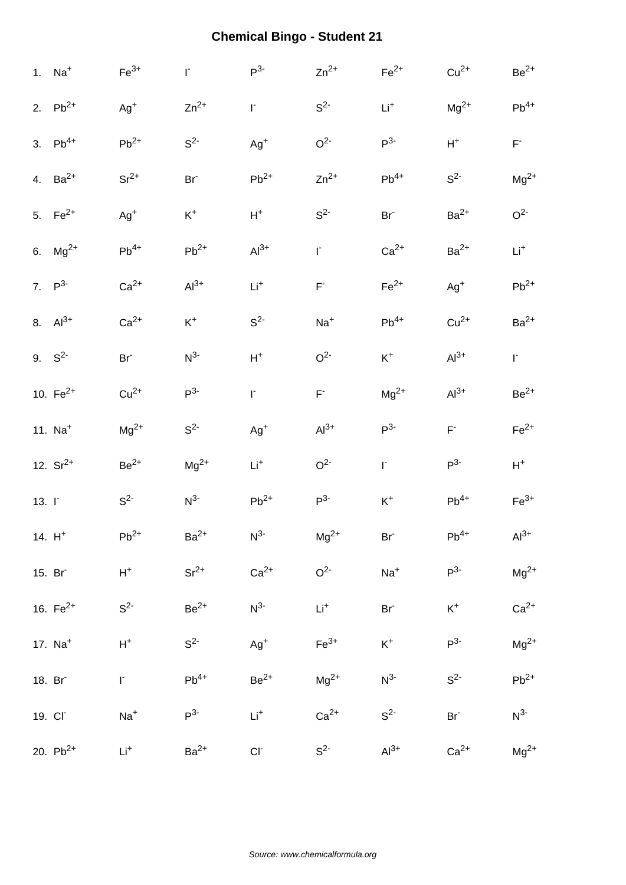# Chemical Bingo - Student 21

| | | | | | | | | |
|---|---|---|---|---|---|---|---|---|
| 1. | $Na^{+}$ | $Fe^{3+}$ | $I^{-}$ | $P^{3-}$ | $Zn^{2+}$ | $Fe^{2+}$ | $Cu^{2+}$ | $Be^{2+}$ |
| 2. | $Pb^{2+}$ | $Ag^{+}$ | $Zn^{2+}$ | $I^{-}$ | $S^{2-}$ | $Li^{+}$ | $Mg^{2+}$ | $Pb^{4+}$ |
| 3. | $Pb^{4+}$ | $Pb^{2+}$ | $S^{2-}$ | $Ag^{+}$ | $O^{2-}$ | $P^{3-}$ | $H^{+}$ | $F^{-}$ |
| 4. | $Ba^{2+}$ | $Sr^{2+}$ | $Br^{-}$ | $Pb^{2+}$ | $Zn^{2+}$ | $Pb^{4+}$ | $S^{2-}$ | $Mg^{2+}$ |
| 5. | $Fe^{2+}$ | $Ag^{+}$ | $K^{+}$ | $H^{+}$ | $S^{2-}$ | $Br^{-}$ | $Ba^{2+}$ | $O^{2-}$ |
| 6. | $Mg^{2+}$ | $Pb^{4+}$ | $Pb^{2+}$ | $Al^{3+}$ | $I^{-}$ | $Ca^{2+}$ | $Ba^{2+}$ | $Li^{+}$ |
| 7. | $P^{3-}$ | $Ca^{2+}$ | $Al^{3+}$ | $Li^{+}$ | $F^{-}$ | $Fe^{2+}$ | $Ag^{+}$ | $Pb^{2+}$ |
| 8. | $Al^{3+}$ | $Ca^{2+}$ | $K^{+}$ | $S^{2-}$ | $Na^{+}$ | $Pb^{4+}$ | $Cu^{2+}$ | $Ba^{2+}$ |
| 9. | $S^{2-}$ | $Br^{-}$ | $N^{3-}$ | $H^{+}$ | $O^{2-}$ | $K^{+}$ | $Al^{3+}$ | $I^{-}$ |
| 10. | $Fe^{2+}$ | $Cu^{2+}$ | $P^{3-}$ | $I^{-}$ | $F^{-}$ | $Mg^{2+}$ | $Al^{3+}$ | $Be^{2+}$ |
| 11. | $Na^{+}$ | $Mg^{2+}$ | $S^{2-}$ | $Ag^{+}$ | $Al^{3+}$ | $P^{3-}$ | $F^{-}$ | $Fe^{2+}$ |
| 12. | $Sr^{2+}$ | $Be^{2+}$ | $Mg^{2+}$ | $Li^{+}$ | $O^{2-}$ | $I^{-}$ | $P^{3-}$ | $H^{+}$ |
| 13. | $I^{-}$ | $S^{2-}$ | $N^{3-}$ | $Pb^{2+}$ | $P^{3-}$ | $K^{+}$ | $Pb^{4+}$ | $Fe^{3+}$ |
| 14. | $H^{+}$ | $Pb^{2+}$ | $Ba^{2+}$ | $N^{3-}$ | $Mg^{2+}$ | $Br^{-}$ | $Pb^{4+}$ | $Al^{3+}$ |
| 15. | $Br^{-}$ | $H^{+}$ | $Sr^{2+}$ | $Ca^{2+}$ | $O^{2-}$ | $Na^{+}$ | $P^{3-}$ | $Mg^{2+}$ |
| 16. | $Fe^{2+}$ | $S^{2-}$ | $Be^{2+}$ | $N^{3-}$ | $Li^{+}$ | $Br^{-}$ | $K^{+}$ | $Ca^{2+}$ |
| 17. | $Na^{+}$ | $H^{+}$ | $S^{2-}$ | $Ag^{+}$ | $Fe^{3+}$ | $K^{+}$ | $P^{3-}$ | $Mg^{2+}$ |
| 18. | $Br^{-}$ | $I^{-}$ | $Pb^{4+}$ | $Be^{2+}$ | $Mg^{2+}$ | $N^{3-}$ | $S^{2-}$ | $Pb^{2+}$ |
| 19. | $Cl^{-}$ | $Na^{+}$ | $P^{3-}$ | $Li^{+}$ | $Ca^{2+}$ | $S^{2-}$ | $Br^{-}$ | $N^{3-}$ |
| 20. | $Pb^{2+}$ | $Li^{+}$ | $Ba^{2+}$ | $Cl^{-}$ | $S^{2-}$ | $Al^{3+}$ | $Ca^{2+}$ | $Mg^{2+}$ |

*Source: www.chemicalformula.org*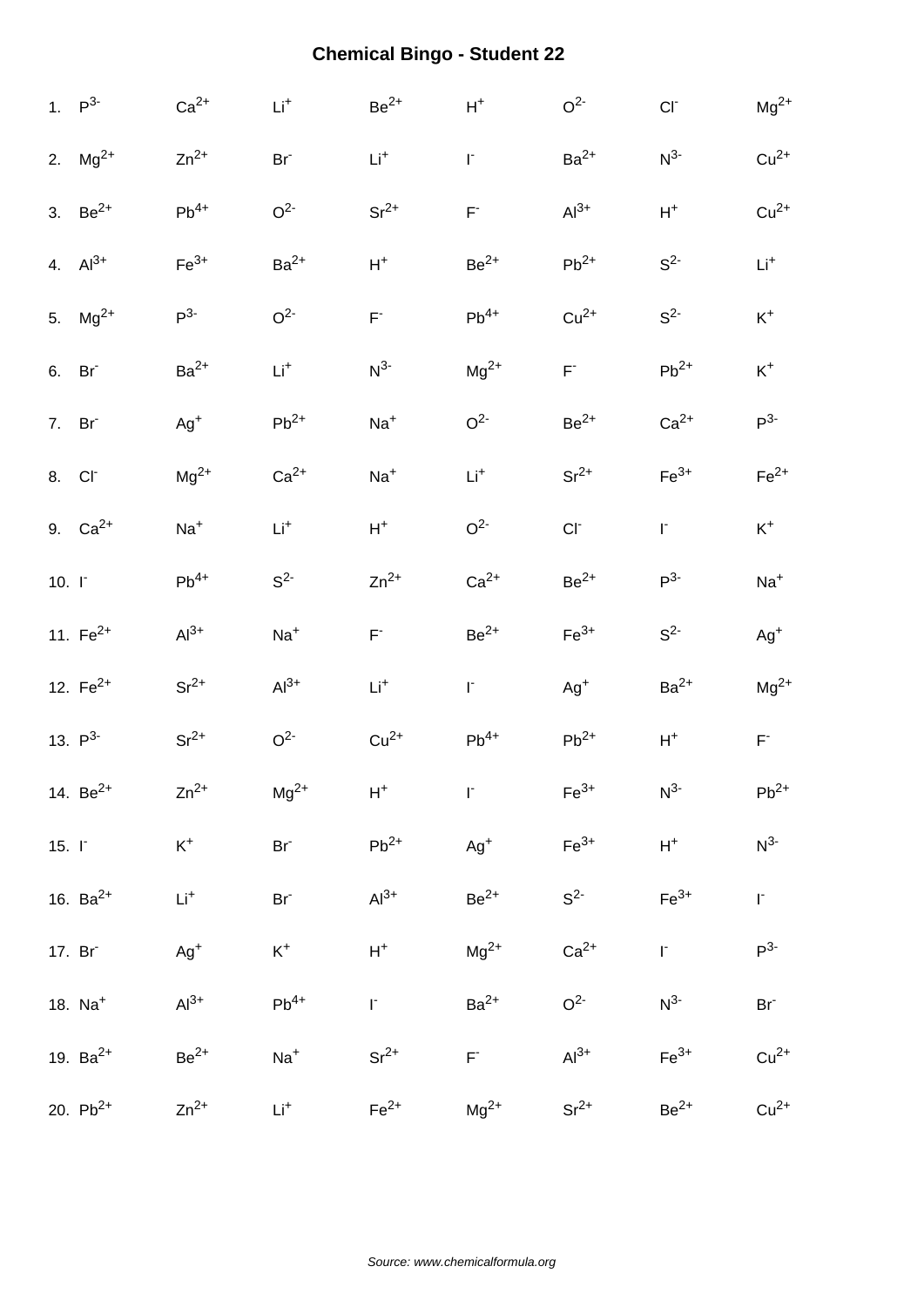# Chemical Bingo - Student 22

1. $P^{3-}$ $Ca^{2+}$ $Li^{+}$ $Be^{2+}$ $H^{+}$ $O^{2-}$ $Cl^{-}$ $Mg^{2+}$
2. $Mg^{2+}$ $Zn^{2+}$ $Br^{-}$ $Li^{+}$ $I^{-}$ $Ba^{2+}$ $N^{3-}$ $Cu^{2+}$
3. $Be^{2+}$ $Pb^{4+}$ $O^{2-}$ $Sr^{2+}$ $F^{-}$ $Al^{3+}$ $H^{+}$ $Cu^{2+}$
4. $Al^{3+}$ $Fe^{3+}$ $Ba^{2+}$ $H^{+}$ $Be^{2+}$ $Pb^{2+}$ $S^{2-}$ $Li^{+}$
5. $Mg^{2+}$ $P^{3-}$ $O^{2-}$ $F^{-}$ $Pb^{4+}$ $Cu^{2+}$ $S^{2-}$ $K^{+}$
6. $Br^{-}$ $Ba^{2+}$ $Li^{+}$ $N^{3-}$ $Mg^{2+}$ $F^{-}$ $Pb^{2+}$ $K^{+}$
7. $Br^{-}$ $Ag^{+}$ $Pb^{2+}$ $Na^{+}$ $O^{2-}$ $Be^{2+}$ $Ca^{2+}$ $P^{3-}$
8. $Cl^{-}$ $Mg^{2+}$ $Ca^{2+}$ $Na^{+}$ $Li^{+}$ $Sr^{2+}$ $Fe^{3+}$ $Fe^{2+}$
9. $Ca^{2+}$ $Na^{+}$ $Li^{+}$ $H^{+}$ $O^{2-}$ $Cl^{-}$ $I^{-}$ $K^{+}$
10. $I^{-}$ $Pb^{4+}$ $S^{2-}$ $Zn^{2+}$ $Ca^{2+}$ $Be^{2+}$ $P^{3-}$ $Na^{+}$
11. $Fe^{2+}$ $Al^{3+}$ $Na^{+}$ $F^{-}$ $Be^{2+}$ $Fe^{3+}$ $S^{2-}$ $Ag^{+}$
12. $Fe^{2+}$ $Sr^{2+}$ $Al^{3+}$ $Li^{+}$ $I^{-}$ $Ag^{+}$ $Ba^{2+}$ $Mg^{2+}$
13. $P^{3-}$ $Sr^{2+}$ $O^{2-}$ $Cu^{2+}$ $Pb^{4+}$ $Pb^{2+}$ $H^{+}$ $F^{-}$
14. $Be^{2+}$ $Zn^{2+}$ $Mg^{2+}$ $H^{+}$ $I^{-}$ $Fe^{3+}$ $N^{3-}$ $Pb^{2+}$
15. $I^{-}$ $K^{+}$ $Br^{-}$ $Pb^{2+}$ $Ag^{+}$ $Fe^{3+}$ $H^{+}$ $N^{3-}$
16. $Ba^{2+}$ $Li^{+}$ $Br^{-}$ $Al^{3+}$ $Be^{2+}$ $S^{2-}$ $Fe^{3+}$ $I^{-}$
17. $Br^{-}$ $Ag^{+}$ $K^{+}$ $H^{+}$ $Mg^{2+}$ $Ca^{2+}$ $I^{-}$ $P^{3-}$
18. $Na^{+}$ $Al^{3+}$ $Pb^{4+}$ $I^{-}$ $Ba^{2+}$ $O^{2-}$ $N^{3-}$ $Br^{-}$
19. $Ba^{2+}$ $Be^{2+}$ $Na^{+}$ $Sr^{2+}$ $F^{-}$ $Al^{3+}$ $Fe^{3+}$ $Cu^{2+}$
20. $Pb^{2+}$ $Zn^{2+}$ $Li^{+}$ $Fe^{2+}$ $Mg^{2+}$ $Sr^{2+}$ $Be^{2+}$ $Cu^{2+}$

*Source: www.chemicalformula.org*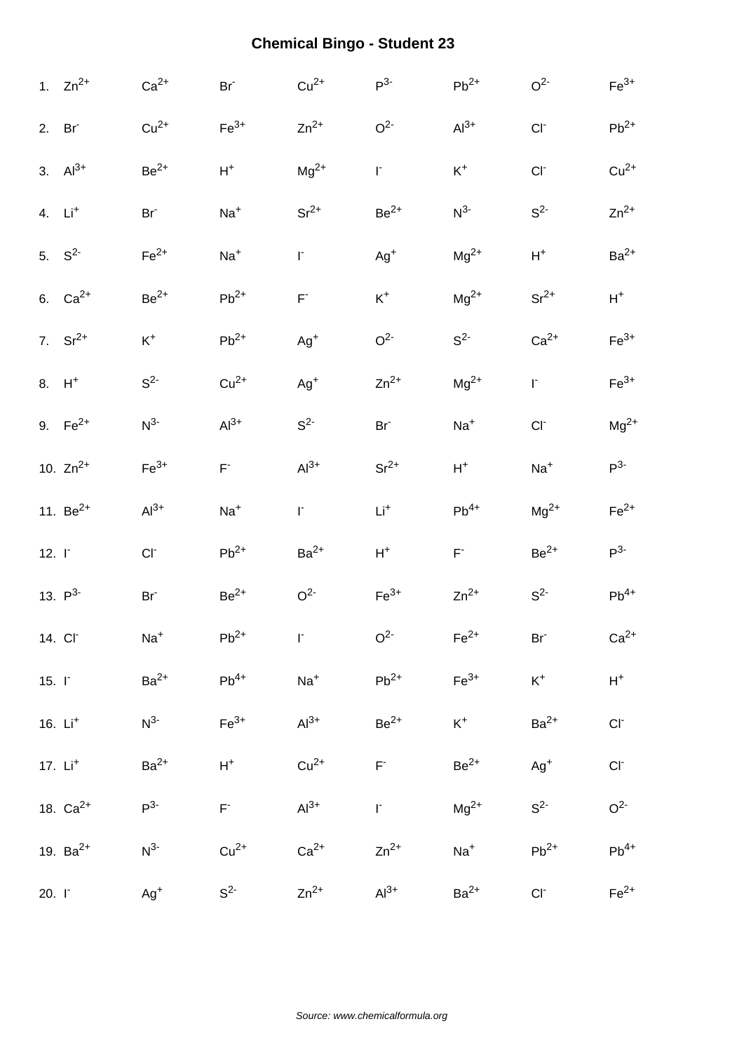# Chemical Bingo - Student 23

| | | | | | | | | |
|---|---|---|---|---|---|---|---|---|
| 1. | $Zn^{2+}$ | $Ca^{2+}$ | $Br^{-}$ | $Cu^{2+}$ | $P^{3-}$ | $Pb^{2+}$ | $O^{2-}$ | $Fe^{3+}$ |
| 2. | $Br^{-}$ | $Cu^{2+}$ | $Fe^{3+}$ | $Zn^{2+}$ | $O^{2-}$ | $Al^{3+}$ | $Cl^{-}$ | $Pb^{2+}$ |
| 3. | $Al^{3+}$ | $Be^{2+}$ | $H^{+}$ | $Mg^{2+}$ | $I^{-}$ | $K^{+}$ | $Cl^{-}$ | $Cu^{2+}$ |
| 4. | $Li^{+}$ | $Br^{-}$ | $Na^{+}$ | $Sr^{2+}$ | $Be^{2+}$ | $N^{3-}$ | $S^{2-}$ | $Zn^{2+}$ |
| 5. | $S^{2-}$ | $Fe^{2+}$ | $Na^{+}$ | $I^{-}$ | $Ag^{+}$ | $Mg^{2+}$ | $H^{+}$ | $Ba^{2+}$ |
| 6. | $Ca^{2+}$ | $Be^{2+}$ | $Pb^{2+}$ | $F^{-}$ | $K^{+}$ | $Mg^{2+}$ | $Sr^{2+}$ | $H^{+}$ |
| 7. | $Sr^{2+}$ | $K^{+}$ | $Pb^{2+}$ | $Ag^{+}$ | $O^{2-}$ | $S^{2-}$ | $Ca^{2+}$ | $Fe^{3+}$ |
| 8. | $H^{+}$ | $S^{2-}$ | $Cu^{2+}$ | $Ag^{+}$ | $Zn^{2+}$ | $Mg^{2+}$ | $I^{-}$ | $Fe^{3+}$ |
| 9. | $Fe^{2+}$ | $N^{3-}$ | $Al^{3+}$ | $S^{2-}$ | $Br^{-}$ | $Na^{+}$ | $Cl^{-}$ | $Mg^{2+}$ |
| 10. | $Zn^{2+}$ | $Fe^{3+}$ | $F^{-}$ | $Al^{3+}$ | $Sr^{2+}$ | $H^{+}$ | $Na^{+}$ | $P^{3-}$ |
| 11. | $Be^{2+}$ | $Al^{3+}$ | $Na^{+}$ | $I^{-}$ | $Li^{+}$ | $Pb^{4+}$ | $Mg^{2+}$ | $Fe^{2+}$ |
| 12. | $I^{-}$ | $Cl^{-}$ | $Pb^{2+}$ | $Ba^{2+}$ | $H^{+}$ | $F^{-}$ | $Be^{2+}$ | $P^{3-}$ |
| 13. | $P^{3-}$ | $Br^{-}$ | $Be^{2+}$ | $O^{2-}$ | $Fe^{3+}$ | $Zn^{2+}$ | $S^{2-}$ | $Pb^{4+}$ |
| 14. | $Cl^{-}$ | $Na^{+}$ | $Pb^{2+}$ | $I^{-}$ | $O^{2-}$ | $Fe^{2+}$ | $Br^{-}$ | $Ca^{2+}$ |
| 15. | $I^{-}$ | $Ba^{2+}$ | $Pb^{4+}$ | $Na^{+}$ | $Pb^{2+}$ | $Fe^{3+}$ | $K^{+}$ | $H^{+}$ |
| 16. | $Li^{+}$ | $N^{3-}$ | $Fe^{3+}$ | $Al^{3+}$ | $Be^{2+}$ | $K^{+}$ | $Ba^{2+}$ | $Cl^{-}$ |
| 17. | $Li^{+}$ | $Ba^{2+}$ | $H^{+}$ | $Cu^{2+}$ | $F^{-}$ | $Be^{2+}$ | $Ag^{+}$ | $Cl^{-}$ |
| 18. | $Ca^{2+}$ | $P^{3-}$ | $F^{-}$ | $Al^{3+}$ | $I^{-}$ | $Mg^{2+}$ | $S^{2-}$ | $O^{2-}$ |
| 19. | $Ba^{2+}$ | $N^{3-}$ | $Cu^{2+}$ | $Ca^{2+}$ | $Zn^{2+}$ | $Na^{+}$ | $Pb^{2+}$ | $Pb^{4+}$ |
| 20. | $I^{-}$ | $Ag^{+}$ | $S^{2-}$ | $Zn^{2+}$ | $Al^{3+}$ | $Ba^{2+}$ | $Cl^{-}$ | $Fe^{2+}$ |

*Source: www.chemicalformula.org*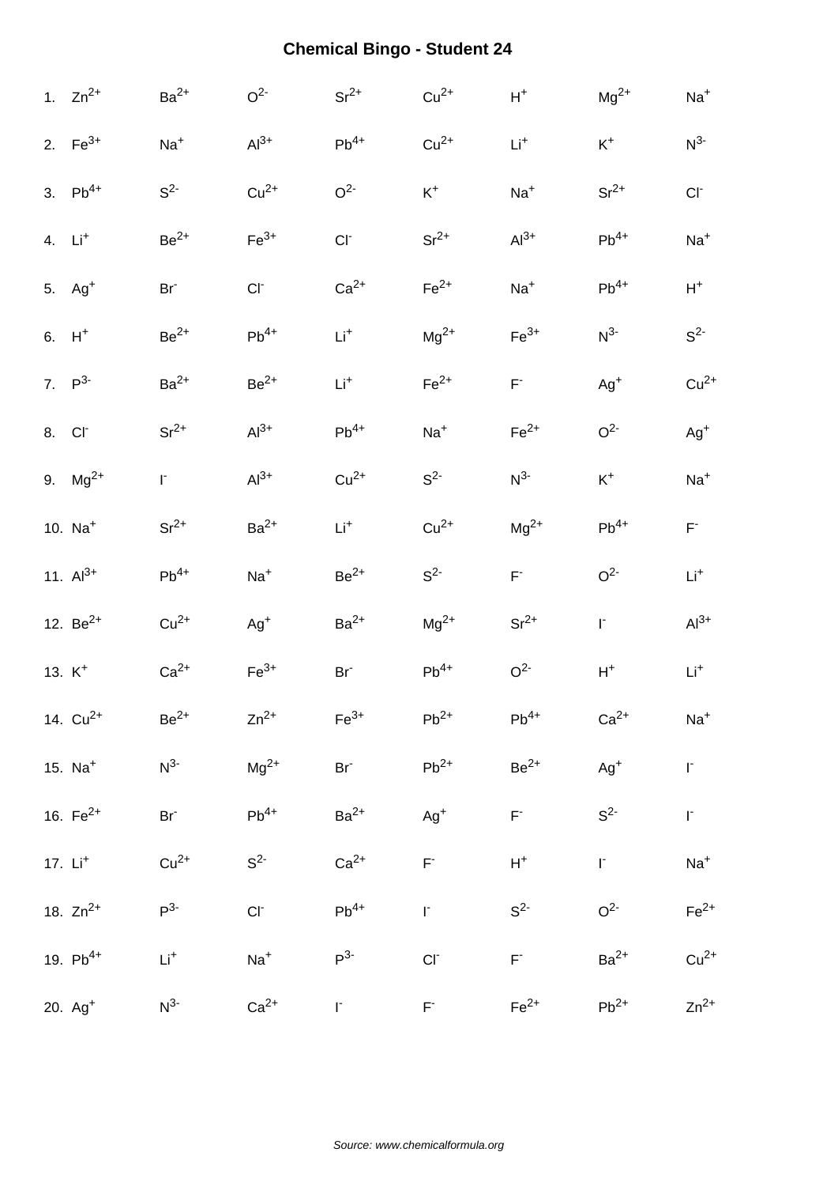# Chemical Bingo - Student 24

| | | | | | | | | |
|---|---|---|---|---|---|---|---|---|
| 1. | $Zn^{2+}$ | $Ba^{2+}$ | $O^{2-}$ | $Sr^{2+}$ | $Cu^{2+}$ | $H^{+}$ | $Mg^{2+}$ | $Na^{+}$ |
| 2. | $Fe^{3+}$ | $Na^{+}$ | $Al^{3+}$ | $Pb^{4+}$ | $Cu^{2+}$ | $Li^{+}$ | $K^{+}$ | $N^{3-}$ |
| 3. | $Pb^{4+}$ | $S^{2-}$ | $Cu^{2+}$ | $O^{2-}$ | $K^{+}$ | $Na^{+}$ | $Sr^{2+}$ | $Cl^{-}$ |
| 4. | $Li^{+}$ | $Be^{2+}$ | $Fe^{3+}$ | $Cl^{-}$ | $Sr^{2+}$ | $Al^{3+}$ | $Pb^{4+}$ | $Na^{+}$ |
| 5. | $Ag^{+}$ | $Br^{-}$ | $Cl^{-}$ | $Ca^{2+}$ | $Fe^{2+}$ | $Na^{+}$ | $Pb^{4+}$ | $H^{+}$ |
| 6. | $H^{+}$ | $Be^{2+}$ | $Pb^{4+}$ | $Li^{+}$ | $Mg^{2+}$ | $Fe^{3+}$ | $N^{3-}$ | $S^{2-}$ |
| 7. | $P^{3-}$ | $Ba^{2+}$ | $Be^{2+}$ | $Li^{+}$ | $Fe^{2+}$ | $F^{-}$ | $Ag^{+}$ | $Cu^{2+}$ |
| 8. | $Cl^{-}$ | $Sr^{2+}$ | $Al^{3+}$ | $Pb^{4+}$ | $Na^{+}$ | $Fe^{2+}$ | $O^{2-}$ | $Ag^{+}$ |
| 9. | $Mg^{2+}$ | $I^{-}$ | $Al^{3+}$ | $Cu^{2+}$ | $S^{2-}$ | $N^{3-}$ | $K^{+}$ | $Na^{+}$ |
| 10. | $Na^{+}$ | $Sr^{2+}$ | $Ba^{2+}$ | $Li^{+}$ | $Cu^{2+}$ | $Mg^{2+}$ | $Pb^{4+}$ | $F^{-}$ |
| 11. | $Al^{3+}$ | $Pb^{4+}$ | $Na^{+}$ | $Be^{2+}$ | $S^{2-}$ | $F^{-}$ | $O^{2-}$ | $Li^{+}$ |
| 12. | $Be^{2+}$ | $Cu^{2+}$ | $Ag^{+}$ | $Ba^{2+}$ | $Mg^{2+}$ | $Sr^{2+}$ | $I^{-}$ | $Al^{3+}$ |
| 13. | $K^{+}$ | $Ca^{2+}$ | $Fe^{3+}$ | $Br^{-}$ | $Pb^{4+}$ | $O^{2-}$ | $H^{+}$ | $Li^{+}$ |
| 14. | $Cu^{2+}$ | $Be^{2+}$ | $Zn^{2+}$ | $Fe^{3+}$ | $Pb^{2+}$ | $Pb^{4+}$ | $Ca^{2+}$ | $Na^{+}$ |
| 15. | $Na^{+}$ | $N^{3-}$ | $Mg^{2+}$ | $Br^{-}$ | $Pb^{2+}$ | $Be^{2+}$ | $Ag^{+}$ | $I^{-}$ |
| 16. | $Fe^{2+}$ | $Br^{-}$ | $Pb^{4+}$ | $Ba^{2+}$ | $Ag^{+}$ | $F^{-}$ | $S^{2-}$ | $I^{-}$ |
| 17. | $Li^{+}$ | $Cu^{2+}$ | $S^{2-}$ | $Ca^{2+}$ | $F^{-}$ | $H^{+}$ | $I^{-}$ | $Na^{+}$ |
| 18. | $Zn^{2+}$ | $P^{3-}$ | $Cl^{-}$ | $Pb^{4+}$ | $I^{-}$ | $S^{2-}$ | $O^{2-}$ | $Fe^{2+}$ |
| 19. | $Pb^{4+}$ | $Li^{+}$ | $Na^{+}$ | $P^{3-}$ | $Cl^{-}$ | $F^{-}$ | $Ba^{2+}$ | $Cu^{2+}$ |
| 20. | $Ag^{+}$ | $N^{3-}$ | $Ca^{2+}$ | $I^{-}$ | $F^{-}$ | $Fe^{2+}$ | $Pb^{2+}$ | $Zn^{2+}$ |

*Source: www.chemicalformula.org*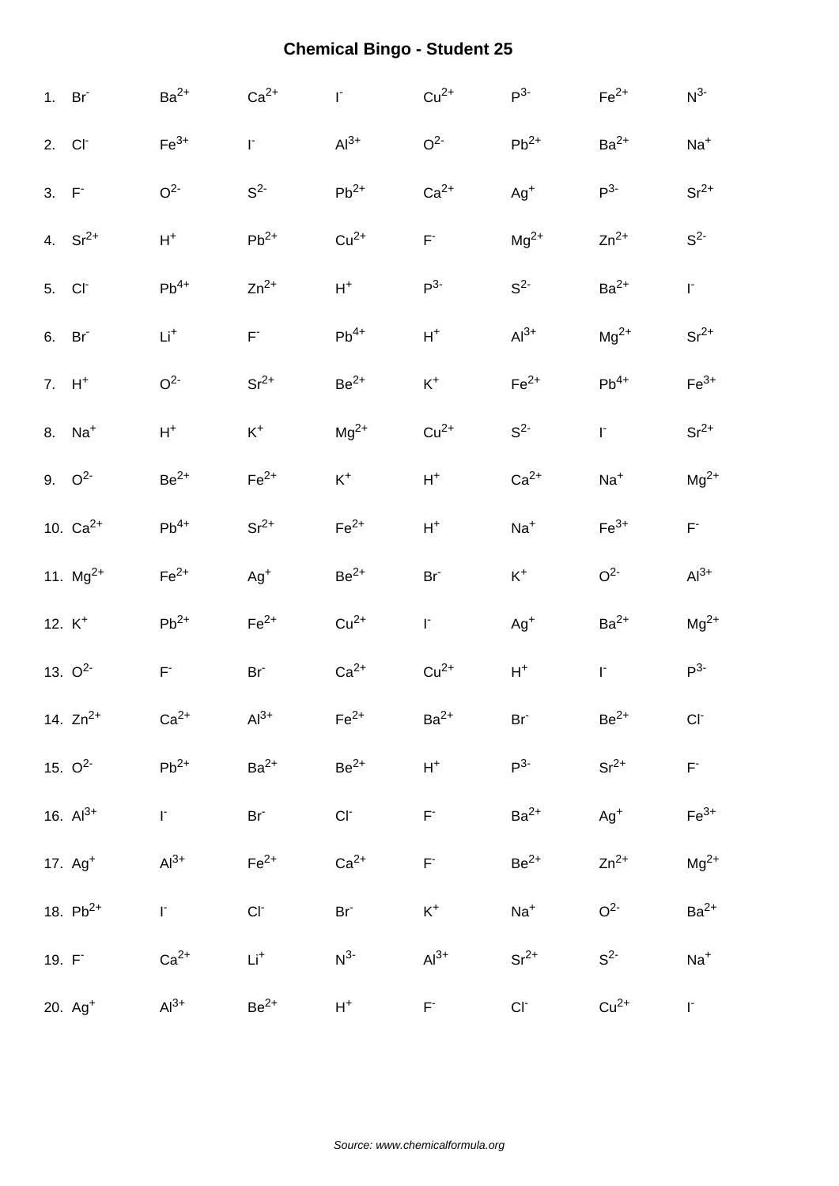# Chemical Bingo - Student 25

| | | | | | | | |
|---|---|---|---|---|---|---|---|
| 1. $Br^-$ | $Ba^{2+}$ | $Ca^{2+}$ | $I^-$ | $Cu^{2+}$ | $P^{3-}$ | $Fe^{2+}$ | $N^{3-}$ |
| 2. $Cl^-$ | $Fe^{3+}$ | $I^-$ | $Al^{3+}$ | $O^{2-}$ | $Pb^{2+}$ | $Ba^{2+}$ | $Na^+$ |
| 3. $F^-$ | $O^{2-}$ | $S^{2-}$ | $Pb^{2+}$ | $Ca^{2+}$ | $Ag^+$ | $P^{3-}$ | $Sr^{2+}$ |
| 4. $Sr^{2+}$ | $H^+$ | $Pb^{2+}$ | $Cu^{2+}$ | $F^-$ | $Mg^{2+}$ | $Zn^{2+}$ | $S^{2-}$ |
| 5. $Cl^-$ | $Pb^{4+}$ | $Zn^{2+}$ | $H^+$ | $P^{3-}$ | $S^{2-}$ | $Ba^{2+}$ | $I^-$ |
| 6. $Br^-$ | $Li^+$ | $F^-$ | $Pb^{4+}$ | $H^+$ | $Al^{3+}$ | $Mg^{2+}$ | $Sr^{2+}$ |
| 7. $H^+$ | $O^{2-}$ | $Sr^{2+}$ | $Be^{2+}$ | $K^+$ | $Fe^{2+}$ | $Pb^{4+}$ | $Fe^{3+}$ |
| 8. $Na^+$ | $H^+$ | $K^+$ | $Mg^{2+}$ | $Cu^{2+}$ | $S^{2-}$ | $I^-$ | $Sr^{2+}$ |
| 9. $O^{2-}$ | $Be^{2+}$ | $Fe^{2+}$ | $K^+$ | $H^+$ | $Ca^{2+}$ | $Na^+$ | $Mg^{2+}$ |
| 10. $Ca^{2+}$ | $Pb^{4+}$ | $Sr^{2+}$ | $Fe^{2+}$ | $H^+$ | $Na^+$ | $Fe^{3+}$ | $F^-$ |
| 11. $Mg^{2+}$ | $Fe^{2+}$ | $Ag^+$ | $Be^{2+}$ | $Br^-$ | $K^+$ | $O^{2-}$ | $Al^{3+}$ |
| 12. $K^+$ | $Pb^{2+}$ | $Fe^{2+}$ | $Cu^{2+}$ | $I^-$ | $Ag^+$ | $Ba^{2+}$ | $Mg^{2+}$ |
| 13. $O^{2-}$ | $F^-$ | $Br^-$ | $Ca^{2+}$ | $Cu^{2+}$ | $H^+$ | $I^-$ | $P^{3-}$ |
| 14. $Zn^{2+}$ | $Ca^{2+}$ | $Al^{3+}$ | $Fe^{2+}$ | $Ba^{2+}$ | $Br^-$ | $Be^{2+}$ | $Cl^-$ |
| 15. $O^{2-}$ | $Pb^{2+}$ | $Ba^{2+}$ | $Be^{2+}$ | $H^+$ | $P^{3-}$ | $Sr^{2+}$ | $F^-$ |
| 16. $Al^{3+}$ | $I^-$ | $Br^-$ | $Cl^-$ | $F^-$ | $Ba^{2+}$ | $Ag^+$ | $Fe^{3+}$ |
| 17. $Ag^+$ | $Al^{3+}$ | $Fe^{2+}$ | $Ca^{2+}$ | $F^-$ | $Be^{2+}$ | $Zn^{2+}$ | $Mg^{2+}$ |
| 18. $Pb^{2+}$ | $I^-$ | $Cl^-$ | $Br^-$ | $K^+$ | $Na^+$ | $O^{2-}$ | $Ba^{2+}$ |
| 19. $F^-$ | $Ca^{2+}$ | $Li^+$ | $N^{3-}$ | $Al^{3+}$ | $Sr^{2+}$ | $S^{2-}$ | $Na^+$ |
| 20. $Ag^+$ | $Al^{3+}$ | $Be^{2+}$ | $H^+$ | $F^-$ | $Cl^-$ | $Cu^{2+}$ | $I^-$ |

*Source: www.chemicalformula.org*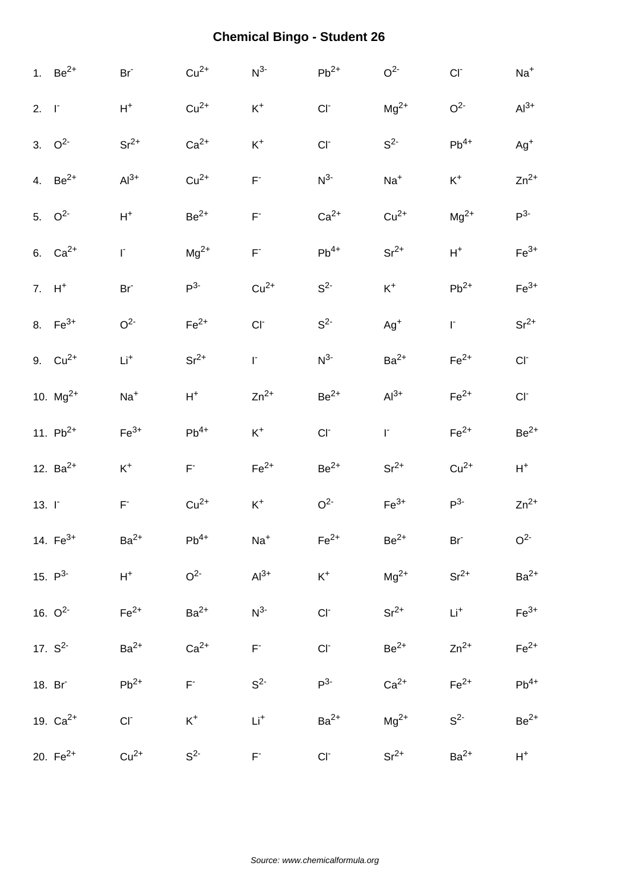# Chemical Bingo - Student 26

| | | | | | | | |
|---|---|---|---|---|---|---|---|
| 1. $Be^{2+}$ | $Br^{-}$ | $Cu^{2+}$ | $N^{3-}$ | $Pb^{2+}$ | $O^{2-}$ | $Cl^{-}$ | $Na^{+}$ |
| 2. $I^{-}$ | $H^{+}$ | $Cu^{2+}$ | $K^{+}$ | $Cl^{-}$ | $Mg^{2+}$ | $O^{2-}$ | $Al^{3+}$ |
| 3. $O^{2-}$ | $Sr^{2+}$ | $Ca^{2+}$ | $K^{+}$ | $Cl^{-}$ | $S^{2-}$ | $Pb^{4+}$ | $Ag^{+}$ |
| 4. $Be^{2+}$ | $Al^{3+}$ | $Cu^{2+}$ | $F^{-}$ | $N^{3-}$ | $Na^{+}$ | $K^{+}$ | $Zn^{2+}$ |
| 5. $O^{2-}$ | $H^{+}$ | $Be^{2+}$ | $F^{-}$ | $Ca^{2+}$ | $Cu^{2+}$ | $Mg^{2+}$ | $P^{3-}$ |
| 6. $Ca^{2+}$ | $I^{-}$ | $Mg^{2+}$ | $F^{-}$ | $Pb^{4+}$ | $Sr^{2+}$ | $H^{+}$ | $Fe^{3+}$ |
| 7. $H^{+}$ | $Br^{-}$ | $P^{3-}$ | $Cu^{2+}$ | $S^{2-}$ | $K^{+}$ | $Pb^{2+}$ | $Fe^{3+}$ |
| 8. $Fe^{3+}$ | $O^{2-}$ | $Fe^{2+}$ | $Cl^{-}$ | $S^{2-}$ | $Ag^{+}$ | $I^{-}$ | $Sr^{2+}$ |
| 9. $Cu^{2+}$ | $Li^{+}$ | $Sr^{2+}$ | $I^{-}$ | $N^{3-}$ | $Ba^{2+}$ | $Fe^{2+}$ | $Cl^{-}$ |
| 10. $Mg^{2+}$ | $Na^{+}$ | $H^{+}$ | $Zn^{2+}$ | $Be^{2+}$ | $Al^{3+}$ | $Fe^{2+}$ | $Cl^{-}$ |
| 11. $Pb^{2+}$ | $Fe^{3+}$ | $Pb^{4+}$ | $K^{+}$ | $Cl^{-}$ | $I^{-}$ | $Fe^{2+}$ | $Be^{2+}$ |
| 12. $Ba^{2+}$ | $K^{+}$ | $F^{-}$ | $Fe^{2+}$ | $Be^{2+}$ | $Sr^{2+}$ | $Cu^{2+}$ | $H^{+}$ |
| 13. $I^{-}$ | $F^{-}$ | $Cu^{2+}$ | $K^{+}$ | $O^{2-}$ | $Fe^{3+}$ | $P^{3-}$ | $Zn^{2+}$ |
| 14. $Fe^{3+}$ | $Ba^{2+}$ | $Pb^{4+}$ | $Na^{+}$ | $Fe^{2+}$ | $Be^{2+}$ | $Br^{-}$ | $O^{2-}$ |
| 15. $P^{3-}$ | $H^{+}$ | $O^{2-}$ | $Al^{3+}$ | $K^{+}$ | $Mg^{2+}$ | $Sr^{2+}$ | $Ba^{2+}$ |
| 16. $O^{2-}$ | $Fe^{2+}$ | $Ba^{2+}$ | $N^{3-}$ | $Cl^{-}$ | $Sr^{2+}$ | $Li^{+}$ | $Fe^{3+}$ |
| 17. $S^{2-}$ | $Ba^{2+}$ | $Ca^{2+}$ | $F^{-}$ | $Cl^{-}$ | $Be^{2+}$ | $Zn^{2+}$ | $Fe^{2+}$ |
| 18. $Br^{-}$ | $Pb^{2+}$ | $F^{-}$ | $S^{2-}$ | $P^{3-}$ | $Ca^{2+}$ | $Fe^{2+}$ | $Pb^{4+}$ |
| 19. $Ca^{2+}$ | $Cl^{-}$ | $K^{+}$ | $Li^{+}$ | $Ba^{2+}$ | $Mg^{2+}$ | $S^{2-}$ | $Be^{2+}$ |
| 20. $Fe^{2+}$ | $Cu^{2+}$ | $S^{2-}$ | $F^{-}$ | $Cl^{-}$ | $Sr^{2+}$ | $Ba^{2+}$ | $H^{+}$ |

*Source: www.chemicalformula.org*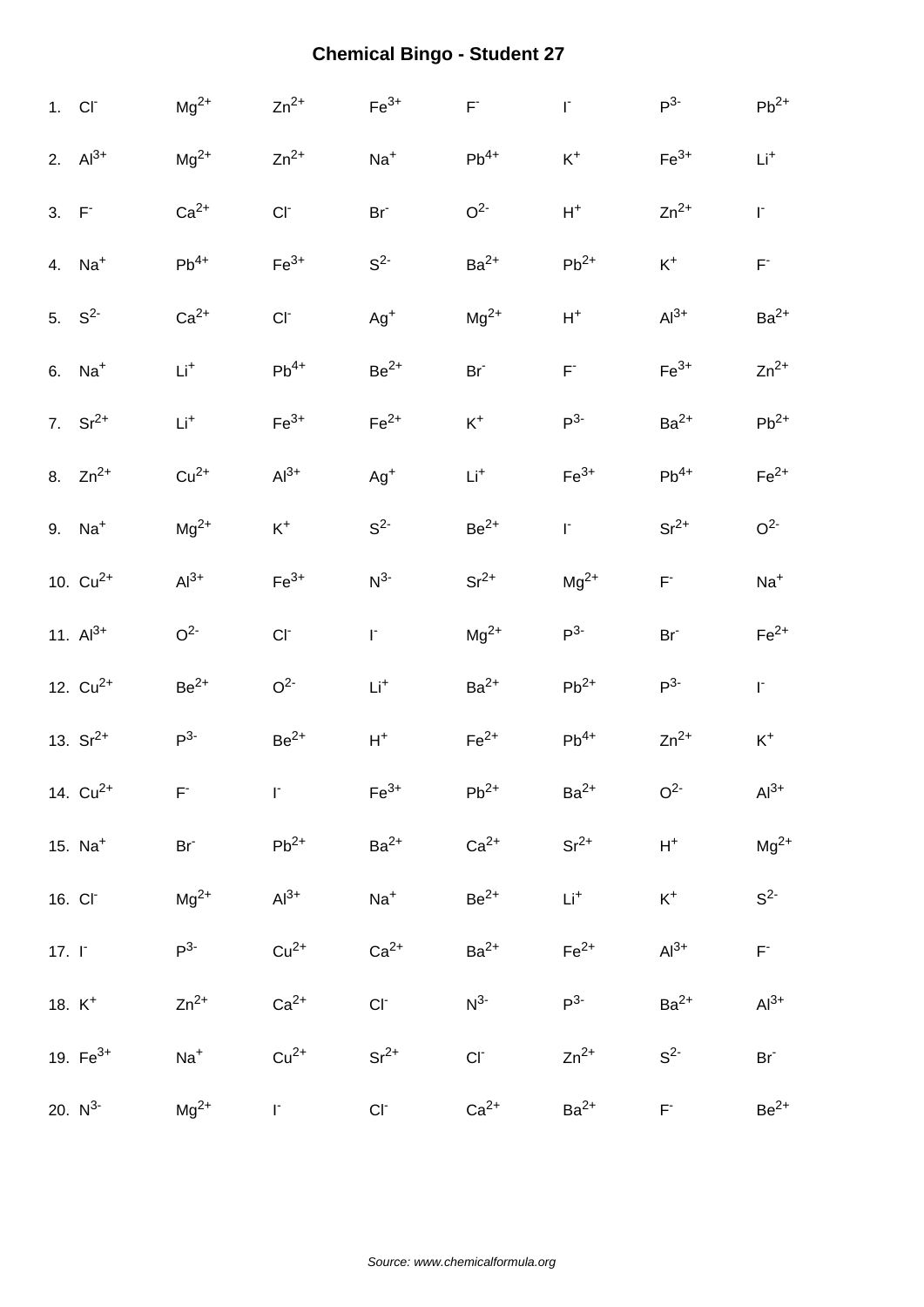# Chemical Bingo - Student 27

| | | | | | | | | |
|---|---|---|---|---|---|---|---|---|
| 1. | $Cl^-$ | $Mg^{2+}$ | $Zn^{2+}$ | $Fe^{3+}$ | $F^-$ | $I^-$ | $P^{3-}$ | $Pb^{2+}$ |
| 2. | $Al^{3+}$ | $Mg^{2+}$ | $Zn^{2+}$ | $Na^+$ | $Pb^{4+}$ | $K^+$ | $Fe^{3+}$ | $Li^+$ |
| 3. | $F^-$ | $Ca^{2+}$ | $Cl^-$ | $Br^-$ | $O^{2-}$ | $H^+$ | $Zn^{2+}$ | $I^-$ |
| 4. | $Na^+$ | $Pb^{4+}$ | $Fe^{3+}$ | $S^{2-}$ | $Ba^{2+}$ | $Pb^{2+}$ | $K^+$ | $F^-$ |
| 5. | $S^{2-}$ | $Ca^{2+}$ | $Cl^-$ | $Ag^+$ | $Mg^{2+}$ | $H^+$ | $Al^{3+}$ | $Ba^{2+}$ |
| 6. | $Na^+$ | $Li^+$ | $Pb^{4+}$ | $Be^{2+}$ | $Br^-$ | $F^-$ | $Fe^{3+}$ | $Zn^{2+}$ |
| 7. | $Sr^{2+}$ | $Li^+$ | $Fe^{3+}$ | $Fe^{2+}$ | $K^+$ | $P^{3-}$ | $Ba^{2+}$ | $Pb^{2+}$ |
| 8. | $Zn^{2+}$ | $Cu^{2+}$ | $Al^{3+}$ | $Ag^+$ | $Li^+$ | $Fe^{3+}$ | $Pb^{4+}$ | $Fe^{2+}$ |
| 9. | $Na^+$ | $Mg^{2+}$ | $K^+$ | $S^{2-}$ | $Be^{2+}$ | $I^-$ | $Sr^{2+}$ | $O^{2-}$ |
| 10. | $Cu^{2+}$ | $Al^{3+}$ | $Fe^{3+}$ | $N^{3-}$ | $Sr^{2+}$ | $Mg^{2+}$ | $F^-$ | $Na^+$ |
| 11. | $Al^{3+}$ | $O^{2-}$ | $Cl^-$ | $I^-$ | $Mg^{2+}$ | $P^{3-}$ | $Br^-$ | $Fe^{2+}$ |
| 12. | $Cu^{2+}$ | $Be^{2+}$ | $O^{2-}$ | $Li^+$ | $Ba^{2+}$ | $Pb^{2+}$ | $P^{3-}$ | $I^-$ |
| 13. | $Sr^{2+}$ | $P^{3-}$ | $Be^{2+}$ | $H^+$ | $Fe^{2+}$ | $Pb^{4+}$ | $Zn^{2+}$ | $K^+$ |
| 14. | $Cu^{2+}$ | $F^-$ | $I^-$ | $Fe^{3+}$ | $Pb^{2+}$ | $Ba^{2+}$ | $O^{2-}$ | $Al^{3+}$ |
| 15. | $Na^+$ | $Br^-$ | $Pb^{2+}$ | $Ba^{2+}$ | $Ca^{2+}$ | $Sr^{2+}$ | $H^+$ | $Mg^{2+}$ |
| 16. | $Cl^-$ | $Mg^{2+}$ | $Al^{3+}$ | $Na^+$ | $Be^{2+}$ | $Li^+$ | $K^+$ | $S^{2-}$ |
| 17. | $I^-$ | $P^{3-}$ | $Cu^{2+}$ | $Ca^{2+}$ | $Ba^{2+}$ | $Fe^{2+}$ | $Al^{3+}$ | $F^-$ |
| 18. | $K^+$ | $Zn^{2+}$ | $Ca^{2+}$ | $Cl^-$ | $N^{3-}$ | $P^{3-}$ | $Ba^{2+}$ | $Al^{3+}$ |
| 19. | $Fe^{3+}$ | $Na^+$ | $Cu^{2+}$ | $Sr^{2+}$ | $Cl^-$ | $Zn^{2+}$ | $S^{2-}$ | $Br^-$ |
| 20. | $N^{3-}$ | $Mg^{2+}$ | $I^-$ | $Cl^-$ | $Ca^{2+}$ | $Ba^{2+}$ | $F^-$ | $Be^{2+}$ |

*Source: www.chemicalformula.org*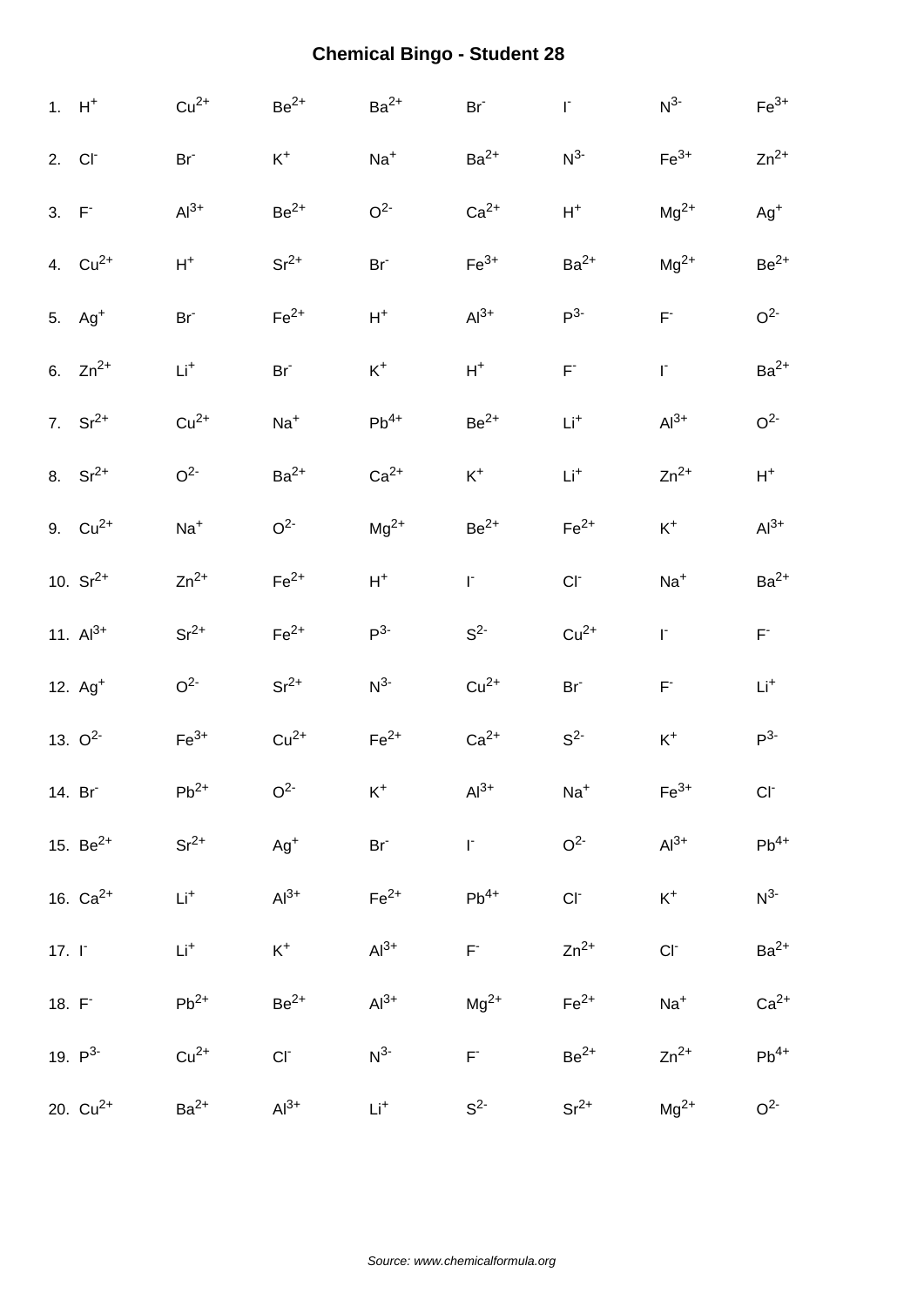# Chemical Bingo - Student 28

| | | | | | | | |
|---|---|---|---|---|---|---|---|
| 1. $H^{+}$ | $Cu^{2+}$ | $Be^{2+}$ | $Ba^{2+}$ | $Br^{-}$ | $I^{-}$ | $N^{3-}$ | $Fe^{3+}$ |
| 2. $Cl^{-}$ | $Br^{-}$ | $K^{+}$ | $Na^{+}$ | $Ba^{2+}$ | $N^{3-}$ | $Fe^{3+}$ | $Zn^{2+}$ |
| 3. $F^{-}$ | $Al^{3+}$ | $Be^{2+}$ | $O^{2-}$ | $Ca^{2+}$ | $H^{+}$ | $Mg^{2+}$ | $Ag^{+}$ |
| 4. $Cu^{2+}$ | $H^{+}$ | $Sr^{2+}$ | $Br^{-}$ | $Fe^{3+}$ | $Ba^{2+}$ | $Mg^{2+}$ | $Be^{2+}$ |
| 5. $Ag^{+}$ | $Br^{-}$ | $Fe^{2+}$ | $H^{+}$ | $Al^{3+}$ | $P^{3-}$ | $F^{-}$ | $O^{2-}$ |
| 6. $Zn^{2+}$ | $Li^{+}$ | $Br^{-}$ | $K^{+}$ | $H^{+}$ | $F^{-}$ | $I^{-}$ | $Ba^{2+}$ |
| 7. $Sr^{2+}$ | $Cu^{2+}$ | $Na^{+}$ | $Pb^{4+}$ | $Be^{2+}$ | $Li^{+}$ | $Al^{3+}$ | $O^{2-}$ |
| 8. $Sr^{2+}$ | $O^{2-}$ | $Ba^{2+}$ | $Ca^{2+}$ | $K^{+}$ | $Li^{+}$ | $Zn^{2+}$ | $H^{+}$ |
| 9. $Cu^{2+}$ | $Na^{+}$ | $O^{2-}$ | $Mg^{2+}$ | $Be^{2+}$ | $Fe^{2+}$ | $K^{+}$ | $Al^{3+}$ |
| 10. $Sr^{2+}$ | $Zn^{2+}$ | $Fe^{2+}$ | $H^{+}$ | $I^{-}$ | $Cl^{-}$ | $Na^{+}$ | $Ba^{2+}$ |
| 11. $Al^{3+}$ | $Sr^{2+}$ | $Fe^{2+}$ | $P^{3-}$ | $S^{2-}$ | $Cu^{2+}$ | $I^{-}$ | $F^{-}$ |
| 12. $Ag^{+}$ | $O^{2-}$ | $Sr^{2+}$ | $N^{3-}$ | $Cu^{2+}$ | $Br^{-}$ | $F^{-}$ | $Li^{+}$ |
| 13. $O^{2-}$ | $Fe^{3+}$ | $Cu^{2+}$ | $Fe^{2+}$ | $Ca^{2+}$ | $S^{2-}$ | $K^{+}$ | $P^{3-}$ |
| 14. $Br^{-}$ | $Pb^{2+}$ | $O^{2-}$ | $K^{+}$ | $Al^{3+}$ | $Na^{+}$ | $Fe^{3+}$ | $Cl^{-}$ |
| 15. $Be^{2+}$ | $Sr^{2+}$ | $Ag^{+}$ | $Br^{-}$ | $I^{-}$ | $O^{2-}$ | $Al^{3+}$ | $Pb^{4+}$ |
| 16. $Ca^{2+}$ | $Li^{+}$ | $Al^{3+}$ | $Fe^{2+}$ | $Pb^{4+}$ | $Cl^{-}$ | $K^{+}$ | $N^{3-}$ |
| 17. $I^{-}$ | $Li^{+}$ | $K^{+}$ | $Al^{3+}$ | $F^{-}$ | $Zn^{2+}$ | $Cl^{-}$ | $Ba^{2+}$ |
| 18. $F^{-}$ | $Pb^{2+}$ | $Be^{2+}$ | $Al^{3+}$ | $Mg^{2+}$ | $Fe^{2+}$ | $Na^{+}$ | $Ca^{2+}$ |
| 19. $P^{3-}$ | $Cu^{2+}$ | $Cl^{-}$ | $N^{3-}$ | $F^{-}$ | $Be^{2+}$ | $Zn^{2+}$ | $Pb^{4+}$ |
| 20. $Cu^{2+}$ | $Ba^{2+}$ | $Al^{3+}$ | $Li^{+}$ | $S^{2-}$ | $Sr^{2+}$ | $Mg^{2+}$ | $O^{2-}$ |

*Source: www.chemicalformula.org*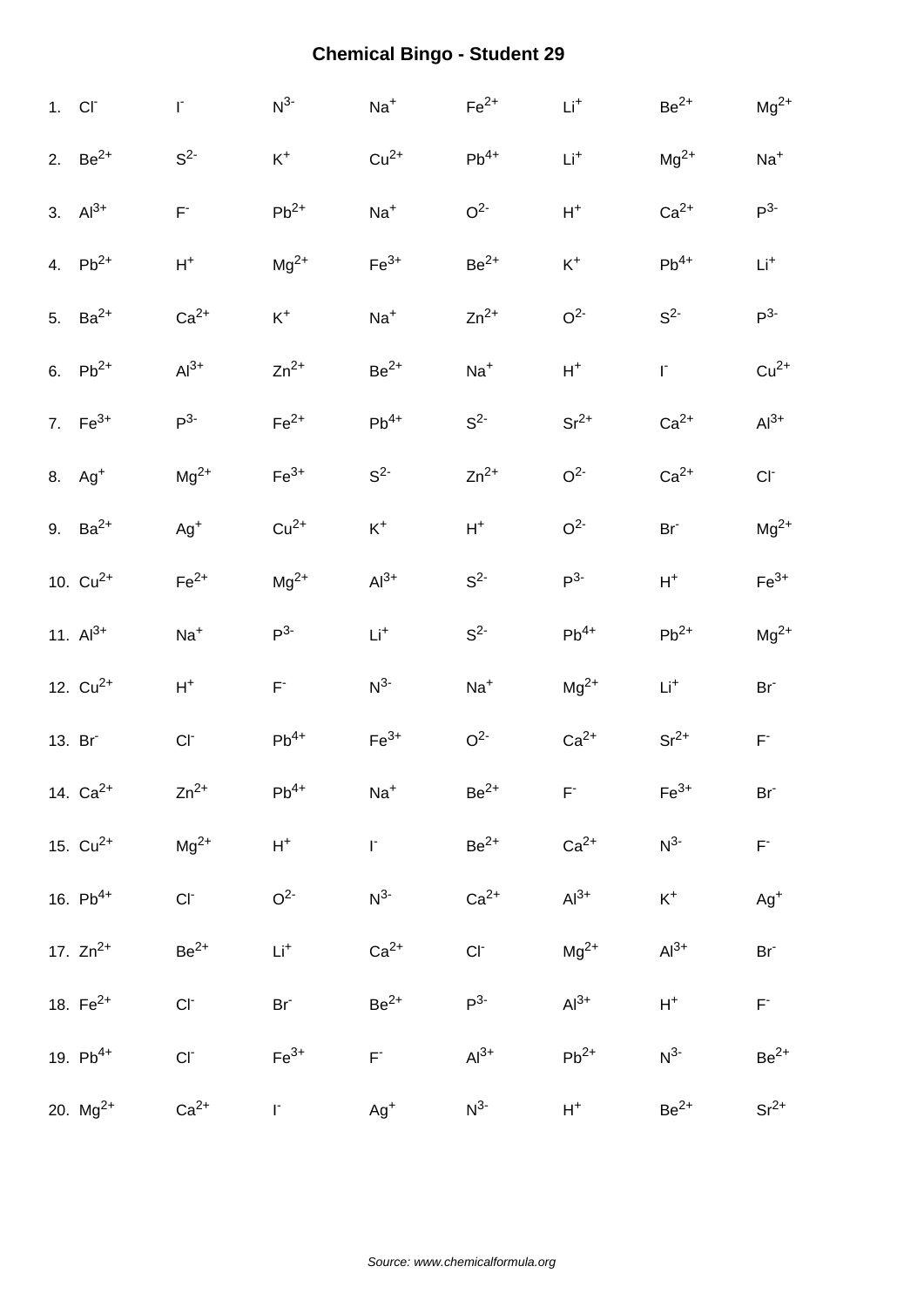# Chemical Bingo - Student 29

| | | | | | | | | |
|---|---|---|---|---|---|---|---|---|
| 1. | $Cl^-$ | $I^-$ | $N^{3-}$ | $Na^+$ | $Fe^{2+}$ | $Li^+$ | $Be^{2+}$ | $Mg^{2+}$ |
| 2. | $Be^{2+}$ | $S^{2-}$ | $K^+$ | $Cu^{2+}$ | $Pb^{4+}$ | $Li^+$ | $Mg^{2+}$ | $Na^+$ |
| 3. | $Al^{3+}$ | $F^-$ | $Pb^{2+}$ | $Na^+$ | $O^{2-}$ | $H^+$ | $Ca^{2+}$ | $P^{3-}$ |
| 4. | $Pb^{2+}$ | $H^+$ | $Mg^{2+}$ | $Fe^{3+}$ | $Be^{2+}$ | $K^+$ | $Pb^{4+}$ | $Li^+$ |
| 5. | $Ba^{2+}$ | $Ca^{2+}$ | $K^+$ | $Na^+$ | $Zn^{2+}$ | $O^{2-}$ | $S^{2-}$ | $P^{3-}$ |
| 6. | $Pb^{2+}$ | $Al^{3+}$ | $Zn^{2+}$ | $Be^{2+}$ | $Na^+$ | $H^+$ | $I^-$ | $Cu^{2+}$ |
| 7. | $Fe^{3+}$ | $P^{3-}$ | $Fe^{2+}$ | $Pb^{4+}$ | $S^{2-}$ | $Sr^{2+}$ | $Ca^{2+}$ | $Al^{3+}$ |
| 8. | $Ag^+$ | $Mg^{2+}$ | $Fe^{3+}$ | $S^{2-}$ | $Zn^{2+}$ | $O^{2-}$ | $Ca^{2+}$ | $Cl^-$ |
| 9. | $Ba^{2+}$ | $Ag^+$ | $Cu^{2+}$ | $K^+$ | $H^+$ | $O^{2-}$ | $Br^-$ | $Mg^{2+}$ |
| 10. | $Cu^{2+}$ | $Fe^{2+}$ | $Mg^{2+}$ | $Al^{3+}$ | $S^{2-}$ | $P^{3-}$ | $H^+$ | $Fe^{3+}$ |
| 11. | $Al^{3+}$ | $Na^+$ | $P^{3-}$ | $Li^+$ | $S^{2-}$ | $Pb^{4+}$ | $Pb^{2+}$ | $Mg^{2+}$ |
| 12. | $Cu^{2+}$ | $H^+$ | $F^-$ | $N^{3-}$ | $Na^+$ | $Mg^{2+}$ | $Li^+$ | $Br^-$ |
| 13. | $Br^-$ | $Cl^-$ | $Pb^{4+}$ | $Fe^{3+}$ | $O^{2-}$ | $Ca^{2+}$ | $Sr^{2+}$ | $F^-$ |
| 14. | $Ca^{2+}$ | $Zn^{2+}$ | $Pb^{4+}$ | $Na^+$ | $Be^{2+}$ | $F^-$ | $Fe^{3+}$ | $Br^-$ |
| 15. | $Cu^{2+}$ | $Mg^{2+}$ | $H^+$ | $I^-$ | $Be^{2+}$ | $Ca^{2+}$ | $N^{3-}$ | $F^-$ |
| 16. | $Pb^{4+}$ | $Cl^-$ | $O^{2-}$ | $N^{3-}$ | $Ca^{2+}$ | $Al^{3+}$ | $K^+$ | $Ag^+$ |
| 17. | $Zn^{2+}$ | $Be^{2+}$ | $Li^+$ | $Ca^{2+}$ | $Cl^-$ | $Mg^{2+}$ | $Al^{3+}$ | $Br^-$ |
| 18. | $Fe^{2+}$ | $Cl^-$ | $Br^-$ | $Be^{2+}$ | $P^{3-}$ | $Al^{3+}$ | $H^+$ | $F^-$ |
| 19. | $Pb^{4+}$ | $Cl^-$ | $Fe^{3+}$ | $F^-$ | $Al^{3+}$ | $Pb^{2+}$ | $N^{3-}$ | $Be^{2+}$ |
| 20. | $Mg^{2+}$ | $Ca^{2+}$ | $I^-$ | $Ag^+$ | $N^{3-}$ | $H^+$ | $Be^{2+}$ | $Sr^{2+}$ |

*Source: www.chemicalformula.org*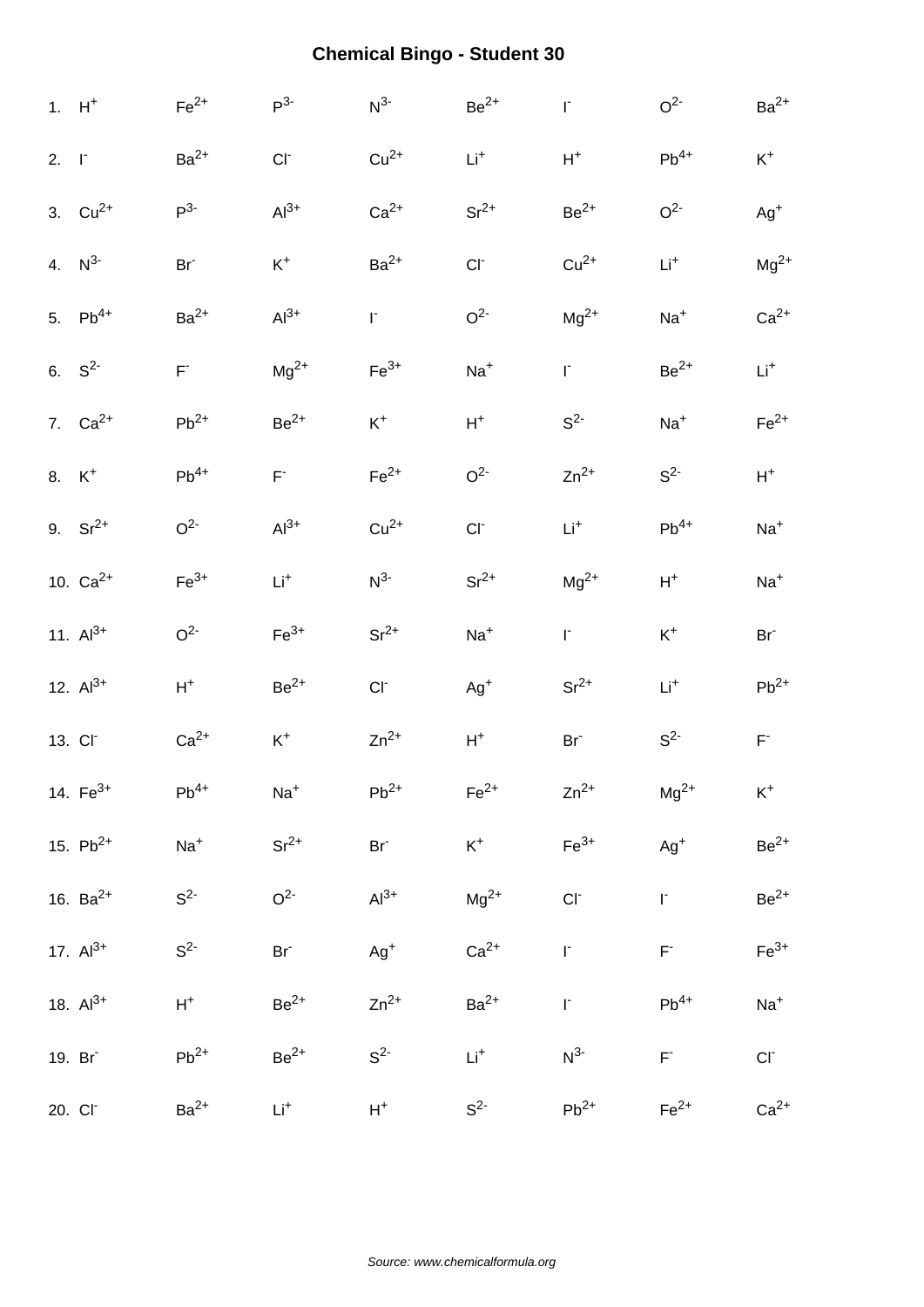# Chemical Bingo - Student 30

| | | | | | | | | |
|---|---|---|---|---|---|---|---|---|
| 1. | $H^{+}$ | $Fe^{2+}$ | $P^{3-}$ | $N^{3-}$ | $Be^{2+}$ | $I^{-}$ | $O^{2-}$ | $Ba^{2+}$ |
| 2. | $I^{-}$ | $Ba^{2+}$ | $Cl^{-}$ | $Cu^{2+}$ | $Li^{+}$ | $H^{+}$ | $Pb^{4+}$ | $K^{+}$ |
| 3. | $Cu^{2+}$ | $P^{3-}$ | $Al^{3+}$ | $Ca^{2+}$ | $Sr^{2+}$ | $Be^{2+}$ | $O^{2-}$ | $Ag^{+}$ |
| 4. | $N^{3-}$ | $Br^{-}$ | $K^{+}$ | $Ba^{2+}$ | $Cl^{-}$ | $Cu^{2+}$ | $Li^{+}$ | $Mg^{2+}$ |
| 5. | $Pb^{4+}$ | $Ba^{2+}$ | $Al^{3+}$ | $I^{-}$ | $O^{2-}$ | $Mg^{2+}$ | $Na^{+}$ | $Ca^{2+}$ |
| 6. | $S^{2-}$ | $F^{-}$ | $Mg^{2+}$ | $Fe^{3+}$ | $Na^{+}$ | $I^{-}$ | $Be^{2+}$ | $Li^{+}$ |
| 7. | $Ca^{2+}$ | $Pb^{2+}$ | $Be^{2+}$ | $K^{+}$ | $H^{+}$ | $S^{2-}$ | $Na^{+}$ | $Fe^{2+}$ |
| 8. | $K^{+}$ | $Pb^{4+}$ | $F^{-}$ | $Fe^{2+}$ | $O^{2-}$ | $Zn^{2+}$ | $S^{2-}$ | $H^{+}$ |
| 9. | $Sr^{2+}$ | $O^{2-}$ | $Al^{3+}$ | $Cu^{2+}$ | $Cl^{-}$ | $Li^{+}$ | $Pb^{4+}$ | $Na^{+}$ |
| 10. | $Ca^{2+}$ | $Fe^{3+}$ | $Li^{+}$ | $N^{3-}$ | $Sr^{2+}$ | $Mg^{2+}$ | $H^{+}$ | $Na^{+}$ |
| 11. | $Al^{3+}$ | $O^{2-}$ | $Fe^{3+}$ | $Sr^{2+}$ | $Na^{+}$ | $I^{-}$ | $K^{+}$ | $Br^{-}$ |
| 12. | $Al^{3+}$ | $H^{+}$ | $Be^{2+}$ | $Cl^{-}$ | $Ag^{+}$ | $Sr^{2+}$ | $Li^{+}$ | $Pb^{2+}$ |
| 13. | $Cl^{-}$ | $Ca^{2+}$ | $K^{+}$ | $Zn^{2+}$ | $H^{+}$ | $Br^{-}$ | $S^{2-}$ | $F^{-}$ |
| 14. | $Fe^{3+}$ | $Pb^{4+}$ | $Na^{+}$ | $Pb^{2+}$ | $Fe^{2+}$ | $Zn^{2+}$ | $Mg^{2+}$ | $K^{+}$ |
| 15. | $Pb^{2+}$ | $Na^{+}$ | $Sr^{2+}$ | $Br^{-}$ | $K^{+}$ | $Fe^{3+}$ | $Ag^{+}$ | $Be^{2+}$ |
| 16. | $Ba^{2+}$ | $S^{2-}$ | $O^{2-}$ | $Al^{3+}$ | $Mg^{2+}$ | $Cl^{-}$ | $I^{-}$ | $Be^{2+}$ |
| 17. | $Al^{3+}$ | $S^{2-}$ | $Br^{-}$ | $Ag^{+}$ | $Ca^{2+}$ | $I^{-}$ | $F^{-}$ | $Fe^{3+}$ |
| 18. | $Al^{3+}$ | $H^{+}$ | $Be^{2+}$ | $Zn^{2+}$ | $Ba^{2+}$ | $I^{-}$ | $Pb^{4+}$ | $Na^{+}$ |
| 19. | $Br^{-}$ | $Pb^{2+}$ | $Be^{2+}$ | $S^{2-}$ | $Li^{+}$ | $N^{3-}$ | $F^{-}$ | $Cl^{-}$ |
| 20. | $Cl^{-}$ | $Ba^{2+}$ | $Li^{+}$ | $H^{+}$ | $S^{2-}$ | $Pb^{2+}$ | $Fe^{2+}$ | $Ca^{2+}$ |

*Source: www.chemicalformula.org*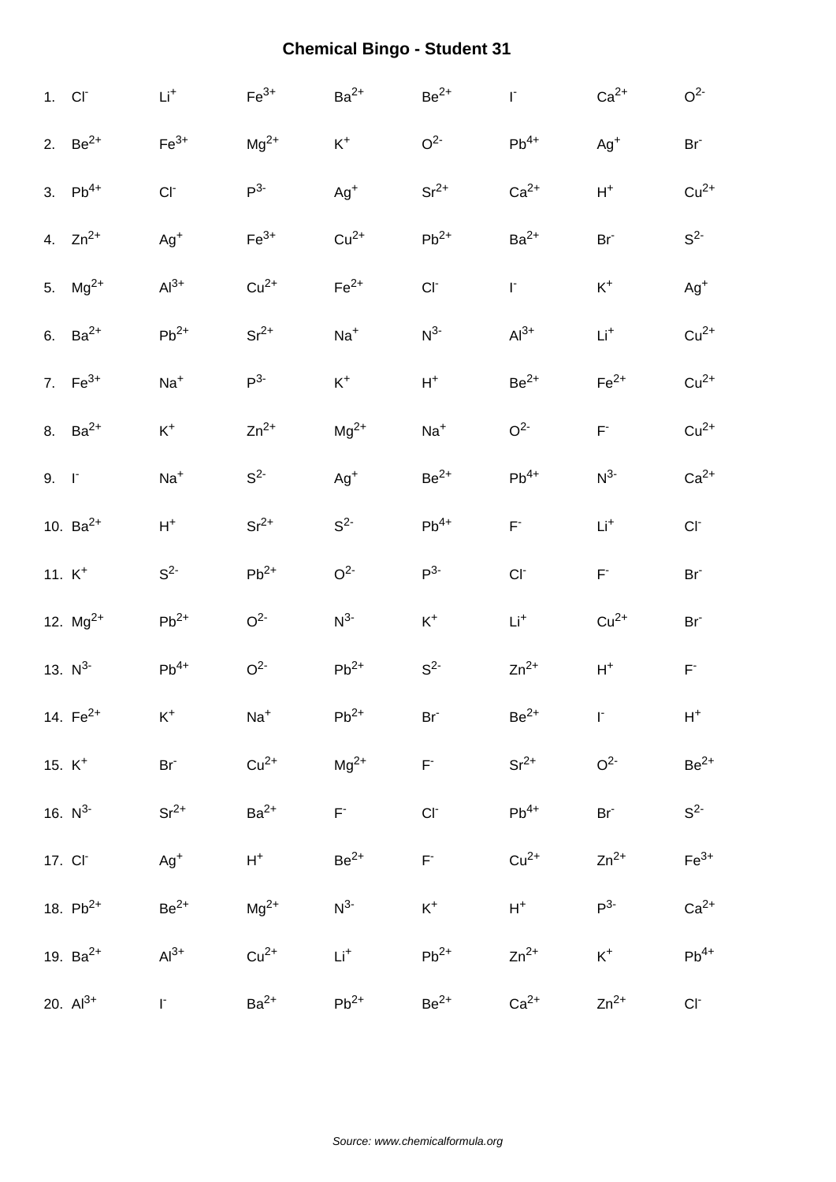# Chemical Bingo - Student 31

| | | | | | | | |
|---|---|---|---|---|---|---|---|
| 1. $Cl^-$ | $Li^+$ | $Fe^{3+}$ | $Ba^{2+}$ | $Be^{2+}$ | $I^-$ | $Ca^{2+}$ | $O^{2-}$ |
| 2. $Be^{2+}$ | $Fe^{3+}$ | $Mg^{2+}$ | $K^+$ | $O^{2-}$ | $Pb^{4+}$ | $Ag^+$ | $Br^-$ |
| 3. $Pb^{4+}$ | $Cl^-$ | $P^{3-}$ | $Ag^+$ | $Sr^{2+}$ | $Ca^{2+}$ | $H^+$ | $Cu^{2+}$ |
| 4. $Zn^{2+}$ | $Ag^+$ | $Fe^{3+}$ | $Cu^{2+}$ | $Pb^{2+}$ | $Ba^{2+}$ | $Br^-$ | $S^{2-}$ |
| 5. $Mg^{2+}$ | $Al^{3+}$ | $Cu^{2+}$ | $Fe^{2+}$ | $Cl^-$ | $I^-$ | $K^+$ | $Ag^+$ |
| 6. $Ba^{2+}$ | $Pb^{2+}$ | $Sr^{2+}$ | $Na^+$ | $N^{3-}$ | $Al^{3+}$ | $Li^+$ | $Cu^{2+}$ |
| 7. $Fe^{3+}$ | $Na^+$ | $P^{3-}$ | $K^+$ | $H^+$ | $Be^{2+}$ | $Fe^{2+}$ | $Cu^{2+}$ |
| 8. $Ba^{2+}$ | $K^+$ | $Zn^{2+}$ | $Mg^{2+}$ | $Na^+$ | $O^{2-}$ | $F^-$ | $Cu^{2+}$ |
| 9. $I^-$ | $Na^+$ | $S^{2-}$ | $Ag^+$ | $Be^{2+}$ | $Pb^{4+}$ | $N^{3-}$ | $Ca^{2+}$ |
| 10. $Ba^{2+}$ | $H^+$ | $Sr^{2+}$ | $S^{2-}$ | $Pb^{4+}$ | $F^-$ | $Li^+$ | $Cl^-$ |
| 11. $K^+$ | $S^{2-}$ | $Pb^{2+}$ | $O^{2-}$ | $P^{3-}$ | $Cl^-$ | $F^-$ | $Br^-$ |
| 12. $Mg^{2+}$ | $Pb^{2+}$ | $O^{2-}$ | $N^{3-}$ | $K^+$ | $Li^+$ | $Cu^{2+}$ | $Br^-$ |
| 13. $N^{3-}$ | $Pb^{4+}$ | $O^{2-}$ | $Pb^{2+}$ | $S^{2-}$ | $Zn^{2+}$ | $H^+$ | $F^-$ |
| 14. $Fe^{2+}$ | $K^+$ | $Na^+$ | $Pb^{2+}$ | $Br^-$ | $Be^{2+}$ | $I^-$ | $H^+$ |
| 15. $K^+$ | $Br^-$ | $Cu^{2+}$ | $Mg^{2+}$ | $F^-$ | $Sr^{2+}$ | $O^{2-}$ | $Be^{2+}$ |
| 16. $N^{3-}$ | $Sr^{2+}$ | $Ba^{2+}$ | $F^-$ | $Cl^-$ | $Pb^{4+}$ | $Br^-$ | $S^{2-}$ |
| 17. $Cl^-$ | $Ag^+$ | $H^+$ | $Be^{2+}$ | $F^-$ | $Cu^{2+}$ | $Zn^{2+}$ | $Fe^{3+}$ |
| 18. $Pb^{2+}$ | $Be^{2+}$ | $Mg^{2+}$ | $N^{3-}$ | $K^+$ | $H^+$ | $P^{3-}$ | $Ca^{2+}$ |
| 19. $Ba^{2+}$ | $Al^{3+}$ | $Cu^{2+}$ | $Li^+$ | $Pb^{2+}$ | $Zn^{2+}$ | $K^+$ | $Pb^{4+}$ |
| 20. $Al^{3+}$ | $I^-$ | $Ba^{2+}$ | $Pb^{2+}$ | $Be^{2+}$ | $Ca^{2+}$ | $Zn^{2+}$ | $Cl^-$ |

*Source: www.chemicalformula.org*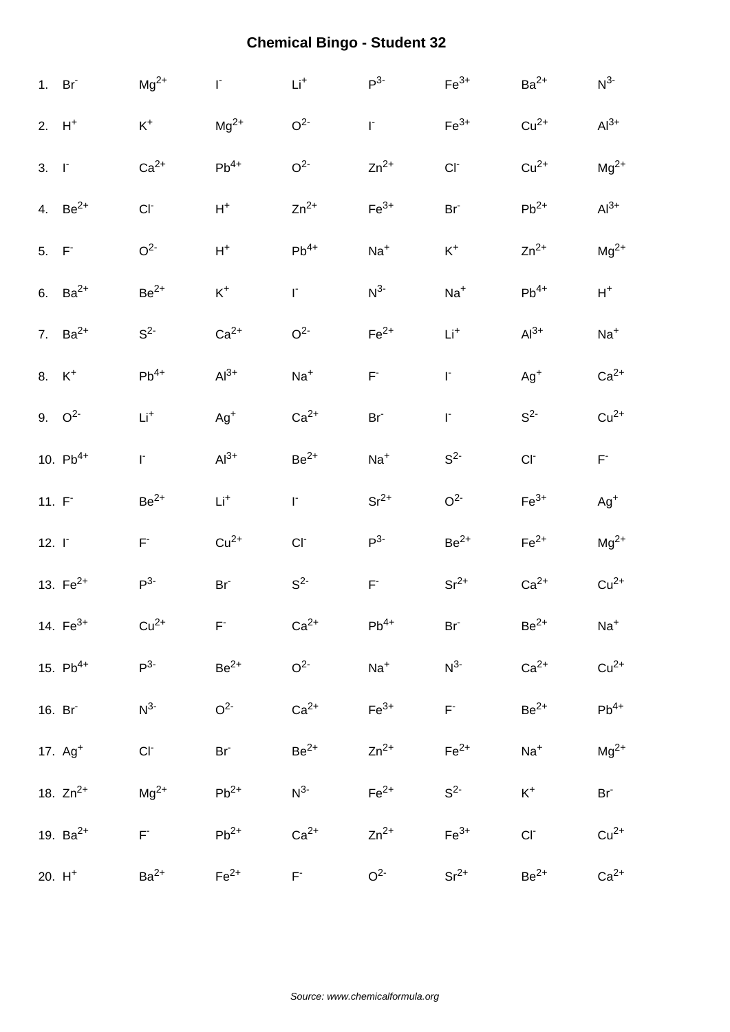# Chemical Bingo - Student 32

| | | | | | | | |
|---|---|---|---|---|---|---|---|
| 1. $Br^-$ | $Mg^{2+}$ | $I^-$ | $Li^+$ | $P^{3-}$ | $Fe^{3+}$ | $Ba^{2+}$ | $N^{3-}$ |
| 2. $H^+$ | $K^+$ | $Mg^{2+}$ | $O^{2-}$ | $I^-$ | $Fe^{3+}$ | $Cu^{2+}$ | $Al^{3+}$ |
| 3. $I^-$ | $Ca^{2+}$ | $Pb^{4+}$ | $O^{2-}$ | $Zn^{2+}$ | $Cl^-$ | $Cu^{2+}$ | $Mg^{2+}$ |
| 4. $Be^{2+}$ | $Cl^-$ | $H^+$ | $Zn^{2+}$ | $Fe^{3+}$ | $Br^-$ | $Pb^{2+}$ | $Al^{3+}$ |
| 5. $F^-$ | $O^{2-}$ | $H^+$ | $Pb^{4+}$ | $Na^+$ | $K^+$ | $Zn^{2+}$ | $Mg^{2+}$ |
| 6. $Ba^{2+}$ | $Be^{2+}$ | $K^+$ | $I^-$ | $N^{3-}$ | $Na^+$ | $Pb^{4+}$ | $H^+$ |
| 7. $Ba^{2+}$ | $S^{2-}$ | $Ca^{2+}$ | $O^{2-}$ | $Fe^{2+}$ | $Li^+$ | $Al^{3+}$ | $Na^+$ |
| 8. $K^+$ | $Pb^{4+}$ | $Al^{3+}$ | $Na^+$ | $F^-$ | $I^-$ | $Ag^+$ | $Ca^{2+}$ |
| 9. $O^{2-}$ | $Li^+$ | $Ag^+$ | $Ca^{2+}$ | $Br^-$ | $I^-$ | $S^{2-}$ | $Cu^{2+}$ |
| 10. $Pb^{4+}$ | $I^-$ | $Al^{3+}$ | $Be^{2+}$ | $Na^+$ | $S^{2-}$ | $Cl^-$ | $F^-$ |
| 11. $F^-$ | $Be^{2+}$ | $Li^+$ | $I^-$ | $Sr^{2+}$ | $O^{2-}$ | $Fe^{3+}$ | $Ag^+$ |
| 12. $I^-$ | $F^-$ | $Cu^{2+}$ | $Cl^-$ | $P^{3-}$ | $Be^{2+}$ | $Fe^{2+}$ | $Mg^{2+}$ |
| 13. $Fe^{2+}$ | $P^{3-}$ | $Br^-$ | $S^{2-}$ | $F^-$ | $Sr^{2+}$ | $Ca^{2+}$ | $Cu^{2+}$ |
| 14. $Fe^{3+}$ | $Cu^{2+}$ | $F^-$ | $Ca^{2+}$ | $Pb^{4+}$ | $Br^-$ | $Be^{2+}$ | $Na^+$ |
| 15. $Pb^{4+}$ | $P^{3-}$ | $Be^{2+}$ | $O^{2-}$ | $Na^+$ | $N^{3-}$ | $Ca^{2+}$ | $Cu^{2+}$ |
| 16. $Br^-$ | $N^{3-}$ | $O^{2-}$ | $Ca^{2+}$ | $Fe^{3+}$ | $F^-$ | $Be^{2+}$ | $Pb^{4+}$ |
| 17. $Ag^+$ | $Cl^-$ | $Br^-$ | $Be^{2+}$ | $Zn^{2+}$ | $Fe^{2+}$ | $Na^+$ | $Mg^{2+}$ |
| 18. $Zn^{2+}$ | $Mg^{2+}$ | $Pb^{2+}$ | $N^{3-}$ | $Fe^{2+}$ | $S^{2-}$ | $K^+$ | $Br^-$ |
| 19. $Ba^{2+}$ | $F^-$ | $Pb^{2+}$ | $Ca^{2+}$ | $Zn^{2+}$ | $Fe^{3+}$ | $Cl^-$ | $Cu^{2+}$ |
| 20. $H^+$ | $Ba^{2+}$ | $Fe^{2+}$ | $F^-$ | $O^{2-}$ | $Sr^{2+}$ | $Be^{2+}$ | $Ca^{2+}$ |

*Source: www.chemicalformula.org*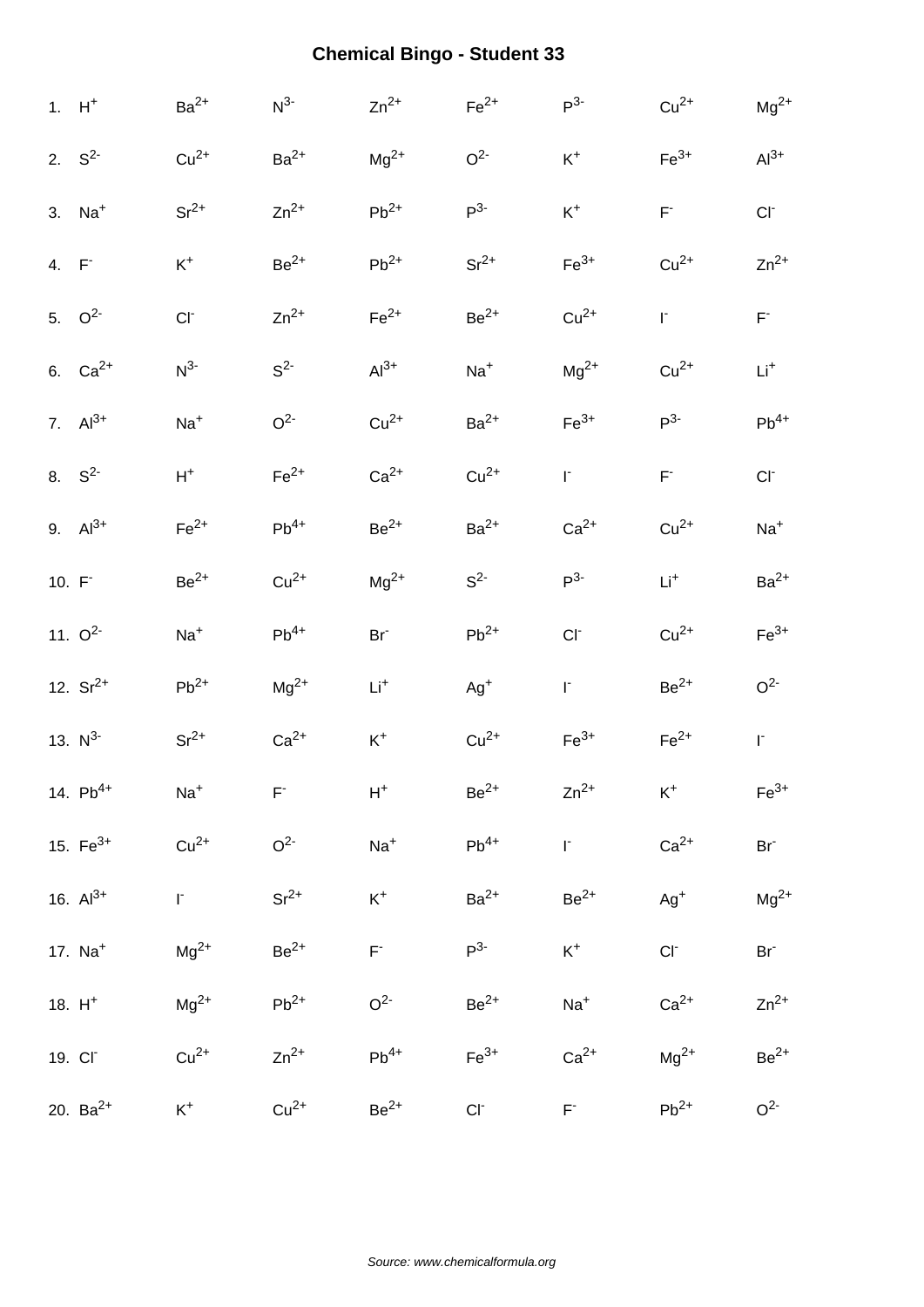# Chemical Bingo - Student 33

| | | | | | | | |
|---|---|---|---|---|---|---|---|
| 1. $H^{+}$ | $Ba^{2+}$ | $N^{3-}$ | $Zn^{2+}$ | $Fe^{2+}$ | $P^{3-}$ | $Cu^{2+}$ | $Mg^{2+}$ |
| 2. $S^{2-}$ | $Cu^{2+}$ | $Ba^{2+}$ | $Mg^{2+}$ | $O^{2-}$ | $K^{+}$ | $Fe^{3+}$ | $Al^{3+}$ |
| 3. $Na^{+}$ | $Sr^{2+}$ | $Zn^{2+}$ | $Pb^{2+}$ | $P^{3-}$ | $K^{+}$ | $F^{-}$ | $Cl^{-}$ |
| 4. $F^{-}$ | $K^{+}$ | $Be^{2+}$ | $Pb^{2+}$ | $Sr^{2+}$ | $Fe^{3+}$ | $Cu^{2+}$ | $Zn^{2+}$ |
| 5. $O^{2-}$ | $Cl^{-}$ | $Zn^{2+}$ | $Fe^{2+}$ | $Be^{2+}$ | $Cu^{2+}$ | $I^{-}$ | $F^{-}$ |
| 6. $Ca^{2+}$ | $N^{3-}$ | $S^{2-}$ | $Al^{3+}$ | $Na^{+}$ | $Mg^{2+}$ | $Cu^{2+}$ | $Li^{+}$ |
| 7. $Al^{3+}$ | $Na^{+}$ | $O^{2-}$ | $Cu^{2+}$ | $Ba^{2+}$ | $Fe^{3+}$ | $P^{3-}$ | $Pb^{4+}$ |
| 8. $S^{2-}$ | $H^{+}$ | $Fe^{2+}$ | $Ca^{2+}$ | $Cu^{2+}$ | $I^{-}$ | $F^{-}$ | $Cl^{-}$ |
| 9. $Al^{3+}$ | $Fe^{2+}$ | $Pb^{4+}$ | $Be^{2+}$ | $Ba^{2+}$ | $Ca^{2+}$ | $Cu^{2+}$ | $Na^{+}$ |
| 10. $F^{-}$ | $Be^{2+}$ | $Cu^{2+}$ | $Mg^{2+}$ | $S^{2-}$ | $P^{3-}$ | $Li^{+}$ | $Ba^{2+}$ |
| 11. $O^{2-}$ | $Na^{+}$ | $Pb^{4+}$ | $Br^{-}$ | $Pb^{2+}$ | $Cl^{-}$ | $Cu^{2+}$ | $Fe^{3+}$ |
| 12. $Sr^{2+}$ | $Pb^{2+}$ | $Mg^{2+}$ | $Li^{+}$ | $Ag^{+}$ | $I^{-}$ | $Be^{2+}$ | $O^{2-}$ |
| 13. $N^{3-}$ | $Sr^{2+}$ | $Ca^{2+}$ | $K^{+}$ | $Cu^{2+}$ | $Fe^{3+}$ | $Fe^{2+}$ | $I^{-}$ |
| 14. $Pb^{4+}$ | $Na^{+}$ | $F^{-}$ | $H^{+}$ | $Be^{2+}$ | $Zn^{2+}$ | $K^{+}$ | $Fe^{3+}$ |
| 15. $Fe^{3+}$ | $Cu^{2+}$ | $O^{2-}$ | $Na^{+}$ | $Pb^{4+}$ | $I^{-}$ | $Ca^{2+}$ | $Br^{-}$ |
| 16. $Al^{3+}$ | $I^{-}$ | $Sr^{2+}$ | $K^{+}$ | $Ba^{2+}$ | $Be^{2+}$ | $Ag^{+}$ | $Mg^{2+}$ |
| 17. $Na^{+}$ | $Mg^{2+}$ | $Be^{2+}$ | $F^{-}$ | $P^{3-}$ | $K^{+}$ | $Cl^{-}$ | $Br^{-}$ |
| 18. $H^{+}$ | $Mg^{2+}$ | $Pb^{2+}$ | $O^{2-}$ | $Be^{2+}$ | $Na^{+}$ | $Ca^{2+}$ | $Zn^{2+}$ |
| 19. $Cl^{-}$ | $Cu^{2+}$ | $Zn^{2+}$ | $Pb^{4+}$ | $Fe^{3+}$ | $Ca^{2+}$ | $Mg^{2+}$ | $Be^{2+}$ |
| 20. $Ba^{2+}$ | $K^{+}$ | $Cu^{2+}$ | $Be^{2+}$ | $Cl^{-}$ | $F^{-}$ | $Pb^{2+}$ | $O^{2-}$ |

*Source: www.chemicalformula.org*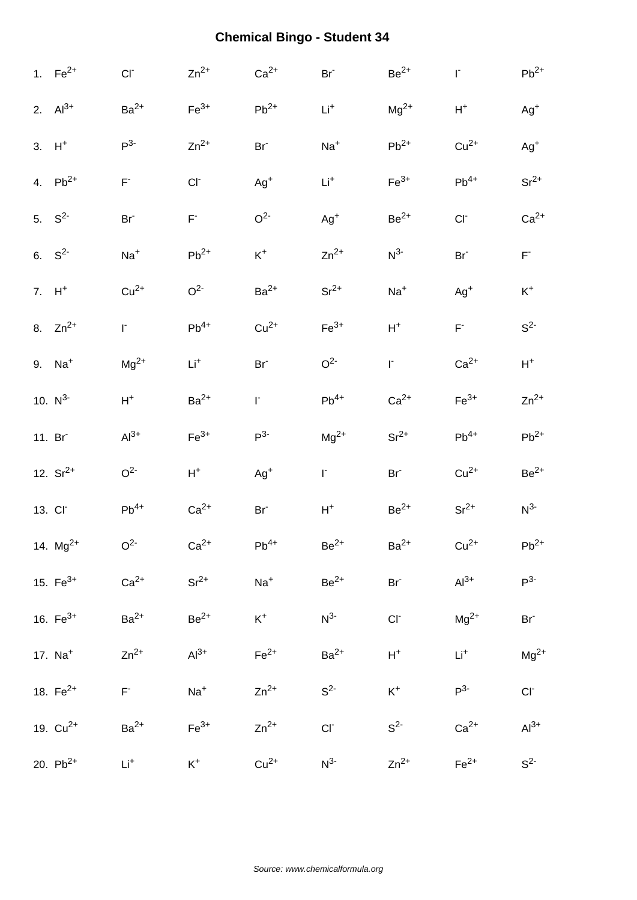# Chemical Bingo - Student 34

1. $Fe^{2+}$ $Cl^{-}$ $Zn^{2+}$ $Ca^{2+}$ $Br^{-}$ $Be^{2+}$ $I^{-}$ $Pb^{2+}$
2. $Al^{3+}$ $Ba^{2+}$ $Fe^{3+}$ $Pb^{2+}$ $Li^{+}$ $Mg^{2+}$ $H^{+}$ $Ag^{+}$
3. $H^{+}$ $P^{3-}$ $Zn^{2+}$ $Br^{-}$ $Na^{+}$ $Pb^{2+}$ $Cu^{2+}$ $Ag^{+}$
4. $Pb^{2+}$ $F^{-}$ $Cl^{-}$ $Ag^{+}$ $Li^{+}$ $Fe^{3+}$ $Pb^{4+}$ $Sr^{2+}$
5. $S^{2-}$ $Br^{-}$ $F^{-}$ $O^{2-}$ $Ag^{+}$ $Be^{2+}$ $Cl^{-}$ $Ca^{2+}$
6. $S^{2-}$ $Na^{+}$ $Pb^{2+}$ $K^{+}$ $Zn^{2+}$ $N^{3-}$ $Br^{-}$ $F^{-}$
7. $H^{+}$ $Cu^{2+}$ $O^{2-}$ $Ba^{2+}$ $Sr^{2+}$ $Na^{+}$ $Ag^{+}$ $K^{+}$
8. $Zn^{2+}$ $I^{-}$ $Pb^{4+}$ $Cu^{2+}$ $Fe^{3+}$ $H^{+}$ $F^{-}$ $S^{2-}$
9. $Na^{+}$ $Mg^{2+}$ $Li^{+}$ $Br^{-}$ $O^{2-}$ $I^{-}$ $Ca^{2+}$ $H^{+}$
10. $N^{3-}$ $H^{+}$ $Ba^{2+}$ $I^{-}$ $Pb^{4+}$ $Ca^{2+}$ $Fe^{3+}$ $Zn^{2+}$
11. $Br^{-}$ $Al^{3+}$ $Fe^{3+}$ $P^{3-}$ $Mg^{2+}$ $Sr^{2+}$ $Pb^{4+}$ $Pb^{2+}$
12. $Sr^{2+}$ $O^{2-}$ $H^{+}$ $Ag^{+}$ $I^{-}$ $Br^{-}$ $Cu^{2+}$ $Be^{2+}$
13. $Cl^{-}$ $Pb^{4+}$ $Ca^{2+}$ $Br^{-}$ $H^{+}$ $Be^{2+}$ $Sr^{2+}$ $N^{3-}$
14. $Mg^{2+}$ $O^{2-}$ $Ca^{2+}$ $Pb^{4+}$ $Be^{2+}$ $Ba^{2+}$ $Cu^{2+}$ $Pb^{2+}$
15. $Fe^{3+}$ $Ca^{2+}$ $Sr^{2+}$ $Na^{+}$ $Be^{2+}$ $Br^{-}$ $Al^{3+}$ $P^{3-}$
16. $Fe^{3+}$ $Ba^{2+}$ $Be^{2+}$ $K^{+}$ $N^{3-}$ $Cl^{-}$ $Mg^{2+}$ $Br^{-}$
17. $Na^{+}$ $Zn^{2+}$ $Al^{3+}$ $Fe^{2+}$ $Ba^{2+}$ $H^{+}$ $Li^{+}$ $Mg^{2+}$
18. $Fe^{2+}$ $F^{-}$ $Na^{+}$ $Zn^{2+}$ $S^{2-}$ $K^{+}$ $P^{3-}$ $Cl^{-}$
19. $Cu^{2+}$ $Ba^{2+}$ $Fe^{3+}$ $Zn^{2+}$ $Cl^{-}$ $S^{2-}$ $Ca^{2+}$ $Al^{3+}$
20. $Pb^{2+}$ $Li^{+}$ $K^{+}$ $Cu^{2+}$ $N^{3-}$ $Zn^{2+}$ $Fe^{2+}$ $S^{2-}$

*Source: www.chemicalformula.org*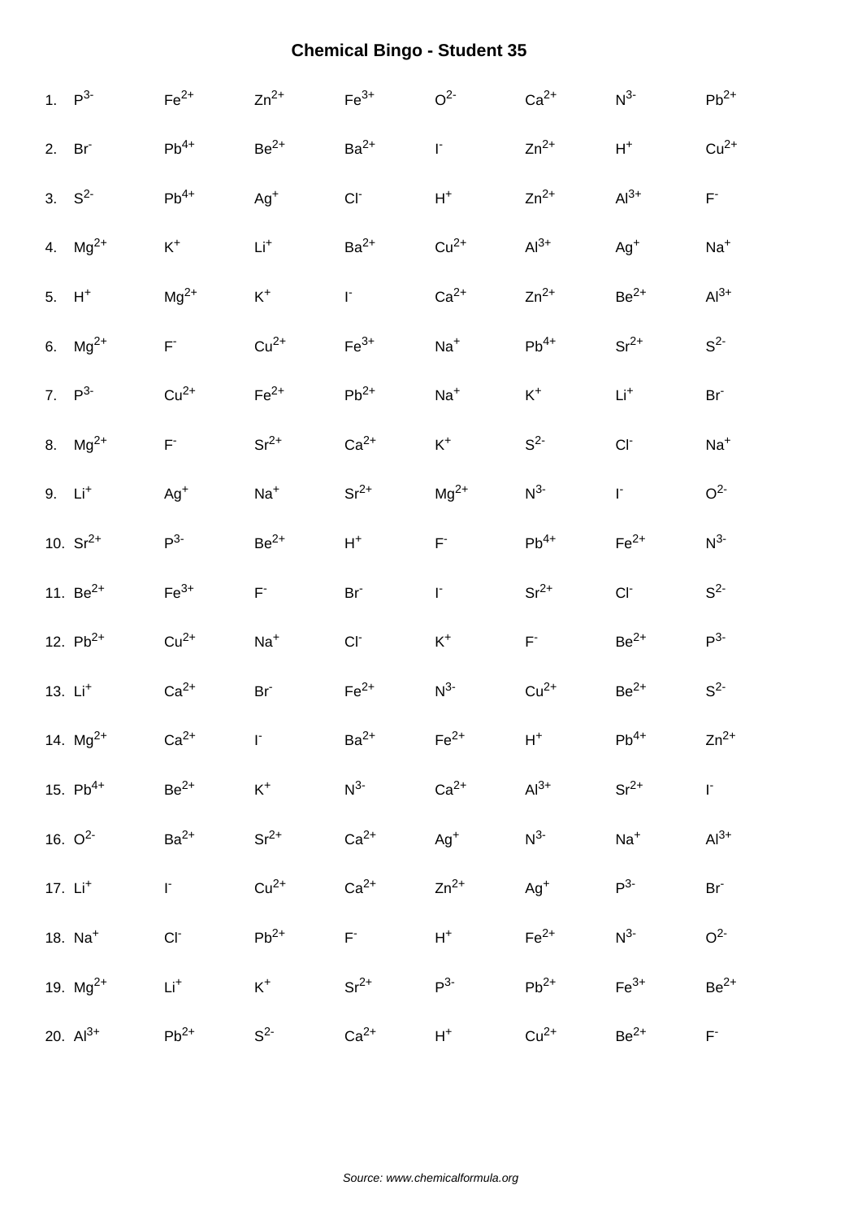# Chemical Bingo - Student 35

1. $P^{3-}$ $Fe^{2+}$ $Zn^{2+}$ $Fe^{3+}$ $O^{2-}$ $Ca^{2+}$ $N^{3-}$ $Pb^{2+}$
2. $Br^{-}$ $Pb^{4+}$ $Be^{2+}$ $Ba^{2+}$ $I^{-}$ $Zn^{2+}$ $H^{+}$ $Cu^{2+}$
3. $S^{2-}$ $Pb^{4+}$ $Ag^{+}$ $Cl^{-}$ $H^{+}$ $Zn^{2+}$ $Al^{3+}$ $F^{-}$
4. $Mg^{2+}$ $K^{+}$ $Li^{+}$ $Ba^{2+}$ $Cu^{2+}$ $Al^{3+}$ $Ag^{+}$ $Na^{+}$
5. $H^{+}$ $Mg^{2+}$ $K^{+}$ $I^{-}$ $Ca^{2+}$ $Zn^{2+}$ $Be^{2+}$ $Al^{3+}$
6. $Mg^{2+}$ $F^{-}$ $Cu^{2+}$ $Fe^{3+}$ $Na^{+}$ $Pb^{4+}$ $Sr^{2+}$ $S^{2-}$
7. $P^{3-}$ $Cu^{2+}$ $Fe^{2+}$ $Pb^{2+}$ $Na^{+}$ $K^{+}$ $Li^{+}$ $Br^{-}$
8. $Mg^{2+}$ $F^{-}$ $Sr^{2+}$ $Ca^{2+}$ $K^{+}$ $S^{2-}$ $Cl^{-}$ $Na^{+}$
9. $Li^{+}$ $Ag^{+}$ $Na^{+}$ $Sr^{2+}$ $Mg^{2+}$ $N^{3-}$ $I^{-}$ $O^{2-}$
10. $Sr^{2+}$ $P^{3-}$ $Be^{2+}$ $H^{+}$ $F^{-}$ $Pb^{4+}$ $Fe^{2+}$ $N^{3-}$
11. $Be^{2+}$ $Fe^{3+}$ $F^{-}$ $Br^{-}$ $I^{-}$ $Sr^{2+}$ $Cl^{-}$ $S^{2-}$
12. $Pb^{2+}$ $Cu^{2+}$ $Na^{+}$ $Cl^{-}$ $K^{+}$ $F^{-}$ $Be^{2+}$ $P^{3-}$
13. $Li^{+}$ $Ca^{2+}$ $Br^{-}$ $Fe^{2+}$ $N^{3-}$ $Cu^{2+}$ $Be^{2+}$ $S^{2-}$
14. $Mg^{2+}$ $Ca^{2+}$ $I^{-}$ $Ba^{2+}$ $Fe^{2+}$ $H^{+}$ $Pb^{4+}$ $Zn^{2+}$
15. $Pb^{4+}$ $Be^{2+}$ $K^{+}$ $N^{3-}$ $Ca^{2+}$ $Al^{3+}$ $Sr^{2+}$ $I^{-}$
16. $O^{2-}$ $Ba^{2+}$ $Sr^{2+}$ $Ca^{2+}$ $Ag^{+}$ $N^{3-}$ $Na^{+}$ $Al^{3+}$
17. $Li^{+}$ $I^{-}$ $Cu^{2+}$ $Ca^{2+}$ $Zn^{2+}$ $Ag^{+}$ $P^{3-}$ $Br^{-}$
18. $Na^{+}$ $Cl^{-}$ $Pb^{2+}$ $F^{-}$ $H^{+}$ $Fe^{2+}$ $N^{3-}$ $O^{2-}$
19. $Mg^{2+}$ $Li^{+}$ $K^{+}$ $Sr^{2+}$ $P^{3-}$ $Pb^{2+}$ $Fe^{3+}$ $Be^{2+}$
20. $Al^{3+}$ $Pb^{2+}$ $S^{2-}$ $Ca^{2+}$ $H^{+}$ $Cu^{2+}$ $Be^{2+}$ $F^{-}$

*Source: www.chemicalformula.org*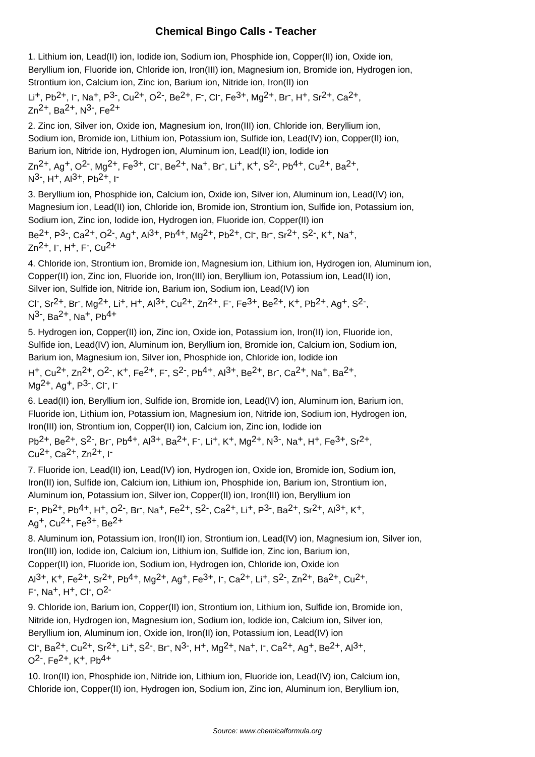# Chemical Bingo Calls - Teacher

1. Lithium ion, Lead(II) ion, Iodide ion, Sodium ion, Phosphide ion, Copper(II) ion, Oxide ion, Beryllium ion, Fluoride ion, Chloride ion, Iron(III) ion, Magnesium ion, Bromide ion, Hydrogen ion, Strontium ion, Calcium ion, Zinc ion, Barium ion, Nitride ion, Iron(II) ion

$Li^{+}$, $Pb^{2+}$, $I^{-}$, $Na^{+}$, $P^{3-}$, $Cu^{2+}$, $O^{2-}$, $Be^{2+}$, $F^{-}$, $Cl^{-}$, $Fe^{3+}$, $Mg^{2+}$, $Br^{-}$, $H^{+}$, $Sr^{2+}$, $Ca^{2+}$, $Zn^{2+}$, $Ba^{2+}$, $N^{3-}$, $Fe^{2+}$

2. Zinc ion, Silver ion, Oxide ion, Magnesium ion, Iron(III) ion, Chloride ion, Beryllium ion, Sodium ion, Bromide ion, Lithium ion, Potassium ion, Sulfide ion, Lead(IV) ion, Copper(II) ion, Barium ion, Nitride ion, Hydrogen ion, Aluminum ion, Lead(II) ion, Iodide ion

$Zn^{2+}$, $Ag^{+}$, $O^{2-}$, $Mg^{2+}$, $Fe^{3+}$, $Cl^{-}$, $Be^{2+}$, $Na^{+}$, $Br^{-}$, $Li^{+}$, $K^{+}$, $S^{2-}$, $Pb^{4+}$, $Cu^{2+}$, $Ba^{2+}$, $N^{3-}$, $H^{+}$, $Al^{3+}$, $Pb^{2+}$, $I^{-}$

3. Beryllium ion, Phosphide ion, Calcium ion, Oxide ion, Silver ion, Aluminum ion, Lead(IV) ion, Magnesium ion, Lead(II) ion, Chloride ion, Bromide ion, Strontium ion, Sulfide ion, Potassium ion, Sodium ion, Zinc ion, Iodide ion, Hydrogen ion, Fluoride ion, Copper(II) ion

$Be^{2+}$, $P^{3-}$, $Ca^{2+}$, $O^{2-}$, $Ag^{+}$, $Al^{3+}$, $Pb^{4+}$, $Mg^{2+}$, $Pb^{2+}$, $Cl^{-}$, $Br^{-}$, $Sr^{2+}$, $S^{2-}$, $K^{+}$, $Na^{+}$, $Zn^{2+}$, $I^{-}$, $H^{+}$, $F^{-}$, $Cu^{2+}$

4. Chloride ion, Strontium ion, Bromide ion, Magnesium ion, Lithium ion, Hydrogen ion, Aluminum ion, Copper(II) ion, Zinc ion, Fluoride ion, Iron(III) ion, Beryllium ion, Potassium ion, Lead(II) ion, Silver ion, Sulfide ion, Nitride ion, Barium ion, Sodium ion, Lead(IV) ion

$Cl^{-}$, $Sr^{2+}$, $Br^{-}$, $Mg^{2+}$, $Li^{+}$, $H^{+}$, $Al^{3+}$, $Cu^{2+}$, $Zn^{2+}$, $F^{-}$, $Fe^{3+}$, $Be^{2+}$, $K^{+}$, $Pb^{2+}$, $Ag^{+}$, $S^{2-}$, $N^{3-}$, $Ba^{2+}$, $Na^{+}$, $Pb^{4+}$

5. Hydrogen ion, Copper(II) ion, Zinc ion, Oxide ion, Potassium ion, Iron(II) ion, Fluoride ion, Sulfide ion, Lead(IV) ion, Aluminum ion, Beryllium ion, Bromide ion, Calcium ion, Sodium ion, Barium ion, Magnesium ion, Silver ion, Phosphide ion, Chloride ion, Iodide ion

$H^{+}$, $Cu^{2+}$, $Zn^{2+}$, $O^{2-}$, $K^{+}$, $Fe^{2+}$, $F^{-}$, $S^{2-}$, $Pb^{4+}$, $Al^{3+}$, $Be^{2+}$, $Br^{-}$, $Ca^{2+}$, $Na^{+}$, $Ba^{2+}$, $Mg^{2+}$, $Ag^{+}$, $P^{3-}$, $Cl^{-}$, $I^{-}$

6. Lead(II) ion, Beryllium ion, Sulfide ion, Bromide ion, Lead(IV) ion, Aluminum ion, Barium ion, Fluoride ion, Lithium ion, Potassium ion, Magnesium ion, Nitride ion, Sodium ion, Hydrogen ion, Iron(III) ion, Strontium ion, Copper(II) ion, Calcium ion, Zinc ion, Iodide ion

$Pb^{2+}$, $Be^{2+}$, $S^{2-}$, $Br^{-}$, $Pb^{4+}$, $Al^{3+}$, $Ba^{2+}$, $F^{-}$, $Li^{+}$, $K^{+}$, $Mg^{2+}$, $N^{3-}$, $Na^{+}$, $H^{+}$, $Fe^{3+}$, $Sr^{2+}$, $Cu^{2+}$, $Ca^{2+}$, $Zn^{2+}$, $I^{-}$

7. Fluoride ion, Lead(II) ion, Lead(IV) ion, Hydrogen ion, Oxide ion, Bromide ion, Sodium ion, Iron(II) ion, Sulfide ion, Calcium ion, Lithium ion, Phosphide ion, Barium ion, Strontium ion, Aluminum ion, Potassium ion, Silver ion, Copper(II) ion, Iron(III) ion, Beryllium ion

$F^{-}$, $Pb^{2+}$, $Pb^{4+}$, $H^{+}$, $O^{2-}$, $Br^{-}$, $Na^{+}$, $Fe^{2+}$, $S^{2-}$, $Ca^{2+}$, $Li^{+}$, $P^{3-}$, $Ba^{2+}$, $Sr^{2+}$, $Al^{3+}$, $K^{+}$, $Ag^{+}$, $Cu^{2+}$, $Fe^{3+}$, $Be^{2+}$

8. Aluminum ion, Potassium ion, Iron(II) ion, Strontium ion, Lead(IV) ion, Magnesium ion, Silver ion, Iron(III) ion, Iodide ion, Calcium ion, Lithium ion, Sulfide ion, Zinc ion, Barium ion, Copper(II) ion, Fluoride ion, Sodium ion, Hydrogen ion, Chloride ion, Oxide ion

$Al^{3+}$, $K^{+}$, $Fe^{2+}$, $Sr^{2+}$, $Pb^{4+}$, $Mg^{2+}$, $Ag^{+}$, $Fe^{3+}$, $I^{-}$, $Ca^{2+}$, $Li^{+}$, $S^{2-}$, $Zn^{2+}$, $Ba^{2+}$, $Cu^{2+}$, $F^{-}$, $Na^{+}$, $H^{+}$, $Cl^{-}$, $O^{2-}$

9. Chloride ion, Barium ion, Copper(II) ion, Strontium ion, Lithium ion, Sulfide ion, Bromide ion, Nitride ion, Hydrogen ion, Magnesium ion, Sodium ion, Iodide ion, Calcium ion, Silver ion, Beryllium ion, Aluminum ion, Oxide ion, Iron(II) ion, Potassium ion, Lead(IV) ion

$Cl^{-}$, $Ba^{2+}$, $Cu^{2+}$, $Sr^{2+}$, $Li^{+}$, $S^{2-}$, $Br^{-}$, $N^{3-}$, $H^{+}$, $Mg^{2+}$, $Na^{+}$, $I^{-}$, $Ca^{2+}$, $Ag^{+}$, $Be^{2+}$, $Al^{3+}$, $O^{2-}$, $Fe^{2+}$, $K^{+}$, $Pb^{4+}$

10. Iron(II) ion, Phosphide ion, Nitride ion, Lithium ion, Fluoride ion, Lead(IV) ion, Calcium ion, Chloride ion, Copper(II) ion, Hydrogen ion, Sodium ion, Zinc ion, Aluminum ion, Beryllium ion,

Source: www.chemicalformula.org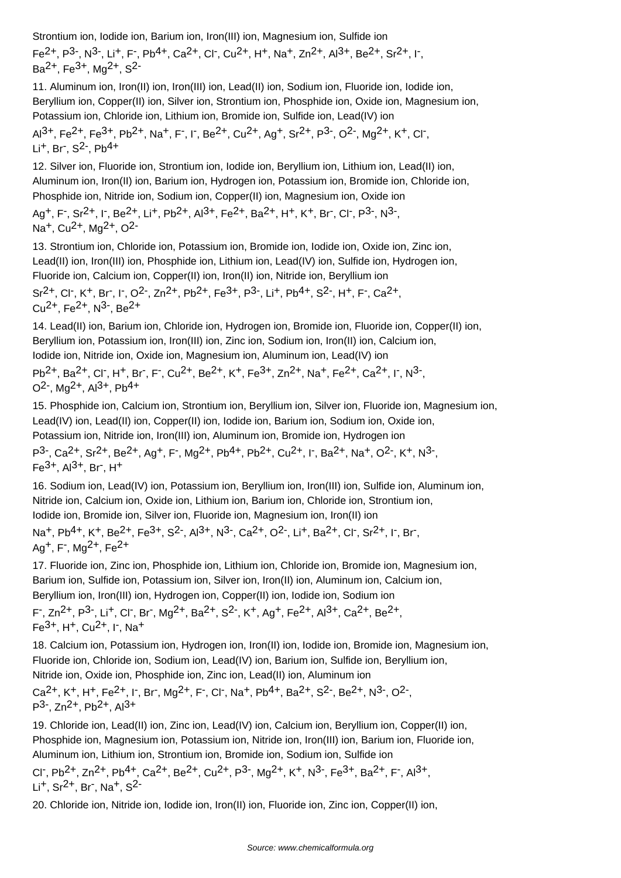Strontium ion, Iodide ion, Barium ion, Iron(III) ion, Magnesium ion, Sulfide ion

$Fe^{2+}$, $P^{3-}$, $N^{3-}$, $Li^{+}$, $F^{-}$, $Pb^{4+}$, $Ca^{2+}$, $Cl^{-}$, $Cu^{2+}$, $H^{+}$, $Na^{+}$, $Zn^{2+}$, $Al^{3+}$, $Be^{2+}$, $Sr^{2+}$, $I^{-}$, $Ba^{2+}$, $Fe^{3+}$, $Mg^{2+}$, $S^{2-}$

11. Aluminum ion, Iron(II) ion, Iron(III) ion, Lead(II) ion, Sodium ion, Fluoride ion, Iodide ion, Beryllium ion, Copper(II) ion, Silver ion, Strontium ion, Phosphide ion, Oxide ion, Magnesium ion, Potassium ion, Chloride ion, Lithium ion, Bromide ion, Sulfide ion, Lead(IV) ion

$Al^{3+}$, $Fe^{2+}$, $Fe^{3+}$, $Pb^{2+}$, $Na^{+}$, $F^{-}$, $I^{-}$, $Be^{2+}$, $Cu^{2+}$, $Ag^{+}$, $Sr^{2+}$, $P^{3-}$, $O^{2-}$, $Mg^{2+}$, $K^{+}$, $Cl^{-}$, $Li^{+}$, $Br^{-}$, $S^{2-}$, $Pb^{4+}$

12. Silver ion, Fluoride ion, Strontium ion, Iodide ion, Beryllium ion, Lithium ion, Lead(II) ion, Aluminum ion, Iron(II) ion, Barium ion, Hydrogen ion, Potassium ion, Bromide ion, Chloride ion, Phosphide ion, Nitride ion, Sodium ion, Copper(II) ion, Magnesium ion, Oxide ion

$Ag^{+}$, $F^{-}$, $Sr^{2+}$, $I^{-}$, $Be^{2+}$, $Li^{+}$, $Pb^{2+}$, $Al^{3+}$, $Fe^{2+}$, $Ba^{2+}$, $H^{+}$, $K^{+}$, $Br^{-}$, $Cl^{-}$, $P^{3-}$, $N^{3-}$, $Na^{+}$, $Cu^{2+}$, $Mg^{2+}$, $O^{2-}$

13. Strontium ion, Chloride ion, Potassium ion, Bromide ion, Iodide ion, Oxide ion, Zinc ion, Lead(II) ion, Iron(III) ion, Phosphide ion, Lithium ion, Lead(IV) ion, Sulfide ion, Hydrogen ion, Fluoride ion, Calcium ion, Copper(II) ion, Iron(II) ion, Nitride ion, Beryllium ion

$Sr^{2+}$, $Cl^{-}$, $K^{+}$, $Br^{-}$, $I^{-}$, $O^{2-}$, $Zn^{2+}$, $Pb^{2+}$, $Fe^{3+}$, $P^{3-}$, $Li^{+}$, $Pb^{4+}$, $S^{2-}$, $H^{+}$, $F^{-}$, $Ca^{2+}$, $Cu^{2+}$, $Fe^{2+}$, $N^{3-}$, $Be^{2+}$

14. Lead(II) ion, Barium ion, Chloride ion, Hydrogen ion, Bromide ion, Fluoride ion, Copper(II) ion, Beryllium ion, Potassium ion, Iron(III) ion, Zinc ion, Sodium ion, Iron(II) ion, Calcium ion, Iodide ion, Nitride ion, Oxide ion, Magnesium ion, Aluminum ion, Lead(IV) ion

$Pb^{2+}$, $Ba^{2+}$, $Cl^{-}$, $H^{+}$, $Br^{-}$, $F^{-}$, $Cu^{2+}$, $Be^{2+}$, $K^{+}$, $Fe^{3+}$, $Zn^{2+}$, $Na^{+}$, $Fe^{2+}$, $Ca^{2+}$, $I^{-}$, $N^{3-}$, $O^{2-}$, $Mg^{2+}$, $Al^{3+}$, $Pb^{4+}$

15. Phosphide ion, Calcium ion, Strontium ion, Beryllium ion, Silver ion, Fluoride ion, Magnesium ion, Lead(IV) ion, Lead(II) ion, Copper(II) ion, Iodide ion, Barium ion, Sodium ion, Oxide ion, Potassium ion, Nitride ion, Iron(III) ion, Aluminum ion, Bromide ion, Hydrogen ion

$P^{3-}$, $Ca^{2+}$, $Sr^{2+}$, $Be^{2+}$, $Ag^{+}$, $F^{-}$, $Mg^{2+}$, $Pb^{4+}$, $Pb^{2+}$, $Cu^{2+}$, $I^{-}$, $Ba^{2+}$, $Na^{+}$, $O^{2-}$, $K^{+}$, $N^{3-}$, $Fe^{3+}$, $Al^{3+}$, $Br^{-}$, $H^{+}$

16. Sodium ion, Lead(IV) ion, Potassium ion, Beryllium ion, Iron(III) ion, Sulfide ion, Aluminum ion, Nitride ion, Calcium ion, Oxide ion, Lithium ion, Barium ion, Chloride ion, Strontium ion, Iodide ion, Bromide ion, Silver ion, Fluoride ion, Magnesium ion, Iron(II) ion

$Na^{+}$, $Pb^{4+}$, $K^{+}$, $Be^{2+}$, $Fe^{3+}$, $S^{2-}$, $Al^{3+}$, $N^{3-}$, $Ca^{2+}$, $O^{2-}$, $Li^{+}$, $Ba^{2+}$, $Cl^{-}$, $Sr^{2+}$, $I^{-}$, $Br^{-}$, $Ag^{+}$, $F^{-}$, $Mg^{2+}$, $Fe^{2+}$

17. Fluoride ion, Zinc ion, Phosphide ion, Lithium ion, Chloride ion, Bromide ion, Magnesium ion, Barium ion, Sulfide ion, Potassium ion, Silver ion, Iron(II) ion, Aluminum ion, Calcium ion, Beryllium ion, Iron(III) ion, Hydrogen ion, Copper(II) ion, Iodide ion, Sodium ion

$F^{-}$, $Zn^{2+}$, $P^{3-}$, $Li^{+}$, $Cl^{-}$, $Br^{-}$, $Mg^{2+}$, $Ba^{2+}$, $S^{2-}$, $K^{+}$, $Ag^{+}$, $Fe^{2+}$, $Al^{3+}$, $Ca^{2+}$, $Be^{2+}$, $Fe^{3+}$, $H^{+}$, $Cu^{2+}$, $I^{-}$, $Na^{+}$

18. Calcium ion, Potassium ion, Hydrogen ion, Iron(II) ion, Iodide ion, Bromide ion, Magnesium ion, Fluoride ion, Chloride ion, Sodium ion, Lead(IV) ion, Barium ion, Sulfide ion, Beryllium ion, Nitride ion, Oxide ion, Phosphide ion, Zinc ion, Lead(II) ion, Aluminum ion

$Ca^{2+}$, $K^{+}$, $H^{+}$, $Fe^{2+}$, $I^{-}$, $Br^{-}$, $Mg^{2+}$, $F^{-}$, $Cl^{-}$, $Na^{+}$, $Pb^{4+}$, $Ba^{2+}$, $S^{2-}$, $Be^{2+}$, $N^{3-}$, $O^{2-}$, $P^{3-}$, $Zn^{2+}$, $Pb^{2+}$, $Al^{3+}$

19. Chloride ion, Lead(II) ion, Zinc ion, Lead(IV) ion, Calcium ion, Beryllium ion, Copper(II) ion, Phosphide ion, Magnesium ion, Potassium ion, Nitride ion, Iron(III) ion, Barium ion, Fluoride ion, Aluminum ion, Lithium ion, Strontium ion, Bromide ion, Sodium ion, Sulfide ion

$Cl^{-}$, $Pb^{2+}$, $Zn^{2+}$, $Pb^{4+}$, $Ca^{2+}$, $Be^{2+}$, $Cu^{2+}$, $P^{3-}$, $Mg^{2+}$, $K^{+}$, $N^{3-}$, $Fe^{3+}$, $Ba^{2+}$, $F^{-}$, $Al^{3+}$, $Li^{+}$, $Sr^{2+}$, $Br^{-}$, $Na^{+}$, $S^{2-}$

20. Chloride ion, Nitride ion, Iodide ion, Iron(II) ion, Fluoride ion, Zinc ion, Copper(II) ion,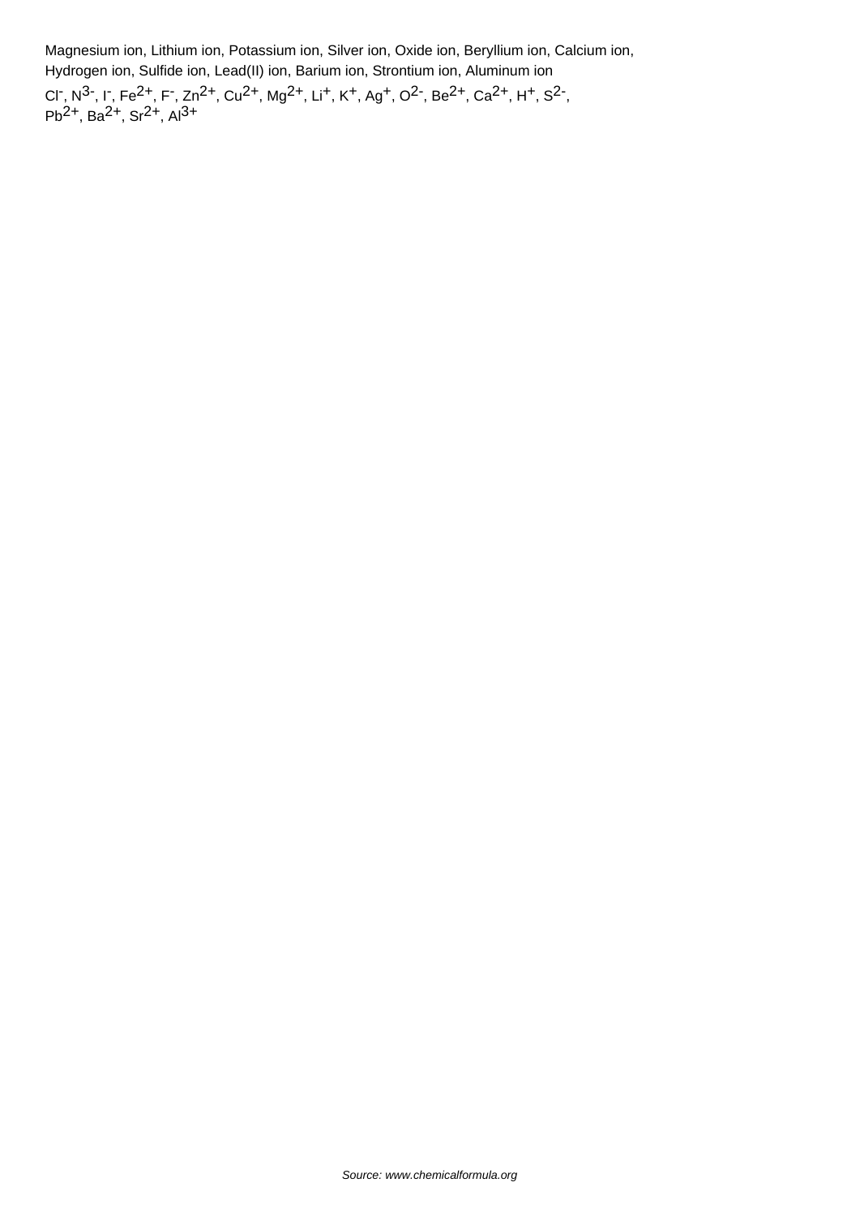Magnesium ion, Lithium ion, Potassium ion, Silver ion, Oxide ion, Beryllium ion, Calcium ion, Hydrogen ion, Sulfide ion, Lead(II) ion, Barium ion, Strontium ion, Aluminum ion

$Cl^-$, $N^{3-}$, $I^-$, $Fe^{2+}$, $F^-$, $Zn^{2+}$, $Cu^{2+}$, $Mg^{2+}$, $Li^+$, $K^+$, $Ag^+$, $O^{2-}$, $Be^{2+}$, $Ca^{2+}$, $H^+$, $S^{2-}$, $Pb^{2+}$, $Ba^{2+}$, $Sr^{2+}$, $Al^{3+}$

*Source: www.chemicalformula.org*